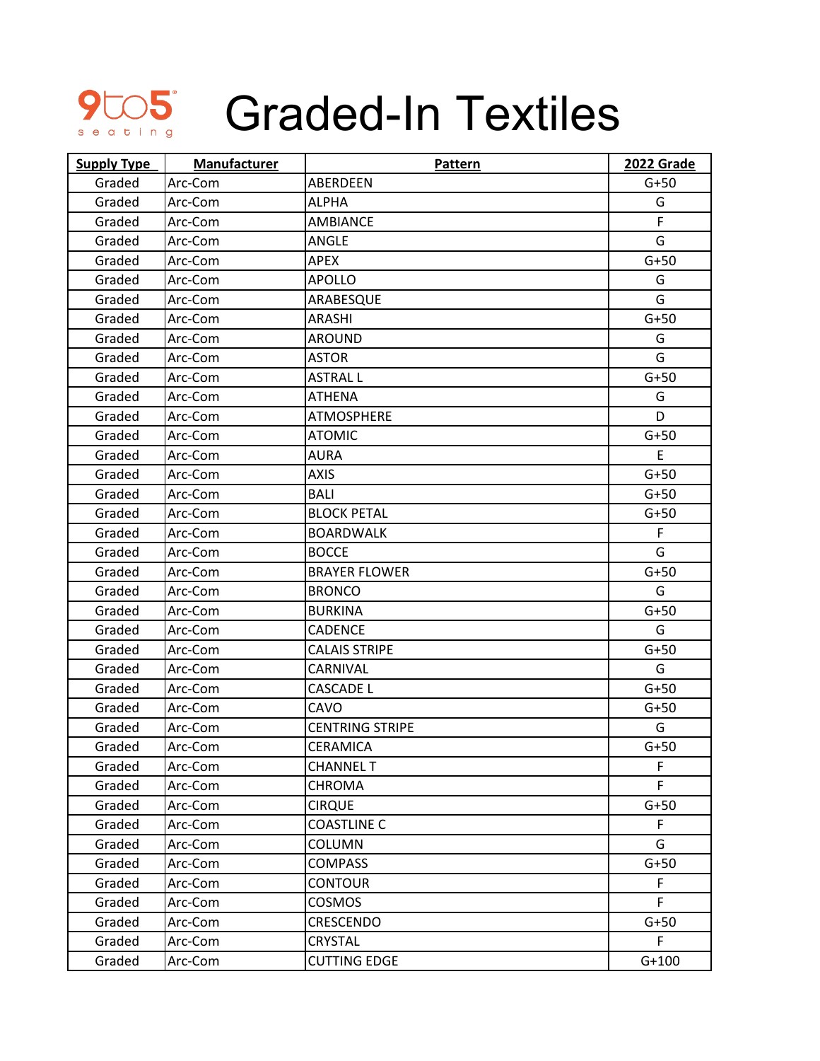# Graded-In Textiles

| Supply Type | Manufacturer | Pattern | 2022 Grade |
|---|---|---|---|
| Graded | Arc-Com | ABERDEEN | G+50 |
| Graded | Arc-Com | ALPHA | G |
| Graded | Arc-Com | AMBIANCE | F |
| Graded | Arc-Com | ANGLE | G |
| Graded | Arc-Com | APEX | G+50 |
| Graded | Arc-Com | APOLLO | G |
| Graded | Arc-Com | ARABESQUE | G |
| Graded | Arc-Com | ARASHI | G+50 |
| Graded | Arc-Com | AROUND | G |
| Graded | Arc-Com | ASTOR | G |
| Graded | Arc-Com | ASTRAL L | G+50 |
| Graded | Arc-Com | ATHENA | G |
| Graded | Arc-Com | ATMOSPHERE | D |
| Graded | Arc-Com | ATOMIC | G+50 |
| Graded | Arc-Com | AURA | E |
| Graded | Arc-Com | AXIS | G+50 |
| Graded | Arc-Com | BALI | G+50 |
| Graded | Arc-Com | BLOCK PETAL | G+50 |
| Graded | Arc-Com | BOARDWALK | F |
| Graded | Arc-Com | BOCCE | G |
| Graded | Arc-Com | BRAYER FLOWER | G+50 |
| Graded | Arc-Com | BRONCO | G |
| Graded | Arc-Com | BURKINA | G+50 |
| Graded | Arc-Com | CADENCE | G |
| Graded | Arc-Com | CALAIS STRIPE | G+50 |
| Graded | Arc-Com | CARNIVAL | G |
| Graded | Arc-Com | CASCADE L | G+50 |
| Graded | Arc-Com | CAVO | G+50 |
| Graded | Arc-Com | CENTRING STRIPE | G |
| Graded | Arc-Com | CERAMICA | G+50 |
| Graded | Arc-Com | CHANNEL T | F |
| Graded | Arc-Com | CHROMA | F |
| Graded | Arc-Com | CIRQUE | G+50 |
| Graded | Arc-Com | COASTLINE C | F |
| Graded | Arc-Com | COLUMN | G |
| Graded | Arc-Com | COMPASS | G+50 |
| Graded | Arc-Com | CONTOUR | F |
| Graded | Arc-Com | COSMOS | F |
| Graded | Arc-Com | CRESCENDO | G+50 |
| Graded | Arc-Com | CRYSTAL | F |
| Graded | Arc-Com | CUTTING EDGE | G+100 |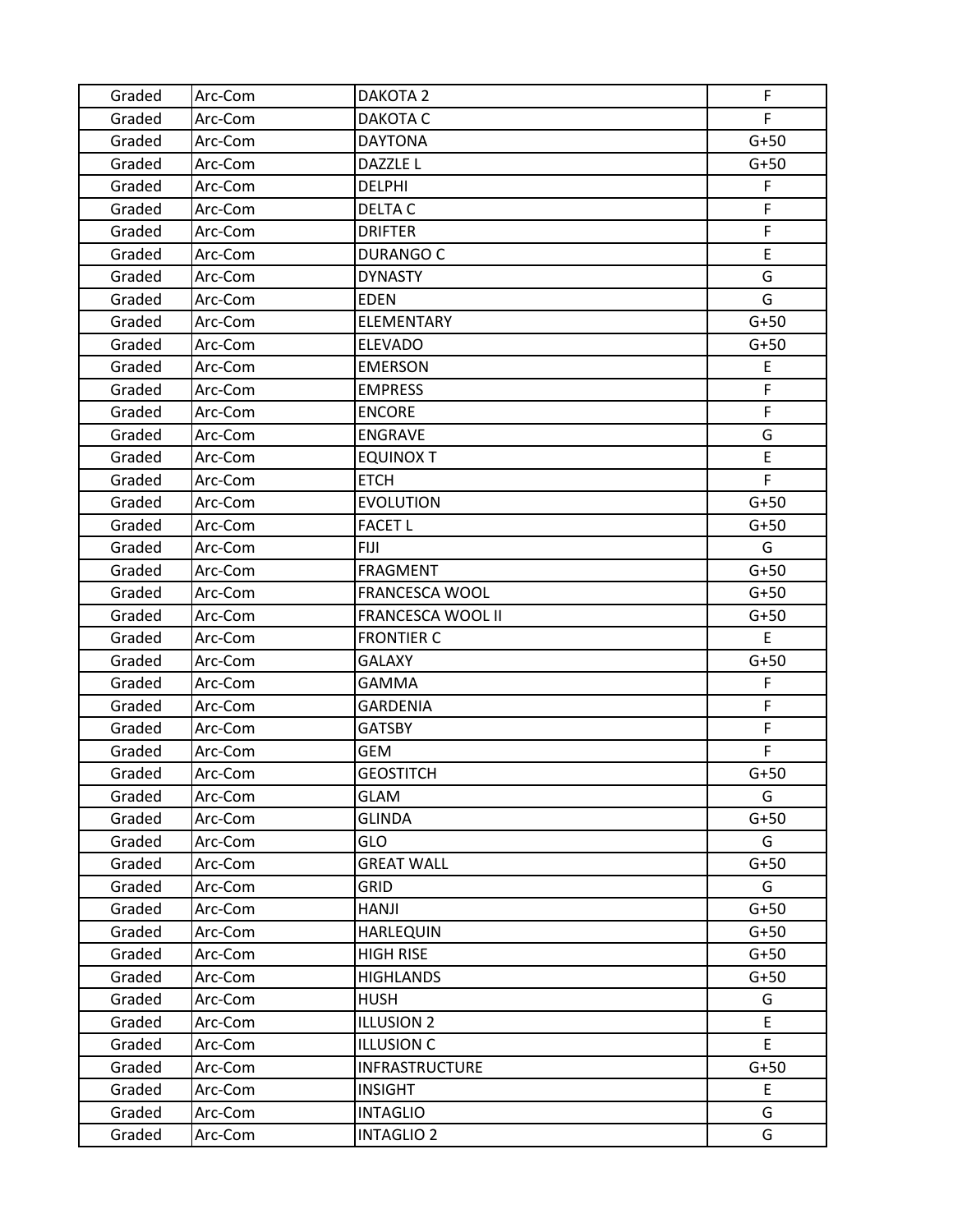| | | | |
|---|---|---|---|
| Graded | Arc-Com | DAKOTA 2 | F |
| Graded | Arc-Com | DAKOTA C | F |
| Graded | Arc-Com | DAYTONA | G+50 |
| Graded | Arc-Com | DAZZLE L | G+50 |
| Graded | Arc-Com | DELPHI | F |
| Graded | Arc-Com | DELTA C | F |
| Graded | Arc-Com | DRIFTER | F |
| Graded | Arc-Com | DURANGO C | E |
| Graded | Arc-Com | DYNASTY | G |
| Graded | Arc-Com | EDEN | G |
| Graded | Arc-Com | ELEMENTARY | G+50 |
| Graded | Arc-Com | ELEVADO | G+50 |
| Graded | Arc-Com | EMERSON | E |
| Graded | Arc-Com | EMPRESS | F |
| Graded | Arc-Com | ENCORE | F |
| Graded | Arc-Com | ENGRAVE | G |
| Graded | Arc-Com | EQUINOX T | E |
| Graded | Arc-Com | ETCH | F |
| Graded | Arc-Com | EVOLUTION | G+50 |
| Graded | Arc-Com | FACET L | G+50 |
| Graded | Arc-Com | FIJI | G |
| Graded | Arc-Com | FRAGMENT | G+50 |
| Graded | Arc-Com | FRANCESCA WOOL | G+50 |
| Graded | Arc-Com | FRANCESCA WOOL II | G+50 |
| Graded | Arc-Com | FRONTIER C | E |
| Graded | Arc-Com | GALAXY | G+50 |
| Graded | Arc-Com | GAMMA | F |
| Graded | Arc-Com | GARDENIA | F |
| Graded | Arc-Com | GATSBY | F |
| Graded | Arc-Com | GEM | F |
| Graded | Arc-Com | GEOSTITCH | G+50 |
| Graded | Arc-Com | GLAM | G |
| Graded | Arc-Com | GLINDA | G+50 |
| Graded | Arc-Com | GLO | G |
| Graded | Arc-Com | GREAT WALL | G+50 |
| Graded | Arc-Com | GRID | G |
| Graded | Arc-Com | HANJI | G+50 |
| Graded | Arc-Com | HARLEQUIN | G+50 |
| Graded | Arc-Com | HIGH RISE | G+50 |
| Graded | Arc-Com | HIGHLANDS | G+50 |
| Graded | Arc-Com | HUSH | G |
| Graded | Arc-Com | ILLUSION 2 | E |
| Graded | Arc-Com | ILLUSION C | E |
| Graded | Arc-Com | INFRASTRUCTURE | G+50 |
| Graded | Arc-Com | INSIGHT | E |
| Graded | Arc-Com | INTAGLIO | G |
| Graded | Arc-Com | INTAGLIO 2 | G |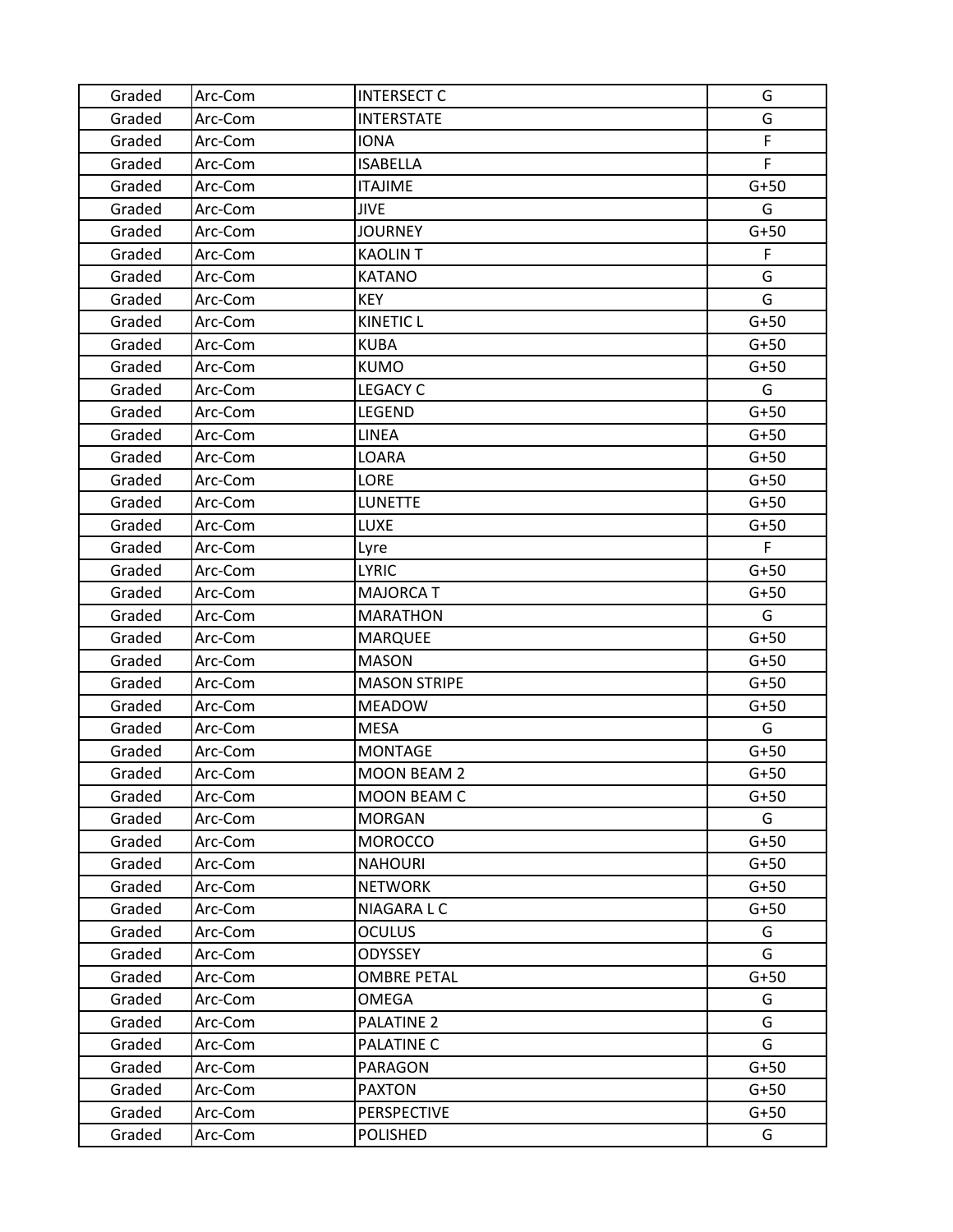| | | | |
|---|---|---|---|
| Graded | Arc-Com | INTERSECT C | G |
| Graded | Arc-Com | INTERSTATE | G |
| Graded | Arc-Com | IONA | F |
| Graded | Arc-Com | ISABELLA | F |
| Graded | Arc-Com | ITAJIME | G+50 |
| Graded | Arc-Com | JIVE | G |
| Graded | Arc-Com | JOURNEY | G+50 |
| Graded | Arc-Com | KAOLIN T | F |
| Graded | Arc-Com | KATANO | G |
| Graded | Arc-Com | KEY | G |
| Graded | Arc-Com | KINETIC L | G+50 |
| Graded | Arc-Com | KUBA | G+50 |
| Graded | Arc-Com | KUMO | G+50 |
| Graded | Arc-Com | LEGACY C | G |
| Graded | Arc-Com | LEGEND | G+50 |
| Graded | Arc-Com | LINEA | G+50 |
| Graded | Arc-Com | LOARA | G+50 |
| Graded | Arc-Com | LORE | G+50 |
| Graded | Arc-Com | LUNETTE | G+50 |
| Graded | Arc-Com | LUXE | G+50 |
| Graded | Arc-Com | Lyre | F |
| Graded | Arc-Com | LYRIC | G+50 |
| Graded | Arc-Com | MAJORCA T | G+50 |
| Graded | Arc-Com | MARATHON | G |
| Graded | Arc-Com | MARQUEE | G+50 |
| Graded | Arc-Com | MASON | G+50 |
| Graded | Arc-Com | MASON STRIPE | G+50 |
| Graded | Arc-Com | MEADOW | G+50 |
| Graded | Arc-Com | MESA | G |
| Graded | Arc-Com | MONTAGE | G+50 |
| Graded | Arc-Com | MOON BEAM 2 | G+50 |
| Graded | Arc-Com | MOON BEAM C | G+50 |
| Graded | Arc-Com | MORGAN | G |
| Graded | Arc-Com | MOROCCO | G+50 |
| Graded | Arc-Com | NAHOURI | G+50 |
| Graded | Arc-Com | NETWORK | G+50 |
| Graded | Arc-Com | NIAGARA L C | G+50 |
| Graded | Arc-Com | OCULUS | G |
| Graded | Arc-Com | ODYSSEY | G |
| Graded | Arc-Com | OMBRE PETAL | G+50 |
| Graded | Arc-Com | OMEGA | G |
| Graded | Arc-Com | PALATINE 2 | G |
| Graded | Arc-Com | PALATINE C | G |
| Graded | Arc-Com | PARAGON | G+50 |
| Graded | Arc-Com | PAXTON | G+50 |
| Graded | Arc-Com | PERSPECTIVE | G+50 |
| Graded | Arc-Com | POLISHED | G |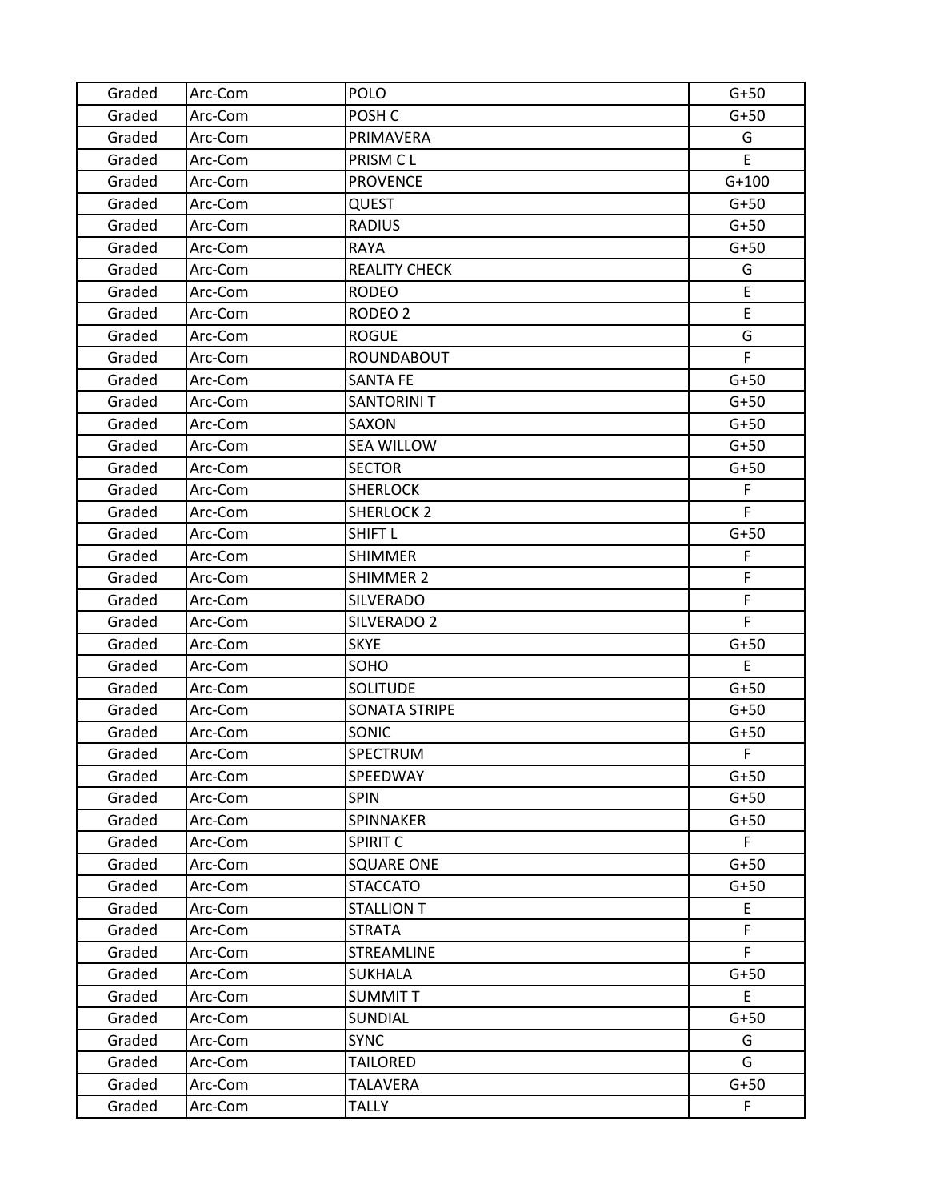| Graded | Arc-Com | POLO | G+50 |
|---|---|---|---|
| Graded | Arc-Com | POSH C | G+50 |
| Graded | Arc-Com | PRIMAVERA | G |
| Graded | Arc-Com | PRISM C L | E |
| Graded | Arc-Com | PROVENCE | G+100 |
| Graded | Arc-Com | QUEST | G+50 |
| Graded | Arc-Com | RADIUS | G+50 |
| Graded | Arc-Com | RAYA | G+50 |
| Graded | Arc-Com | REALITY CHECK | G |
| Graded | Arc-Com | RODEO | E |
| Graded | Arc-Com | RODEO 2 | E |
| Graded | Arc-Com | ROGUE | G |
| Graded | Arc-Com | ROUNDABOUT | F |
| Graded | Arc-Com | SANTA FE | G+50 |
| Graded | Arc-Com | SANTORINI T | G+50 |
| Graded | Arc-Com | SAXON | G+50 |
| Graded | Arc-Com | SEA WILLOW | G+50 |
| Graded | Arc-Com | SECTOR | G+50 |
| Graded | Arc-Com | SHERLOCK | F |
| Graded | Arc-Com | SHERLOCK 2 | F |
| Graded | Arc-Com | SHIFT L | G+50 |
| Graded | Arc-Com | SHIMMER | F |
| Graded | Arc-Com | SHIMMER 2 | F |
| Graded | Arc-Com | SILVERADO | F |
| Graded | Arc-Com | SILVERADO 2 | F |
| Graded | Arc-Com | SKYE | G+50 |
| Graded | Arc-Com | SOHO | E |
| Graded | Arc-Com | SOLITUDE | G+50 |
| Graded | Arc-Com | SONATA STRIPE | G+50 |
| Graded | Arc-Com | SONIC | G+50 |
| Graded | Arc-Com | SPECTRUM | F |
| Graded | Arc-Com | SPEEDWAY | G+50 |
| Graded | Arc-Com | SPIN | G+50 |
| Graded | Arc-Com | SPINNAKER | G+50 |
| Graded | Arc-Com | SPIRIT C | F |
| Graded | Arc-Com | SQUARE ONE | G+50 |
| Graded | Arc-Com | STACCATO | G+50 |
| Graded | Arc-Com | STALLION T | E |
| Graded | Arc-Com | STRATA | F |
| Graded | Arc-Com | STREAMLINE | F |
| Graded | Arc-Com | SUKHALA | G+50 |
| Graded | Arc-Com | SUMMIT T | E |
| Graded | Arc-Com | SUNDIAL | G+50 |
| Graded | Arc-Com | SYNC | G |
| Graded | Arc-Com | TAILORED | G |
| Graded | Arc-Com | TALAVERA | G+50 |
| Graded | Arc-Com | TALLY | F |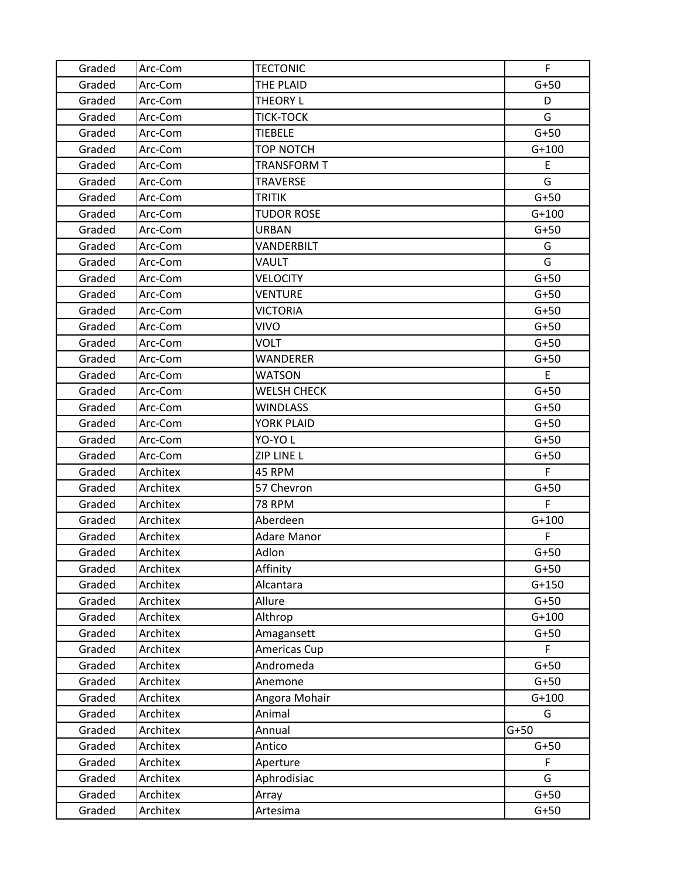| Graded | Arc-Com | TECTONIC | F |
|---|---|---|---|
| Graded | Arc-Com | THE PLAID | G+50 |
| Graded | Arc-Com | THEORY L | D |
| Graded | Arc-Com | TICK-TOCK | G |
| Graded | Arc-Com | TIEBELE | G+50 |
| Graded | Arc-Com | TOP NOTCH | G+100 |
| Graded | Arc-Com | TRANSFORM T | E |
| Graded | Arc-Com | TRAVERSE | G |
| Graded | Arc-Com | TRITIK | G+50 |
| Graded | Arc-Com | TUDOR ROSE | G+100 |
| Graded | Arc-Com | URBAN | G+50 |
| Graded | Arc-Com | VANDERBILT | G |
| Graded | Arc-Com | VAULT | G |
| Graded | Arc-Com | VELOCITY | G+50 |
| Graded | Arc-Com | VENTURE | G+50 |
| Graded | Arc-Com | VICTORIA | G+50 |
| Graded | Arc-Com | VIVO | G+50 |
| Graded | Arc-Com | VOLT | G+50 |
| Graded | Arc-Com | WANDERER | G+50 |
| Graded | Arc-Com | WATSON | E |
| Graded | Arc-Com | WELSH CHECK | G+50 |
| Graded | Arc-Com | WINDLASS | G+50 |
| Graded | Arc-Com | YORK PLAID | G+50 |
| Graded | Arc-Com | YO-YO L | G+50 |
| Graded | Arc-Com | ZIP LINE L | G+50 |
| Graded | Architex | 45 RPM | F |
| Graded | Architex | 57 Chevron | G+50 |
| Graded | Architex | 78 RPM | F |
| Graded | Architex | Aberdeen | G+100 |
| Graded | Architex | Adare Manor | F |
| Graded | Architex | Adlon | G+50 |
| Graded | Architex | Affinity | G+50 |
| Graded | Architex | Alcantara | G+150 |
| Graded | Architex | Allure | G+50 |
| Graded | Architex | Althrop | G+100 |
| Graded | Architex | Amagansett | G+50 |
| Graded | Architex | Americas Cup | F |
| Graded | Architex | Andromeda | G+50 |
| Graded | Architex | Anemone | G+50 |
| Graded | Architex | Angora Mohair | G+100 |
| Graded | Architex | Animal | G |
| Graded | Architex | Annual | G+50 |
| Graded | Architex | Antico | G+50 |
| Graded | Architex | Aperture | F |
| Graded | Architex | Aphrodisiac | G |
| Graded | Architex | Array | G+50 |
| Graded | Architex | Artesima | G+50 |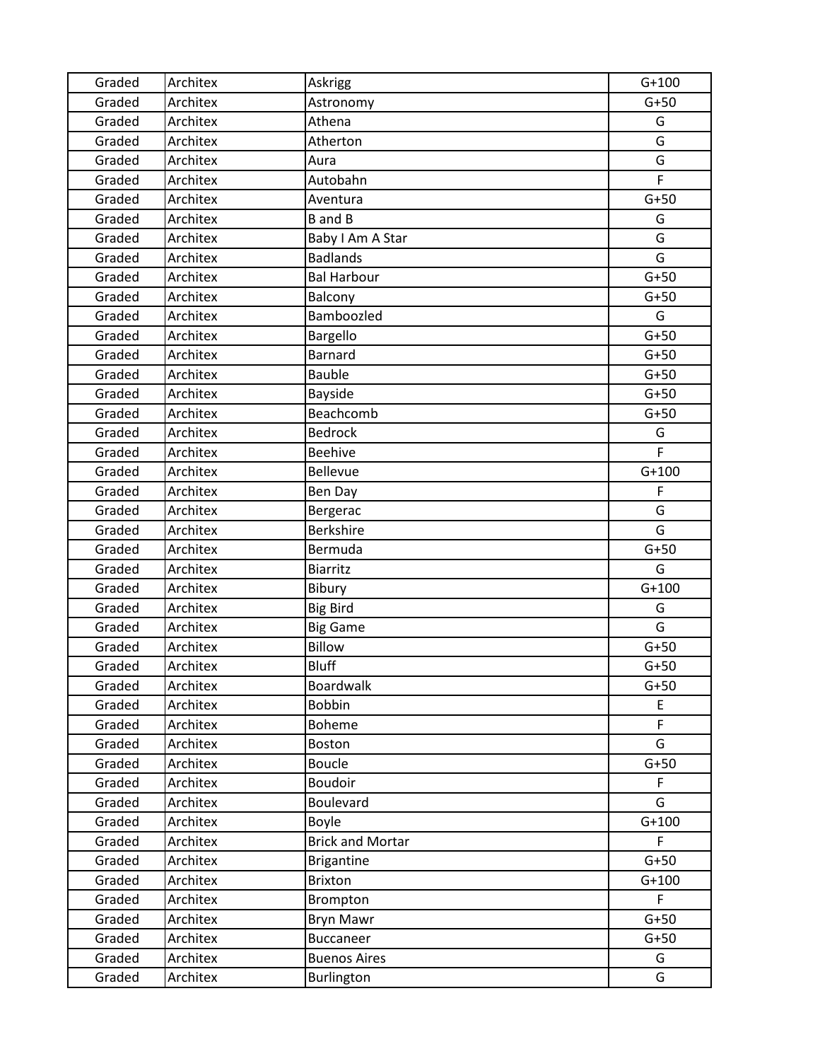| | | | |
|---|---|---|---|
| Graded | Architex | Askrigg | G+100 |
| Graded | Architex | Astronomy | G+50 |
| Graded | Architex | Athena | G |
| Graded | Architex | Atherton | G |
| Graded | Architex | Aura | G |
| Graded | Architex | Autobahn | F |
| Graded | Architex | Aventura | G+50 |
| Graded | Architex | B and B | G |
| Graded | Architex | Baby I Am A Star | G |
| Graded | Architex | Badlands | G |
| Graded | Architex | Bal Harbour | G+50 |
| Graded | Architex | Balcony | G+50 |
| Graded | Architex | Bamboozled | G |
| Graded | Architex | Bargello | G+50 |
| Graded | Architex | Barnard | G+50 |
| Graded | Architex | Bauble | G+50 |
| Graded | Architex | Bayside | G+50 |
| Graded | Architex | Beachcomb | G+50 |
| Graded | Architex | Bedrock | G |
| Graded | Architex | Beehive | F |
| Graded | Architex | Bellevue | G+100 |
| Graded | Architex | Ben Day | F |
| Graded | Architex | Bergerac | G |
| Graded | Architex | Berkshire | G |
| Graded | Architex | Bermuda | G+50 |
| Graded | Architex | Biarritz | G |
| Graded | Architex | Bibury | G+100 |
| Graded | Architex | Big Bird | G |
| Graded | Architex | Big Game | G |
| Graded | Architex | Billow | G+50 |
| Graded | Architex | Bluff | G+50 |
| Graded | Architex | Boardwalk | G+50 |
| Graded | Architex | Bobbin | E |
| Graded | Architex | Boheme | F |
| Graded | Architex | Boston | G |
| Graded | Architex | Boucle | G+50 |
| Graded | Architex | Boudoir | F |
| Graded | Architex | Boulevard | G |
| Graded | Architex | Boyle | G+100 |
| Graded | Architex | Brick and Mortar | F |
| Graded | Architex | Brigantine | G+50 |
| Graded | Architex | Brixton | G+100 |
| Graded | Architex | Brompton | F |
| Graded | Architex | Bryn Mawr | G+50 |
| Graded | Architex | Buccaneer | G+50 |
| Graded | Architex | Buenos Aires | G |
| Graded | Architex | Burlington | G |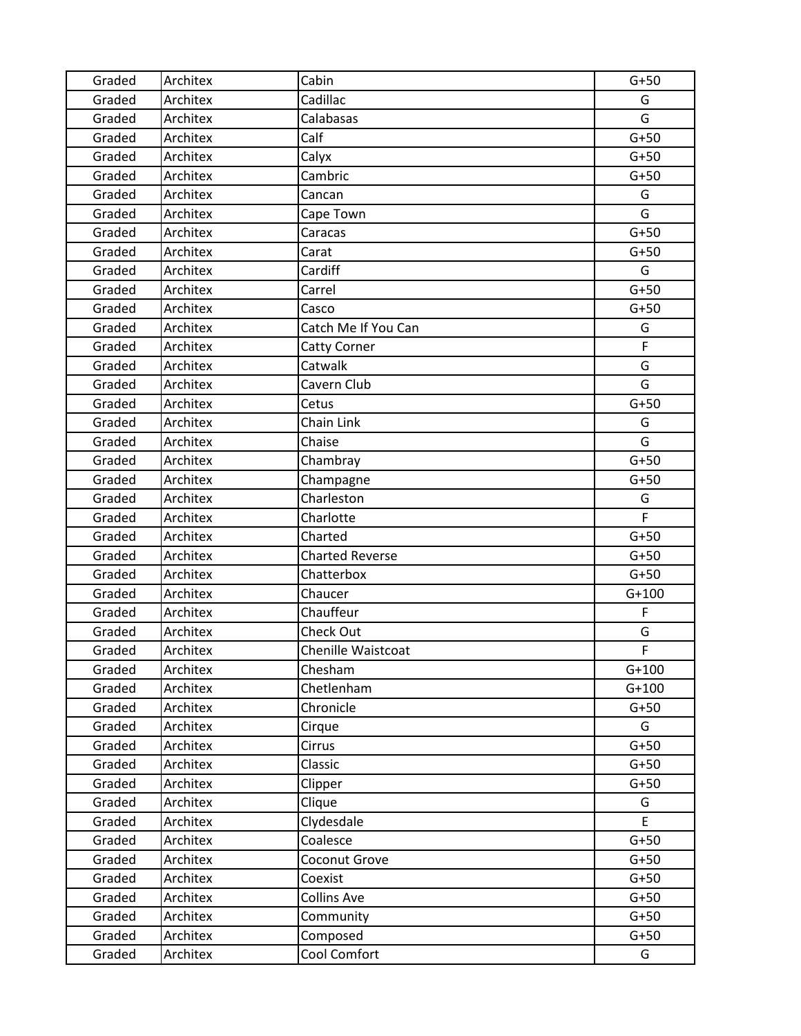| Graded | Architex | Cabin | G+50 |
|---|---|---|---|
| Graded | Architex | Cadillac | G |
| Graded | Architex | Calabasas | G |
| Graded | Architex | Calf | G+50 |
| Graded | Architex | Calyx | G+50 |
| Graded | Architex | Cambric | G+50 |
| Graded | Architex | Cancan | G |
| Graded | Architex | Cape Town | G |
| Graded | Architex | Caracas | G+50 |
| Graded | Architex | Carat | G+50 |
| Graded | Architex | Cardiff | G |
| Graded | Architex | Carrel | G+50 |
| Graded | Architex | Casco | G+50 |
| Graded | Architex | Catch Me If You Can | G |
| Graded | Architex | Catty Corner | F |
| Graded | Architex | Catwalk | G |
| Graded | Architex | Cavern Club | G |
| Graded | Architex | Cetus | G+50 |
| Graded | Architex | Chain Link | G |
| Graded | Architex | Chaise | G |
| Graded | Architex | Chambray | G+50 |
| Graded | Architex | Champagne | G+50 |
| Graded | Architex | Charleston | G |
| Graded | Architex | Charlotte | F |
| Graded | Architex | Charted | G+50 |
| Graded | Architex | Charted Reverse | G+50 |
| Graded | Architex | Chatterbox | G+50 |
| Graded | Architex | Chaucer | G+100 |
| Graded | Architex | Chauffeur | F |
| Graded | Architex | Check Out | G |
| Graded | Architex | Chenille Waistcoat | F |
| Graded | Architex | Chesham | G+100 |
| Graded | Architex | Chetlenham | G+100 |
| Graded | Architex | Chronicle | G+50 |
| Graded | Architex | Cirque | G |
| Graded | Architex | Cirrus | G+50 |
| Graded | Architex | Classic | G+50 |
| Graded | Architex | Clipper | G+50 |
| Graded | Architex | Clique | G |
| Graded | Architex | Clydesdale | E |
| Graded | Architex | Coalesce | G+50 |
| Graded | Architex | Coconut Grove | G+50 |
| Graded | Architex | Coexist | G+50 |
| Graded | Architex | Collins Ave | G+50 |
| Graded | Architex | Community | G+50 |
| Graded | Architex | Composed | G+50 |
| Graded | Architex | Cool Comfort | G |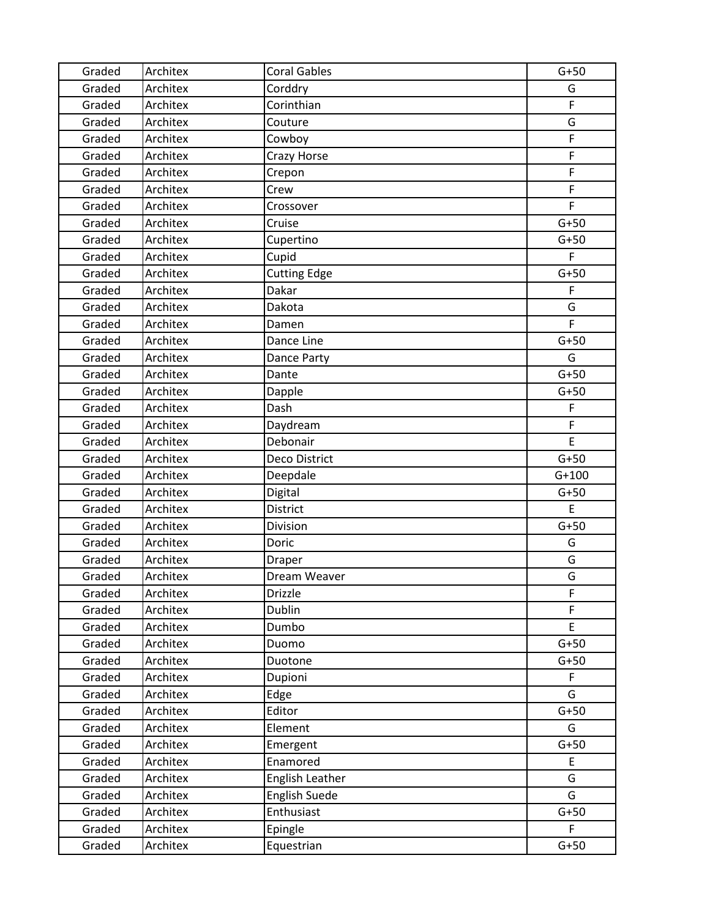| Graded | Architex | Coral Gables | G+50 |
|---|---|---|---|
| Graded | Architex | Corddry | G |
| Graded | Architex | Corinthian | F |
| Graded | Architex | Couture | G |
| Graded | Architex | Cowboy | F |
| Graded | Architex | Crazy Horse | F |
| Graded | Architex | Crepon | F |
| Graded | Architex | Crew | F |
| Graded | Architex | Crossover | F |
| Graded | Architex | Cruise | G+50 |
| Graded | Architex | Cupertino | G+50 |
| Graded | Architex | Cupid | F |
| Graded | Architex | Cutting Edge | G+50 |
| Graded | Architex | Dakar | F |
| Graded | Architex | Dakota | G |
| Graded | Architex | Damen | F |
| Graded | Architex | Dance Line | G+50 |
| Graded | Architex | Dance Party | G |
| Graded | Architex | Dante | G+50 |
| Graded | Architex | Dapple | G+50 |
| Graded | Architex | Dash | F |
| Graded | Architex | Daydream | F |
| Graded | Architex | Debonair | E |
| Graded | Architex | Deco District | G+50 |
| Graded | Architex | Deepdale | G+100 |
| Graded | Architex | Digital | G+50 |
| Graded | Architex | District | E |
| Graded | Architex | Division | G+50 |
| Graded | Architex | Doric | G |
| Graded | Architex | Draper | G |
| Graded | Architex | Dream Weaver | G |
| Graded | Architex | Drizzle | F |
| Graded | Architex | Dublin | F |
| Graded | Architex | Dumbo | E |
| Graded | Architex | Duomo | G+50 |
| Graded | Architex | Duotone | G+50 |
| Graded | Architex | Dupioni | F |
| Graded | Architex | Edge | G |
| Graded | Architex | Editor | G+50 |
| Graded | Architex | Element | G |
| Graded | Architex | Emergent | G+50 |
| Graded | Architex | Enamored | E |
| Graded | Architex | English Leather | G |
| Graded | Architex | English Suede | G |
| Graded | Architex | Enthusiast | G+50 |
| Graded | Architex | Epingle | F |
| Graded | Architex | Equestrian | G+50 |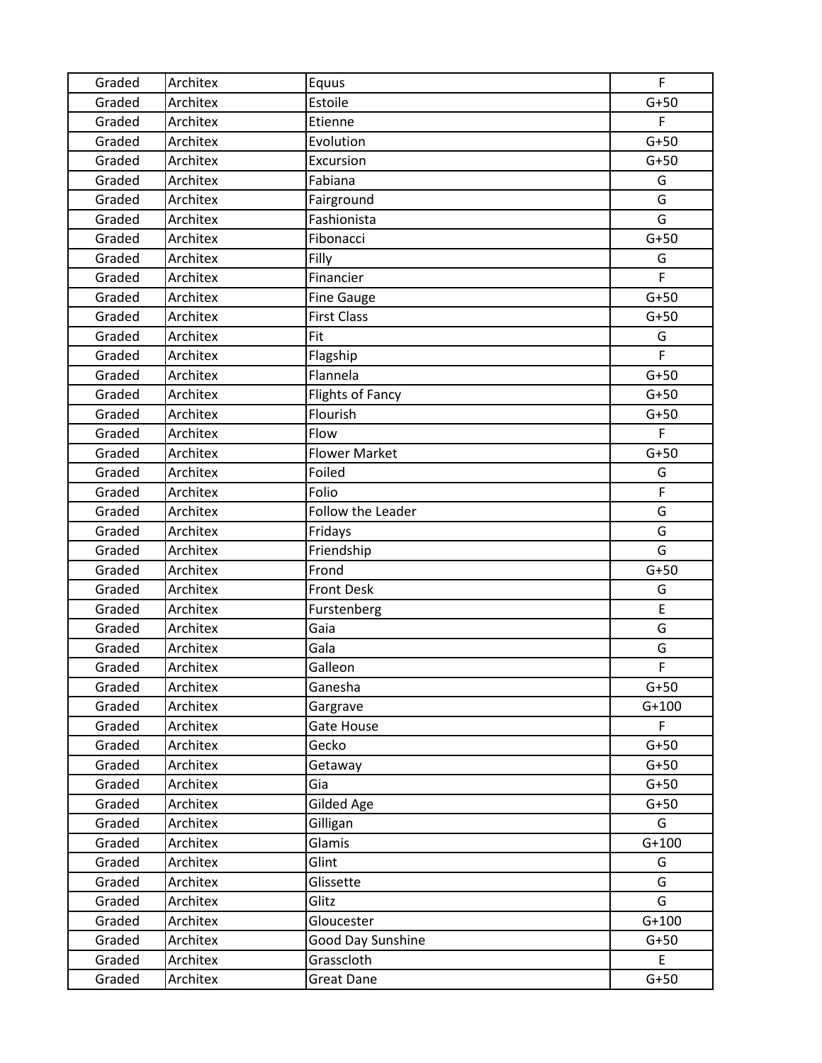| Graded | Architex | Equus | F |
|---|---|---|---|
| Graded | Architex | Estoile | G+50 |
| Graded | Architex | Etienne | F |
| Graded | Architex | Evolution | G+50 |
| Graded | Architex | Excursion | G+50 |
| Graded | Architex | Fabiana | G |
| Graded | Architex | Fairground | G |
| Graded | Architex | Fashionista | G |
| Graded | Architex | Fibonacci | G+50 |
| Graded | Architex | Filly | G |
| Graded | Architex | Financier | F |
| Graded | Architex | Fine Gauge | G+50 |
| Graded | Architex | First Class | G+50 |
| Graded | Architex | Fit | G |
| Graded | Architex | Flagship | F |
| Graded | Architex | Flannela | G+50 |
| Graded | Architex | Flights of Fancy | G+50 |
| Graded | Architex | Flourish | G+50 |
| Graded | Architex | Flow | F |
| Graded | Architex | Flower Market | G+50 |
| Graded | Architex | Foiled | G |
| Graded | Architex | Folio | F |
| Graded | Architex | Follow the Leader | G |
| Graded | Architex | Fridays | G |
| Graded | Architex | Friendship | G |
| Graded | Architex | Frond | G+50 |
| Graded | Architex | Front Desk | G |
| Graded | Architex | Furstenberg | E |
| Graded | Architex | Gaia | G |
| Graded | Architex | Gala | G |
| Graded | Architex | Galleon | F |
| Graded | Architex | Ganesha | G+50 |
| Graded | Architex | Gargrave | G+100 |
| Graded | Architex | Gate House | F |
| Graded | Architex | Gecko | G+50 |
| Graded | Architex | Getaway | G+50 |
| Graded | Architex | Gia | G+50 |
| Graded | Architex | Gilded Age | G+50 |
| Graded | Architex | Gilligan | G |
| Graded | Architex | Glamis | G+100 |
| Graded | Architex | Glint | G |
| Graded | Architex | Glissette | G |
| Graded | Architex | Glitz | G |
| Graded | Architex | Gloucester | G+100 |
| Graded | Architex | Good Day Sunshine | G+50 |
| Graded | Architex | Grasscloth | E |
| Graded | Architex | Great Dane | G+50 |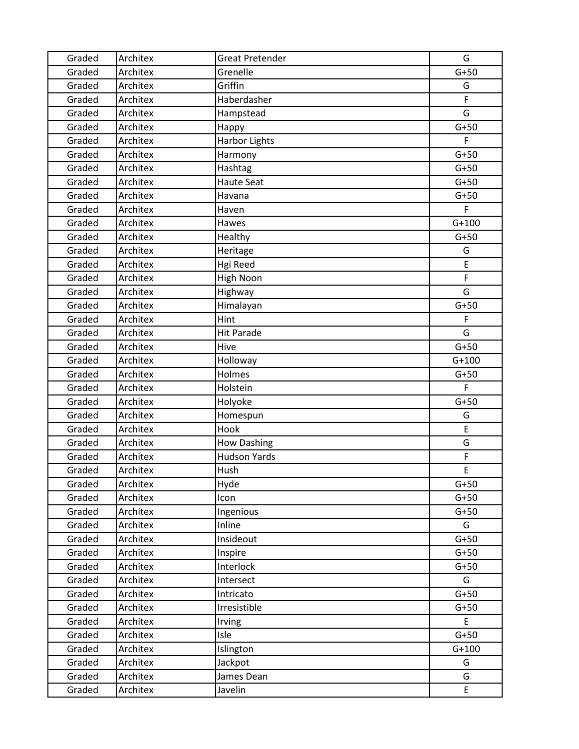| Graded | Architex | Great Pretender | G |
|---|---|---|---|
| Graded | Architex | Grenelle | G+50 |
| Graded | Architex | Griffin | G |
| Graded | Architex | Haberdasher | F |
| Graded | Architex | Hampstead | G |
| Graded | Architex | Happy | G+50 |
| Graded | Architex | Harbor Lights | F |
| Graded | Architex | Harmony | G+50 |
| Graded | Architex | Hashtag | G+50 |
| Graded | Architex | Haute Seat | G+50 |
| Graded | Architex | Havana | G+50 |
| Graded | Architex | Haven | F |
| Graded | Architex | Hawes | G+100 |
| Graded | Architex | Healthy | G+50 |
| Graded | Architex | Heritage | G |
| Graded | Architex | Hgi Reed | E |
| Graded | Architex | High Noon | F |
| Graded | Architex | Highway | G |
| Graded | Architex | Himalayan | G+50 |
| Graded | Architex | Hint | F |
| Graded | Architex | Hit Parade | G |
| Graded | Architex | Hive | G+50 |
| Graded | Architex | Holloway | G+100 |
| Graded | Architex | Holmes | G+50 |
| Graded | Architex | Holstein | F |
| Graded | Architex | Holyoke | G+50 |
| Graded | Architex | Homespun | G |
| Graded | Architex | Hook | E |
| Graded | Architex | How Dashing | G |
| Graded | Architex | Hudson Yards | F |
| Graded | Architex | Hush | E |
| Graded | Architex | Hyde | G+50 |
| Graded | Architex | Icon | G+50 |
| Graded | Architex | Ingenious | G+50 |
| Graded | Architex | Inline | G |
| Graded | Architex | Insideout | G+50 |
| Graded | Architex | Inspire | G+50 |
| Graded | Architex | Interlock | G+50 |
| Graded | Architex | Intersect | G |
| Graded | Architex | Intricato | G+50 |
| Graded | Architex | Irresistible | G+50 |
| Graded | Architex | Irving | E |
| Graded | Architex | Isle | G+50 |
| Graded | Architex | Islington | G+100 |
| Graded | Architex | Jackpot | G |
| Graded | Architex | James Dean | G |
| Graded | Architex | Javelin | E |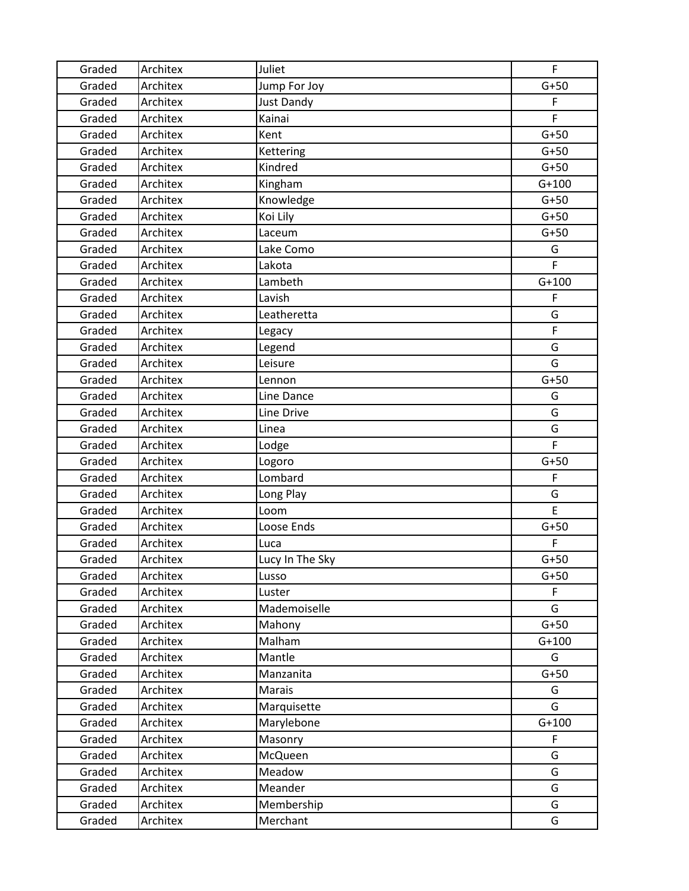| Graded | Architex | Juliet | F |
|---|---|---|---|
| Graded | Architex | Jump For Joy | G+50 |
| Graded | Architex | Just Dandy | F |
| Graded | Architex | Kainai | F |
| Graded | Architex | Kent | G+50 |
| Graded | Architex | Kettering | G+50 |
| Graded | Architex | Kindred | G+50 |
| Graded | Architex | Kingham | G+100 |
| Graded | Architex | Knowledge | G+50 |
| Graded | Architex | Koi Lily | G+50 |
| Graded | Architex | Laceum | G+50 |
| Graded | Architex | Lake Como | G |
| Graded | Architex | Lakota | F |
| Graded | Architex | Lambeth | G+100 |
| Graded | Architex | Lavish | F |
| Graded | Architex | Leatheretta | G |
| Graded | Architex | Legacy | F |
| Graded | Architex | Legend | G |
| Graded | Architex | Leisure | G |
| Graded | Architex | Lennon | G+50 |
| Graded | Architex | Line Dance | G |
| Graded | Architex | Line Drive | G |
| Graded | Architex | Linea | G |
| Graded | Architex | Lodge | F |
| Graded | Architex | Logoro | G+50 |
| Graded | Architex | Lombard | F |
| Graded | Architex | Long Play | G |
| Graded | Architex | Loom | E |
| Graded | Architex | Loose Ends | G+50 |
| Graded | Architex | Luca | F |
| Graded | Architex | Lucy In The Sky | G+50 |
| Graded | Architex | Lusso | G+50 |
| Graded | Architex | Luster | F |
| Graded | Architex | Mademoiselle | G |
| Graded | Architex | Mahony | G+50 |
| Graded | Architex | Malham | G+100 |
| Graded | Architex | Mantle | G |
| Graded | Architex | Manzanita | G+50 |
| Graded | Architex | Marais | G |
| Graded | Architex | Marquisette | G |
| Graded | Architex | Marylebone | G+100 |
| Graded | Architex | Masonry | F |
| Graded | Architex | McQueen | G |
| Graded | Architex | Meadow | G |
| Graded | Architex | Meander | G |
| Graded | Architex | Membership | G |
| Graded | Architex | Merchant | G |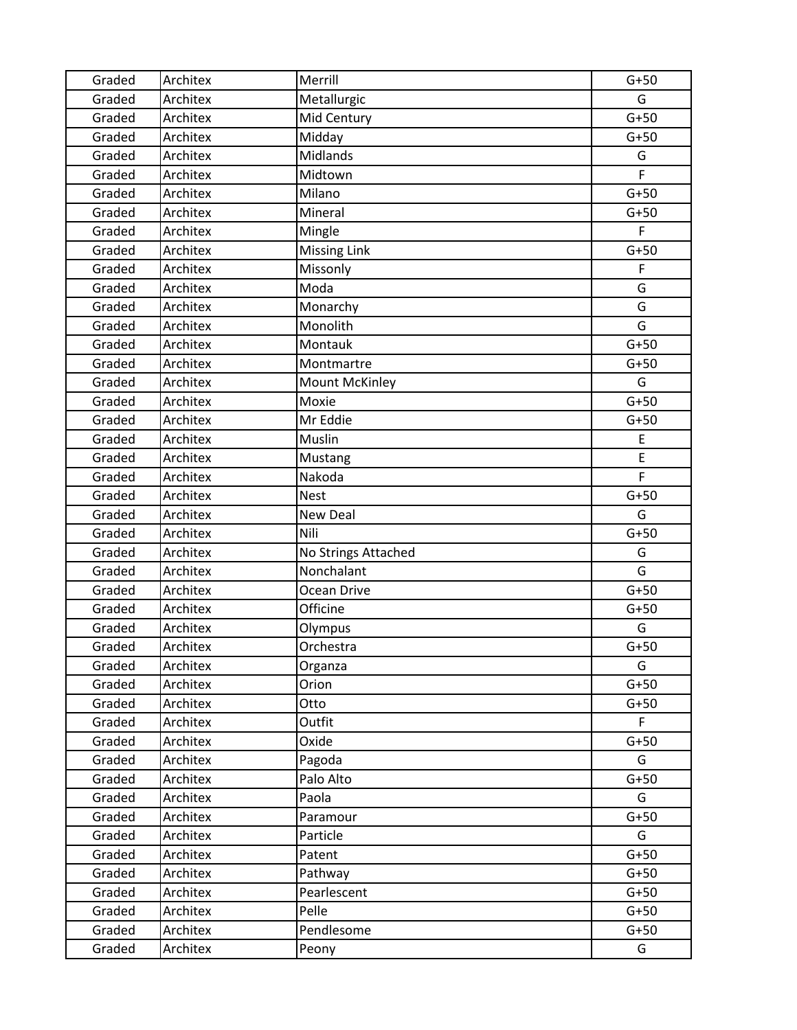| Graded | Architex | Merrill | G+50 |
|---|---|---|---|
| Graded | Architex | Metallurgic | G |
| Graded | Architex | Mid Century | G+50 |
| Graded | Architex | Midday | G+50 |
| Graded | Architex | Midlands | G |
| Graded | Architex | Midtown | F |
| Graded | Architex | Milano | G+50 |
| Graded | Architex | Mineral | G+50 |
| Graded | Architex | Mingle | F |
| Graded | Architex | Missing Link | G+50 |
| Graded | Architex | Missonly | F |
| Graded | Architex | Moda | G |
| Graded | Architex | Monarchy | G |
| Graded | Architex | Monolith | G |
| Graded | Architex | Montauk | G+50 |
| Graded | Architex | Montmartre | G+50 |
| Graded | Architex | Mount McKinley | G |
| Graded | Architex | Moxie | G+50 |
| Graded | Architex | Mr Eddie | G+50 |
| Graded | Architex | Muslin | E |
| Graded | Architex | Mustang | E |
| Graded | Architex | Nakoda | F |
| Graded | Architex | Nest | G+50 |
| Graded | Architex | New Deal | G |
| Graded | Architex | Nili | G+50 |
| Graded | Architex | No Strings Attached | G |
| Graded | Architex | Nonchalant | G |
| Graded | Architex | Ocean Drive | G+50 |
| Graded | Architex | Officine | G+50 |
| Graded | Architex | Olympus | G |
| Graded | Architex | Orchestra | G+50 |
| Graded | Architex | Organza | G |
| Graded | Architex | Orion | G+50 |
| Graded | Architex | Otto | G+50 |
| Graded | Architex | Outfit | F |
| Graded | Architex | Oxide | G+50 |
| Graded | Architex | Pagoda | G |
| Graded | Architex | Palo Alto | G+50 |
| Graded | Architex | Paola | G |
| Graded | Architex | Paramour | G+50 |
| Graded | Architex | Particle | G |
| Graded | Architex | Patent | G+50 |
| Graded | Architex | Pathway | G+50 |
| Graded | Architex | Pearlescent | G+50 |
| Graded | Architex | Pelle | G+50 |
| Graded | Architex | Pendlesome | G+50 |
| Graded | Architex | Peony | G |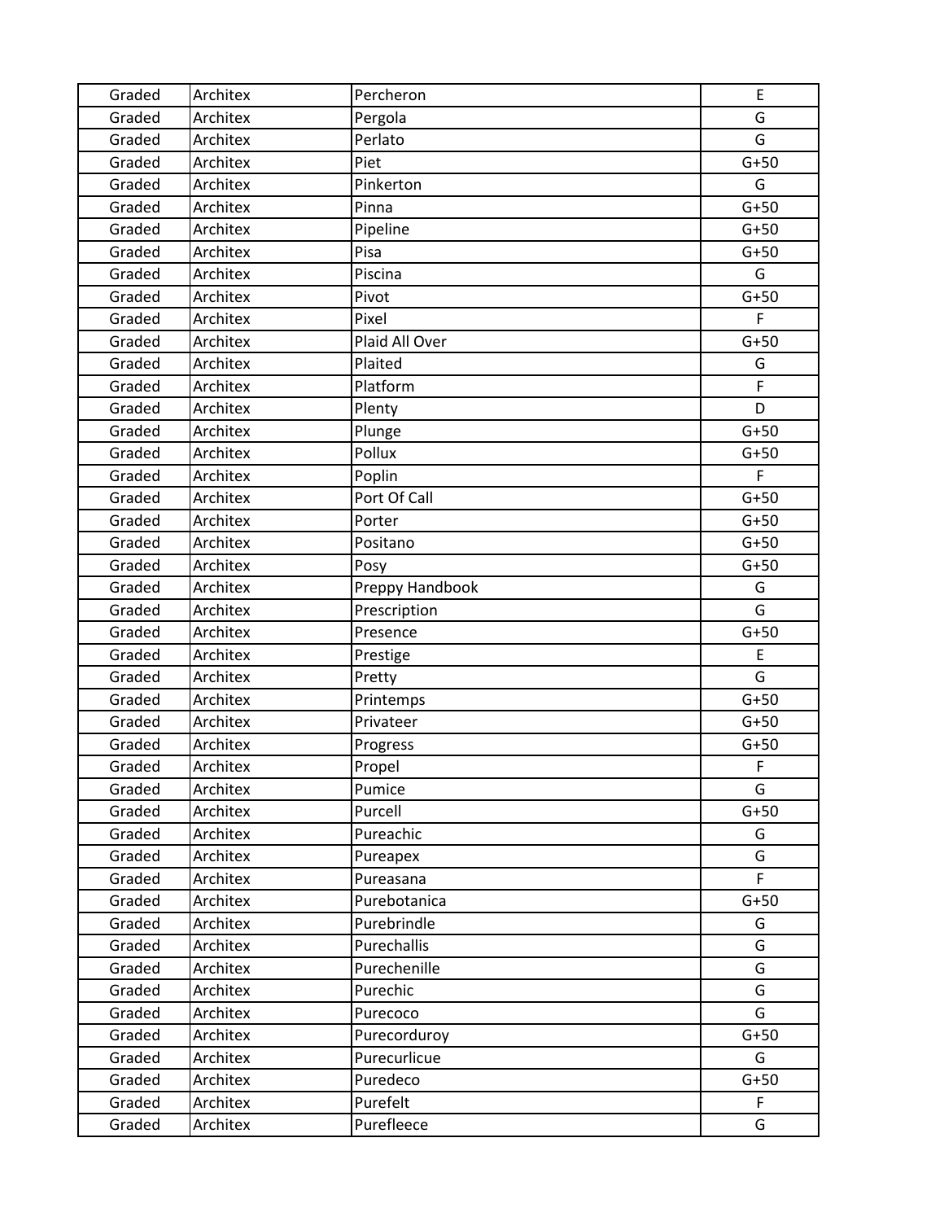| Graded | Architex | Percheron | E |
|---|---|---|---|
| Graded | Architex | Pergola | G |
| Graded | Architex | Perlato | G |
| Graded | Architex | Piet | G+50 |
| Graded | Architex | Pinkerton | G |
| Graded | Architex | Pinna | G+50 |
| Graded | Architex | Pipeline | G+50 |
| Graded | Architex | Pisa | G+50 |
| Graded | Architex | Piscina | G |
| Graded | Architex | Pivot | G+50 |
| Graded | Architex | Pixel | F |
| Graded | Architex | Plaid All Over | G+50 |
| Graded | Architex | Plaited | G |
| Graded | Architex | Platform | F |
| Graded | Architex | Plenty | D |
| Graded | Architex | Plunge | G+50 |
| Graded | Architex | Pollux | G+50 |
| Graded | Architex | Poplin | F |
| Graded | Architex | Port Of Call | G+50 |
| Graded | Architex | Porter | G+50 |
| Graded | Architex | Positano | G+50 |
| Graded | Architex | Posy | G+50 |
| Graded | Architex | Preppy Handbook | G |
| Graded | Architex | Prescription | G |
| Graded | Architex | Presence | G+50 |
| Graded | Architex | Prestige | E |
| Graded | Architex | Pretty | G |
| Graded | Architex | Printemps | G+50 |
| Graded | Architex | Privateer | G+50 |
| Graded | Architex | Progress | G+50 |
| Graded | Architex | Propel | F |
| Graded | Architex | Pumice | G |
| Graded | Architex | Purcell | G+50 |
| Graded | Architex | Pureachic | G |
| Graded | Architex | Pureapex | G |
| Graded | Architex | Pureasana | F |
| Graded | Architex | Purebotanica | G+50 |
| Graded | Architex | Purebrindle | G |
| Graded | Architex | Purechallis | G |
| Graded | Architex | Purechenille | G |
| Graded | Architex | Purechic | G |
| Graded | Architex | Purecoco | G |
| Graded | Architex | Purecorduroy | G+50 |
| Graded | Architex | Purecurlicue | G |
| Graded | Architex | Puredeco | G+50 |
| Graded | Architex | Purefelt | F |
| Graded | Architex | Purefleece | G |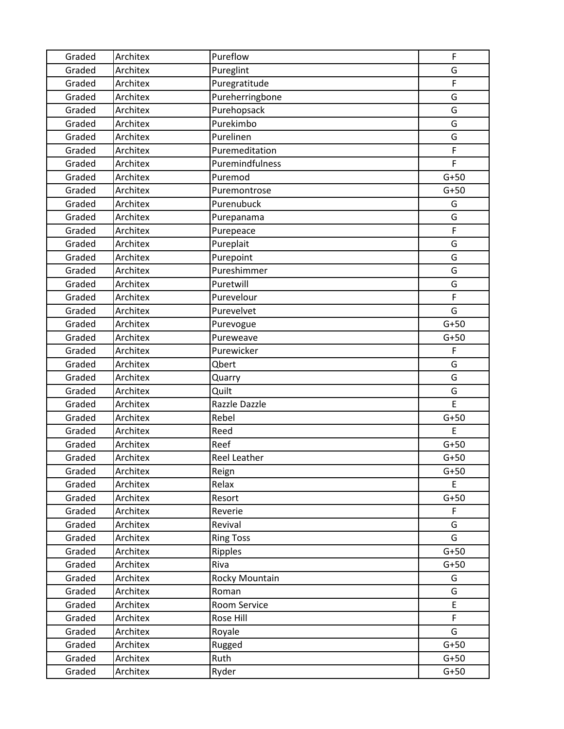| Graded | Architex | Pureflow | F |
|---|---|---|---|
| Graded | Architex | Pureglint | G |
| Graded | Architex | Puregratitude | F |
| Graded | Architex | Pureherringbone | G |
| Graded | Architex | Purehopsack | G |
| Graded | Architex | Purekimbo | G |
| Graded | Architex | Purelinen | G |
| Graded | Architex | Puremeditation | F |
| Graded | Architex | Puremindfulness | F |
| Graded | Architex | Puremod | G+50 |
| Graded | Architex | Puremontrose | G+50 |
| Graded | Architex | Purenubuck | G |
| Graded | Architex | Purepanama | G |
| Graded | Architex | Purepeace | F |
| Graded | Architex | Pureplait | G |
| Graded | Architex | Purepoint | G |
| Graded | Architex | Pureshimmer | G |
| Graded | Architex | Puretwill | G |
| Graded | Architex | Purevelour | F |
| Graded | Architex | Purevelvet | G |
| Graded | Architex | Purevogue | G+50 |
| Graded | Architex | Pureweave | G+50 |
| Graded | Architex | Purewicker | F |
| Graded | Architex | Qbert | G |
| Graded | Architex | Quarry | G |
| Graded | Architex | Quilt | G |
| Graded | Architex | Razzle Dazzle | E |
| Graded | Architex | Rebel | G+50 |
| Graded | Architex | Reed | E |
| Graded | Architex | Reef | G+50 |
| Graded | Architex | Reel Leather | G+50 |
| Graded | Architex | Reign | G+50 |
| Graded | Architex | Relax | E |
| Graded | Architex | Resort | G+50 |
| Graded | Architex | Reverie | F |
| Graded | Architex | Revival | G |
| Graded | Architex | Ring Toss | G |
| Graded | Architex | Ripples | G+50 |
| Graded | Architex | Riva | G+50 |
| Graded | Architex | Rocky Mountain | G |
| Graded | Architex | Roman | G |
| Graded | Architex | Room Service | E |
| Graded | Architex | Rose Hill | F |
| Graded | Architex | Royale | G |
| Graded | Architex | Rugged | G+50 |
| Graded | Architex | Ruth | G+50 |
| Graded | Architex | Ryder | G+50 |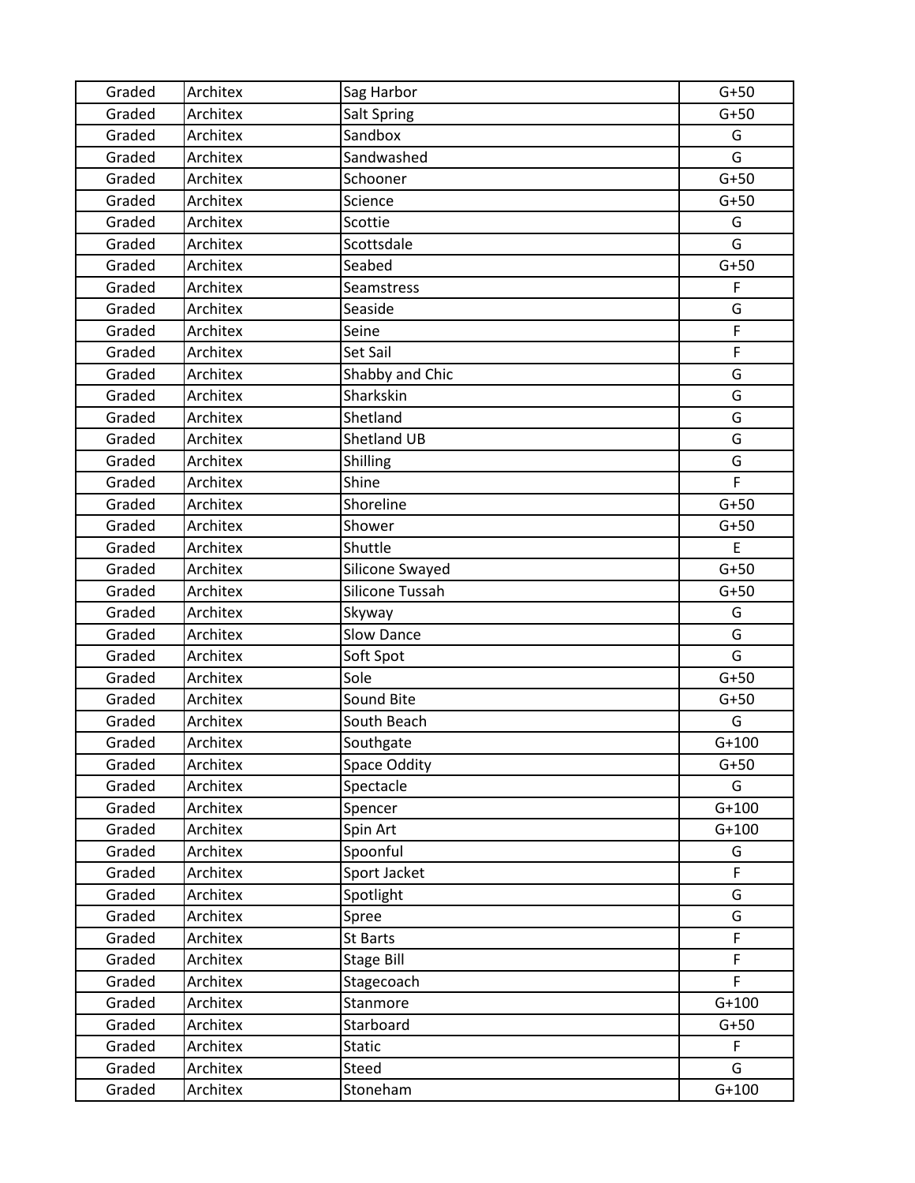| Graded | Architex | Sag Harbor | G+50 |
|---|---|---|---|
| Graded | Architex | Salt Spring | G+50 |
| Graded | Architex | Sandbox | G |
| Graded | Architex | Sandwashed | G |
| Graded | Architex | Schooner | G+50 |
| Graded | Architex | Science | G+50 |
| Graded | Architex | Scottie | G |
| Graded | Architex | Scottsdale | G |
| Graded | Architex | Seabed | G+50 |
| Graded | Architex | Seamstress | F |
| Graded | Architex | Seaside | G |
| Graded | Architex | Seine | F |
| Graded | Architex | Set Sail | F |
| Graded | Architex | Shabby and Chic | G |
| Graded | Architex | Sharkskin | G |
| Graded | Architex | Shetland | G |
| Graded | Architex | Shetland UB | G |
| Graded | Architex | Shilling | G |
| Graded | Architex | Shine | F |
| Graded | Architex | Shoreline | G+50 |
| Graded | Architex | Shower | G+50 |
| Graded | Architex | Shuttle | E |
| Graded | Architex | Silicone Swayed | G+50 |
| Graded | Architex | Silicone Tussah | G+50 |
| Graded | Architex | Skyway | G |
| Graded | Architex | Slow Dance | G |
| Graded | Architex | Soft Spot | G |
| Graded | Architex | Sole | G+50 |
| Graded | Architex | Sound Bite | G+50 |
| Graded | Architex | South Beach | G |
| Graded | Architex | Southgate | G+100 |
| Graded | Architex | Space Oddity | G+50 |
| Graded | Architex | Spectacle | G |
| Graded | Architex | Spencer | G+100 |
| Graded | Architex | Spin Art | G+100 |
| Graded | Architex | Spoonful | G |
| Graded | Architex | Sport Jacket | F |
| Graded | Architex | Spotlight | G |
| Graded | Architex | Spree | G |
| Graded | Architex | St Barts | F |
| Graded | Architex | Stage Bill | F |
| Graded | Architex | Stagecoach | F |
| Graded | Architex | Stanmore | G+100 |
| Graded | Architex | Starboard | G+50 |
| Graded | Architex | Static | F |
| Graded | Architex | Steed | G |
| Graded | Architex | Stoneham | G+100 |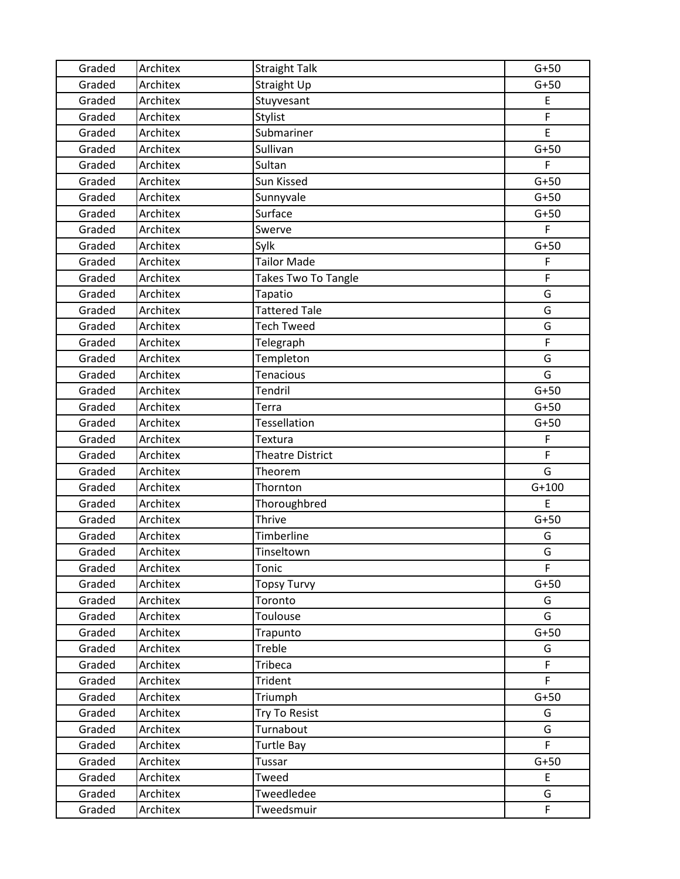| Graded | Architex | Straight Talk | G+50 |
|---|---|---|---|
| Graded | Architex | Straight Up | G+50 |
| Graded | Architex | Stuyvesant | E |
| Graded | Architex | Stylist | F |
| Graded | Architex | Submariner | E |
| Graded | Architex | Sullivan | G+50 |
| Graded | Architex | Sultan | F |
| Graded | Architex | Sun Kissed | G+50 |
| Graded | Architex | Sunnyvale | G+50 |
| Graded | Architex | Surface | G+50 |
| Graded | Architex | Swerve | F |
| Graded | Architex | Sylk | G+50 |
| Graded | Architex | Tailor Made | F |
| Graded | Architex | Takes Two To Tangle | F |
| Graded | Architex | Tapatio | G |
| Graded | Architex | Tattered Tale | G |
| Graded | Architex | Tech Tweed | G |
| Graded | Architex | Telegraph | F |
| Graded | Architex | Templeton | G |
| Graded | Architex | Tenacious | G |
| Graded | Architex | Tendril | G+50 |
| Graded | Architex | Terra | G+50 |
| Graded | Architex | Tessellation | G+50 |
| Graded | Architex | Textura | F |
| Graded | Architex | Theatre District | F |
| Graded | Architex | Theorem | G |
| Graded | Architex | Thornton | G+100 |
| Graded | Architex | Thoroughbred | E |
| Graded | Architex | Thrive | G+50 |
| Graded | Architex | Timberline | G |
| Graded | Architex | Tinseltown | G |
| Graded | Architex | Tonic | F |
| Graded | Architex | Topsy Turvy | G+50 |
| Graded | Architex | Toronto | G |
| Graded | Architex | Toulouse | G |
| Graded | Architex | Trapunto | G+50 |
| Graded | Architex | Treble | G |
| Graded | Architex | Tribeca | F |
| Graded | Architex | Trident | F |
| Graded | Architex | Triumph | G+50 |
| Graded | Architex | Try To Resist | G |
| Graded | Architex | Turnabout | G |
| Graded | Architex | Turtle Bay | F |
| Graded | Architex | Tussar | G+50 |
| Graded | Architex | Tweed | E |
| Graded | Architex | Tweedledee | G |
| Graded | Architex | Tweedsmuir | F |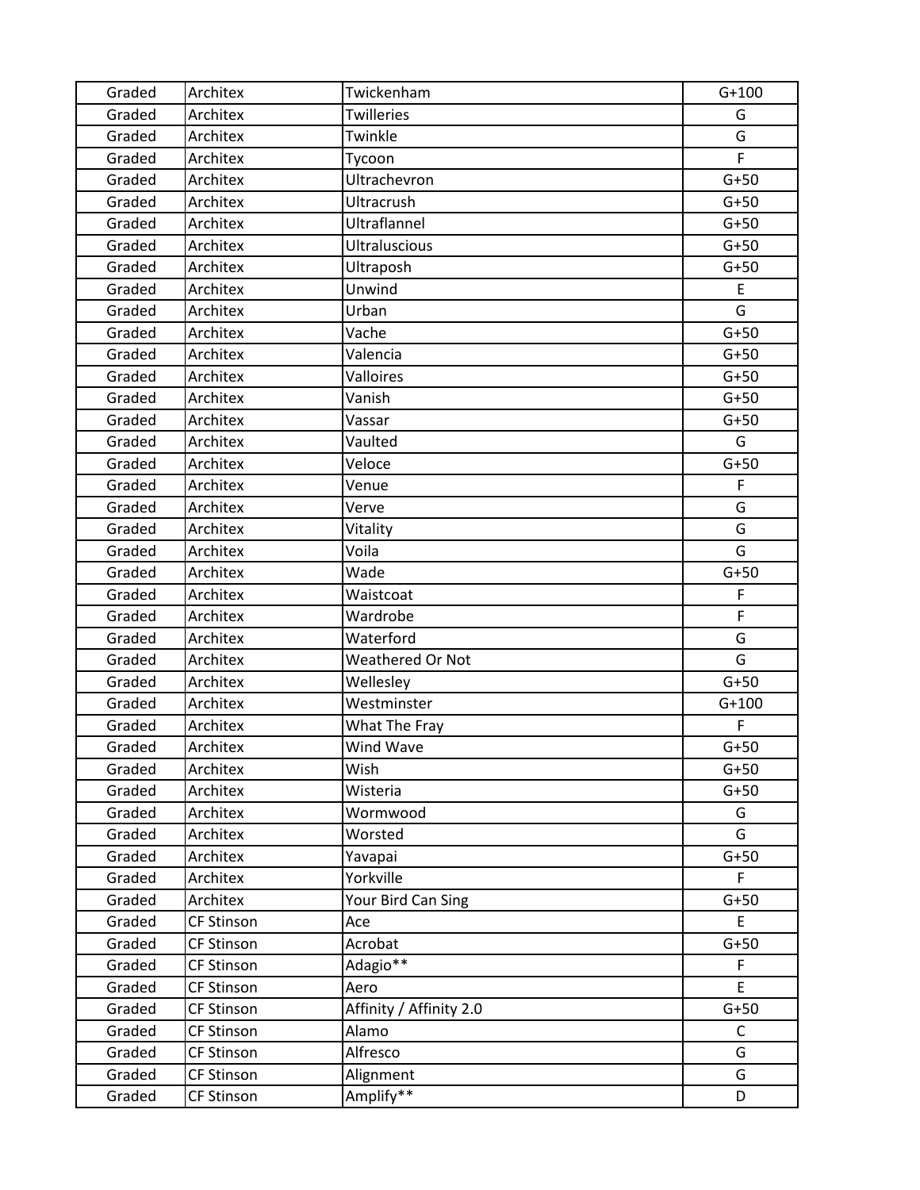| Graded | Architex | Twickenham | G+100 |
|---|---|---|---|
| Graded | Architex | Twilleries | G |
| Graded | Architex | Twinkle | G |
| Graded | Architex | Tycoon | F |
| Graded | Architex | Ultrachevron | G+50 |
| Graded | Architex | Ultracrush | G+50 |
| Graded | Architex | Ultraflannel | G+50 |
| Graded | Architex | Ultraluscious | G+50 |
| Graded | Architex | Ultraposh | G+50 |
| Graded | Architex | Unwind | E |
| Graded | Architex | Urban | G |
| Graded | Architex | Vache | G+50 |
| Graded | Architex | Valencia | G+50 |
| Graded | Architex | Valloires | G+50 |
| Graded | Architex | Vanish | G+50 |
| Graded | Architex | Vassar | G+50 |
| Graded | Architex | Vaulted | G |
| Graded | Architex | Veloce | G+50 |
| Graded | Architex | Venue | F |
| Graded | Architex | Verve | G |
| Graded | Architex | Vitality | G |
| Graded | Architex | Voila | G |
| Graded | Architex | Wade | G+50 |
| Graded | Architex | Waistcoat | F |
| Graded | Architex | Wardrobe | F |
| Graded | Architex | Waterford | G |
| Graded | Architex | Weathered Or Not | G |
| Graded | Architex | Wellesley | G+50 |
| Graded | Architex | Westminster | G+100 |
| Graded | Architex | What The Fray | F |
| Graded | Architex | Wind Wave | G+50 |
| Graded | Architex | Wish | G+50 |
| Graded | Architex | Wisteria | G+50 |
| Graded | Architex | Wormwood | G |
| Graded | Architex | Worsted | G |
| Graded | Architex | Yavapai | G+50 |
| Graded | Architex | Yorkville | F |
| Graded | Architex | Your Bird Can Sing | G+50 |
| Graded | CF Stinson | Ace | E |
| Graded | CF Stinson | Acrobat | G+50 |
| Graded | CF Stinson | Adagio** | F |
| Graded | CF Stinson | Aero | E |
| Graded | CF Stinson | Affinity / Affinity 2.0 | G+50 |
| Graded | CF Stinson | Alamo | C |
| Graded | CF Stinson | Alfresco | G |
| Graded | CF Stinson | Alignment | G |
| Graded | CF Stinson | Amplify** | D |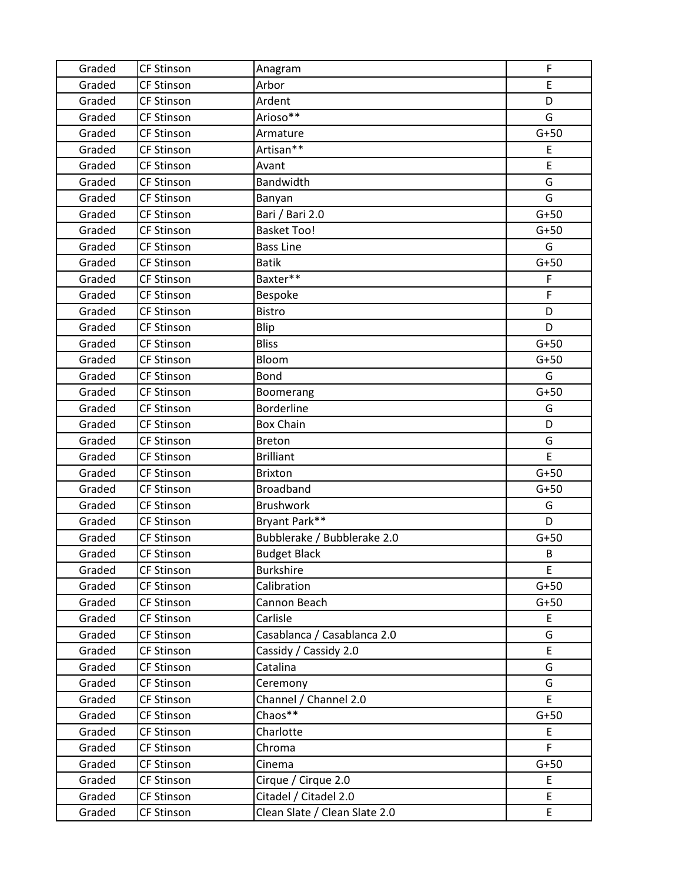| | | | |
|---|---|---|---|
| Graded | CF Stinson | Anagram | F |
| Graded | CF Stinson | Arbor | E |
| Graded | CF Stinson | Ardent | D |
| Graded | CF Stinson | Arioso** | G |
| Graded | CF Stinson | Armature | G+50 |
| Graded | CF Stinson | Artisan** | E |
| Graded | CF Stinson | Avant | E |
| Graded | CF Stinson | Bandwidth | G |
| Graded | CF Stinson | Banyan | G |
| Graded | CF Stinson | Bari / Bari 2.0 | G+50 |
| Graded | CF Stinson | Basket Too! | G+50 |
| Graded | CF Stinson | Bass Line | G |
| Graded | CF Stinson | Batik | G+50 |
| Graded | CF Stinson | Baxter** | F |
| Graded | CF Stinson | Bespoke | F |
| Graded | CF Stinson | Bistro | D |
| Graded | CF Stinson | Blip | D |
| Graded | CF Stinson | Bliss | G+50 |
| Graded | CF Stinson | Bloom | G+50 |
| Graded | CF Stinson | Bond | G |
| Graded | CF Stinson | Boomerang | G+50 |
| Graded | CF Stinson | Borderline | G |
| Graded | CF Stinson | Box Chain | D |
| Graded | CF Stinson | Breton | G |
| Graded | CF Stinson | Brilliant | E |
| Graded | CF Stinson | Brixton | G+50 |
| Graded | CF Stinson | Broadband | G+50 |
| Graded | CF Stinson | Brushwork | G |
| Graded | CF Stinson | Bryant Park** | D |
| Graded | CF Stinson | Bubblerake / Bubblerake 2.0 | G+50 |
| Graded | CF Stinson | Budget Black | B |
| Graded | CF Stinson | Burkshire | E |
| Graded | CF Stinson | Calibration | G+50 |
| Graded | CF Stinson | Cannon Beach | G+50 |
| Graded | CF Stinson | Carlisle | E |
| Graded | CF Stinson | Casablanca / Casablanca 2.0 | G |
| Graded | CF Stinson | Cassidy / Cassidy 2.0 | E |
| Graded | CF Stinson | Catalina | G |
| Graded | CF Stinson | Ceremony | G |
| Graded | CF Stinson | Channel / Channel 2.0 | E |
| Graded | CF Stinson | Chaos** | G+50 |
| Graded | CF Stinson | Charlotte | E |
| Graded | CF Stinson | Chroma | F |
| Graded | CF Stinson | Cinema | G+50 |
| Graded | CF Stinson | Cirque / Cirque 2.0 | E |
| Graded | CF Stinson | Citadel / Citadel 2.0 | E |
| Graded | CF Stinson | Clean Slate / Clean Slate 2.0 | E |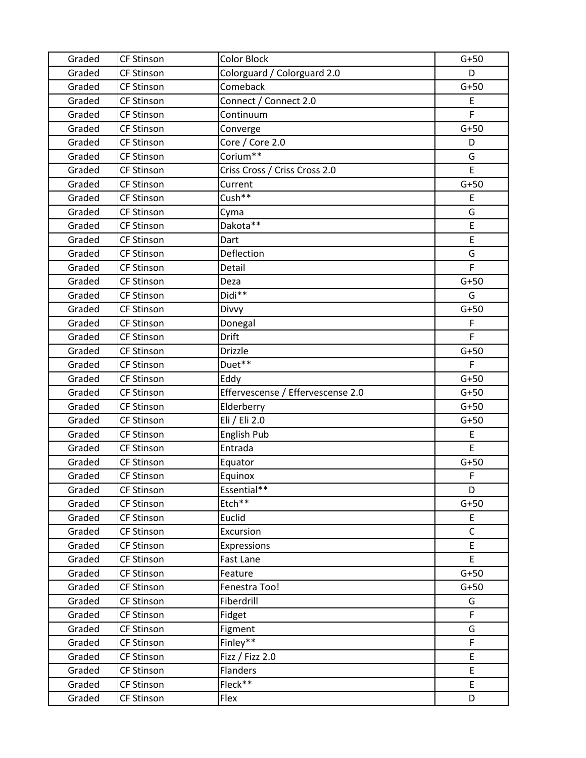| Graded | CF Stinson | Color Block | G+50 |
|---|---|---|---|
| Graded | CF Stinson | Colorguard / Colorguard 2.0 | D |
| Graded | CF Stinson | Comeback | G+50 |
| Graded | CF Stinson | Connect / Connect 2.0 | E |
| Graded | CF Stinson | Continuum | F |
| Graded | CF Stinson | Converge | G+50 |
| Graded | CF Stinson | Core / Core 2.0 | D |
| Graded | CF Stinson | Corium** | G |
| Graded | CF Stinson | Criss Cross / Criss Cross 2.0 | E |
| Graded | CF Stinson | Current | G+50 |
| Graded | CF Stinson | Cush** | E |
| Graded | CF Stinson | Cyma | G |
| Graded | CF Stinson | Dakota** | E |
| Graded | CF Stinson | Dart | E |
| Graded | CF Stinson | Deflection | G |
| Graded | CF Stinson | Detail | F |
| Graded | CF Stinson | Deza | G+50 |
| Graded | CF Stinson | Didi** | G |
| Graded | CF Stinson | Divvy | G+50 |
| Graded | CF Stinson | Donegal | F |
| Graded | CF Stinson | Drift | F |
| Graded | CF Stinson | Drizzle | G+50 |
| Graded | CF Stinson | Duet** | F |
| Graded | CF Stinson | Eddy | G+50 |
| Graded | CF Stinson | Effervescense / Effervescense 2.0 | G+50 |
| Graded | CF Stinson | Elderberry | G+50 |
| Graded | CF Stinson | Eli / Eli 2.0 | G+50 |
| Graded | CF Stinson | English Pub | E |
| Graded | CF Stinson | Entrada | E |
| Graded | CF Stinson | Equator | G+50 |
| Graded | CF Stinson | Equinox | F |
| Graded | CF Stinson | Essential** | D |
| Graded | CF Stinson | Etch** | G+50 |
| Graded | CF Stinson | Euclid | E |
| Graded | CF Stinson | Excursion | C |
| Graded | CF Stinson | Expressions | E |
| Graded | CF Stinson | Fast Lane | E |
| Graded | CF Stinson | Feature | G+50 |
| Graded | CF Stinson | Fenestra Too! | G+50 |
| Graded | CF Stinson | Fiberdrill | G |
| Graded | CF Stinson | Fidget | F |
| Graded | CF Stinson | Figment | G |
| Graded | CF Stinson | Finley** | F |
| Graded | CF Stinson | Fizz / Fizz 2.0 | E |
| Graded | CF Stinson | Flanders | E |
| Graded | CF Stinson | Fleck** | E |
| Graded | CF Stinson | Flex | D |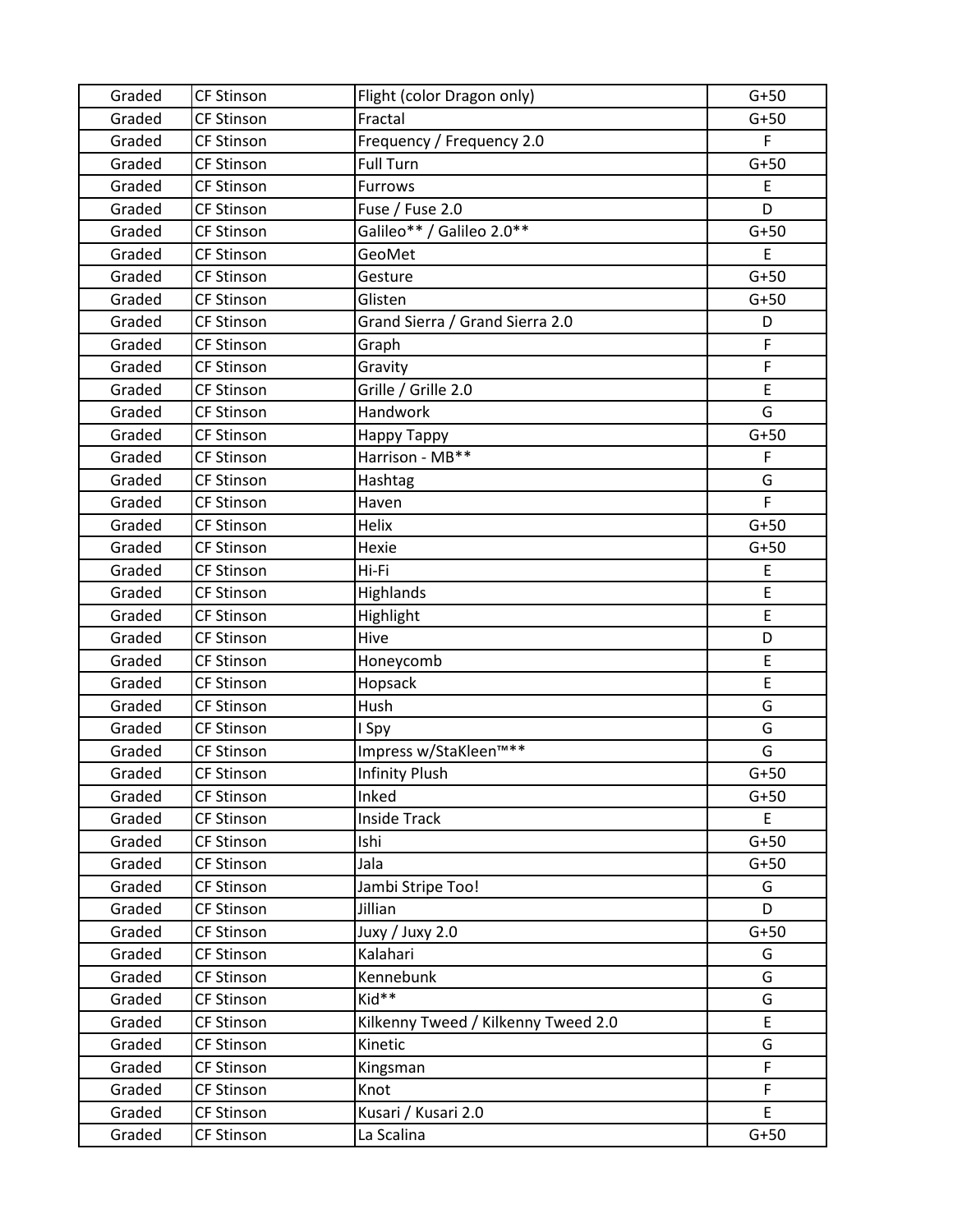| Graded | CF Stinson | Flight (color Dragon only) | G+50 |
|---|---|---|---|
| Graded | CF Stinson | Fractal | G+50 |
| Graded | CF Stinson | Frequency / Frequency 2.0 | F |
| Graded | CF Stinson | Full Turn | G+50 |
| Graded | CF Stinson | Furrows | E |
| Graded | CF Stinson | Fuse / Fuse 2.0 | D |
| Graded | CF Stinson | Galileo** / Galileo 2.0** | G+50 |
| Graded | CF Stinson | GeoMet | E |
| Graded | CF Stinson | Gesture | G+50 |
| Graded | CF Stinson | Glisten | G+50 |
| Graded | CF Stinson | Grand Sierra / Grand Sierra 2.0 | D |
| Graded | CF Stinson | Graph | F |
| Graded | CF Stinson | Gravity | F |
| Graded | CF Stinson | Grille / Grille 2.0 | E |
| Graded | CF Stinson | Handwork | G |
| Graded | CF Stinson | Happy Tappy | G+50 |
| Graded | CF Stinson | Harrison - MB** | F |
| Graded | CF Stinson | Hashtag | G |
| Graded | CF Stinson | Haven | F |
| Graded | CF Stinson | Helix | G+50 |
| Graded | CF Stinson | Hexie | G+50 |
| Graded | CF Stinson | Hi-Fi | E |
| Graded | CF Stinson | Highlands | E |
| Graded | CF Stinson | Highlight | E |
| Graded | CF Stinson | Hive | D |
| Graded | CF Stinson | Honeycomb | E |
| Graded | CF Stinson | Hopsack | E |
| Graded | CF Stinson | Hush | G |
| Graded | CF Stinson | I Spy | G |
| Graded | CF Stinson | Impress w/StaKleen™** | G |
| Graded | CF Stinson | Infinity Plush | G+50 |
| Graded | CF Stinson | Inked | G+50 |
| Graded | CF Stinson | Inside Track | E |
| Graded | CF Stinson | Ishi | G+50 |
| Graded | CF Stinson | Jala | G+50 |
| Graded | CF Stinson | Jambi Stripe Too! | G |
| Graded | CF Stinson | Jillian | D |
| Graded | CF Stinson | Juxy / Juxy 2.0 | G+50 |
| Graded | CF Stinson | Kalahari | G |
| Graded | CF Stinson | Kennebunk | G |
| Graded | CF Stinson | Kid** | G |
| Graded | CF Stinson | Kilkenny Tweed / Kilkenny Tweed 2.0 | E |
| Graded | CF Stinson | Kinetic | G |
| Graded | CF Stinson | Kingsman | F |
| Graded | CF Stinson | Knot | F |
| Graded | CF Stinson | Kusari / Kusari 2.0 | E |
| Graded | CF Stinson | La Scalina | G+50 |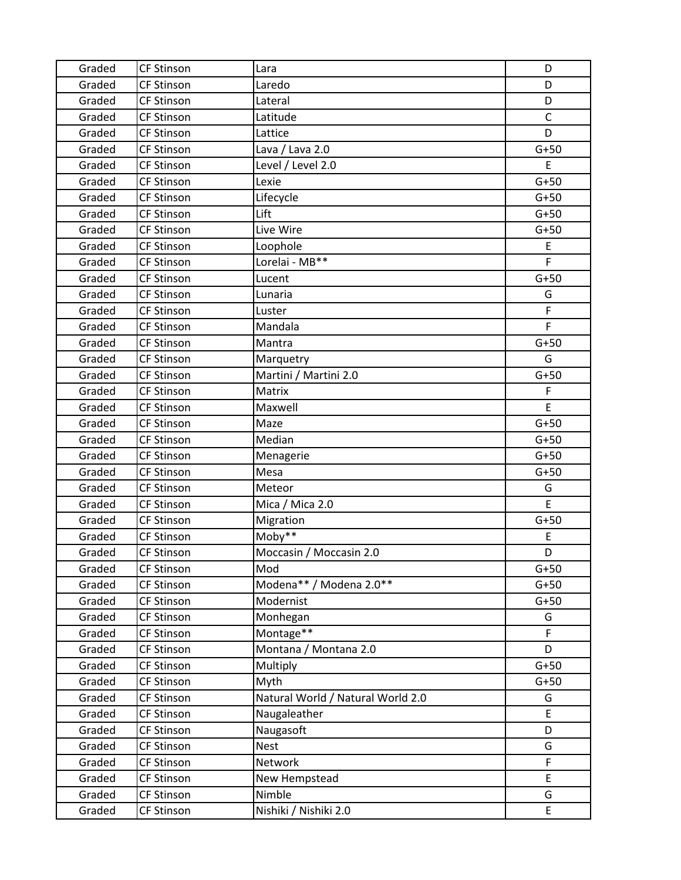| | | | |
|---|---|---|---|
| Graded | CF Stinson | Lara | D |
| Graded | CF Stinson | Laredo | D |
| Graded | CF Stinson | Lateral | D |
| Graded | CF Stinson | Latitude | C |
| Graded | CF Stinson | Lattice | D |
| Graded | CF Stinson | Lava / Lava 2.0 | G+50 |
| Graded | CF Stinson | Level / Level 2.0 | E |
| Graded | CF Stinson | Lexie | G+50 |
| Graded | CF Stinson | Lifecycle | G+50 |
| Graded | CF Stinson | Lift | G+50 |
| Graded | CF Stinson | Live Wire | G+50 |
| Graded | CF Stinson | Loophole | E |
| Graded | CF Stinson | Lorelai - MB** | F |
| Graded | CF Stinson | Lucent | G+50 |
| Graded | CF Stinson | Lunaria | G |
| Graded | CF Stinson | Luster | F |
| Graded | CF Stinson | Mandala | F |
| Graded | CF Stinson | Mantra | G+50 |
| Graded | CF Stinson | Marquetry | G |
| Graded | CF Stinson | Martini / Martini 2.0 | G+50 |
| Graded | CF Stinson | Matrix | F |
| Graded | CF Stinson | Maxwell | E |
| Graded | CF Stinson | Maze | G+50 |
| Graded | CF Stinson | Median | G+50 |
| Graded | CF Stinson | Menagerie | G+50 |
| Graded | CF Stinson | Mesa | G+50 |
| Graded | CF Stinson | Meteor | G |
| Graded | CF Stinson | Mica / Mica 2.0 | E |
| Graded | CF Stinson | Migration | G+50 |
| Graded | CF Stinson | Moby** | E |
| Graded | CF Stinson | Moccasin / Moccasin 2.0 | D |
| Graded | CF Stinson | Mod | G+50 |
| Graded | CF Stinson | Modena** / Modena 2.0** | G+50 |
| Graded | CF Stinson | Modernist | G+50 |
| Graded | CF Stinson | Monhegan | G |
| Graded | CF Stinson | Montage** | F |
| Graded | CF Stinson | Montana / Montana 2.0 | D |
| Graded | CF Stinson | Multiply | G+50 |
| Graded | CF Stinson | Myth | G+50 |
| Graded | CF Stinson | Natural World / Natural World 2.0 | G |
| Graded | CF Stinson | Naugaleather | E |
| Graded | CF Stinson | Naugasoft | D |
| Graded | CF Stinson | Nest | G |
| Graded | CF Stinson | Network | F |
| Graded | CF Stinson | New Hempstead | E |
| Graded | CF Stinson | Nimble | G |
| Graded | CF Stinson | Nishiki / Nishiki 2.0 | E |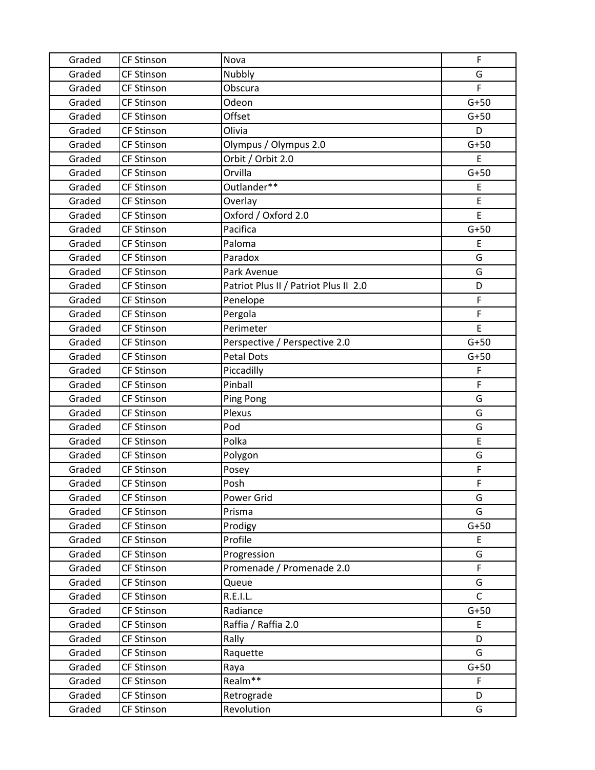| Graded | CF Stinson | Nova | F |
|---|---|---|---|
| Graded | CF Stinson | Nubbly | G |
| Graded | CF Stinson | Obscura | F |
| Graded | CF Stinson | Odeon | G+50 |
| Graded | CF Stinson | Offset | G+50 |
| Graded | CF Stinson | Olivia | D |
| Graded | CF Stinson | Olympus / Olympus 2.0 | G+50 |
| Graded | CF Stinson | Orbit / Orbit 2.0 | E |
| Graded | CF Stinson | Orvilla | G+50 |
| Graded | CF Stinson | Outlander** | E |
| Graded | CF Stinson | Overlay | E |
| Graded | CF Stinson | Oxford / Oxford 2.0 | E |
| Graded | CF Stinson | Pacifica | G+50 |
| Graded | CF Stinson | Paloma | E |
| Graded | CF Stinson | Paradox | G |
| Graded | CF Stinson | Park Avenue | G |
| Graded | CF Stinson | Patriot Plus II / Patriot Plus II 2.0 | D |
| Graded | CF Stinson | Penelope | F |
| Graded | CF Stinson | Pergola | F |
| Graded | CF Stinson | Perimeter | E |
| Graded | CF Stinson | Perspective / Perspective 2.0 | G+50 |
| Graded | CF Stinson | Petal Dots | G+50 |
| Graded | CF Stinson | Piccadilly | F |
| Graded | CF Stinson | Pinball | F |
| Graded | CF Stinson | Ping Pong | G |
| Graded | CF Stinson | Plexus | G |
| Graded | CF Stinson | Pod | G |
| Graded | CF Stinson | Polka | E |
| Graded | CF Stinson | Polygon | G |
| Graded | CF Stinson | Posey | F |
| Graded | CF Stinson | Posh | F |
| Graded | CF Stinson | Power Grid | G |
| Graded | CF Stinson | Prisma | G |
| Graded | CF Stinson | Prodigy | G+50 |
| Graded | CF Stinson | Profile | E |
| Graded | CF Stinson | Progression | G |
| Graded | CF Stinson | Promenade / Promenade 2.0 | F |
| Graded | CF Stinson | Queue | G |
| Graded | CF Stinson | R.E.I.L. | C |
| Graded | CF Stinson | Radiance | G+50 |
| Graded | CF Stinson | Raffia / Raffia 2.0 | E |
| Graded | CF Stinson | Rally | D |
| Graded | CF Stinson | Raquette | G |
| Graded | CF Stinson | Raya | G+50 |
| Graded | CF Stinson | Realm** | F |
| Graded | CF Stinson | Retrograde | D |
| Graded | CF Stinson | Revolution | G |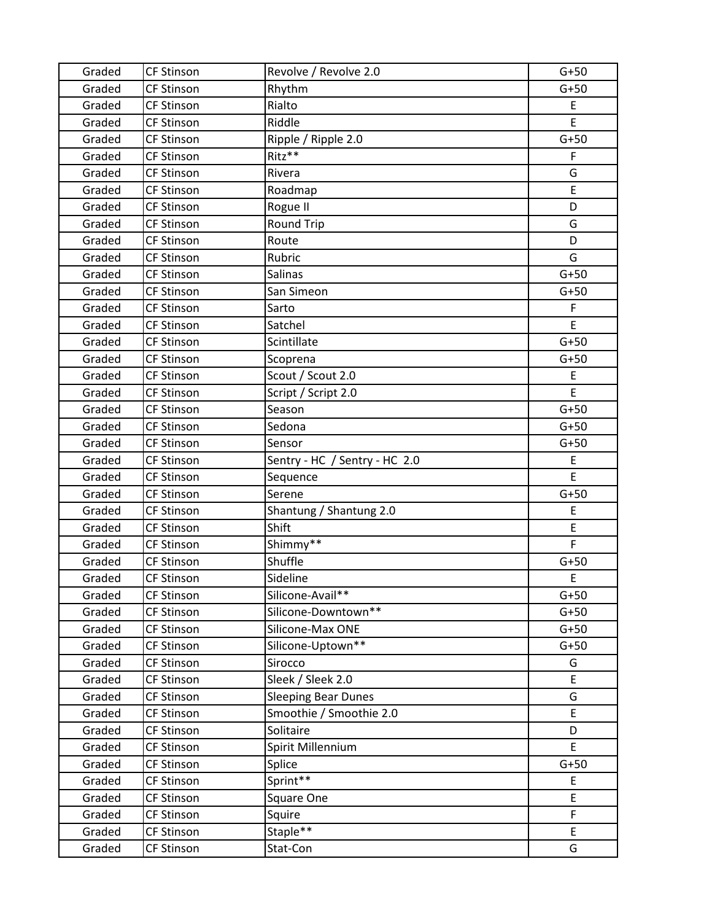| Graded | CF Stinson | Revolve / Revolve 2.0 | G+50 |
|---|---|---|---|
| Graded | CF Stinson | Rhythm | G+50 |
| Graded | CF Stinson | Rialto | E |
| Graded | CF Stinson | Riddle | E |
| Graded | CF Stinson | Ripple / Ripple 2.0 | G+50 |
| Graded | CF Stinson | Ritz** | F |
| Graded | CF Stinson | Rivera | G |
| Graded | CF Stinson | Roadmap | E |
| Graded | CF Stinson | Rogue II | D |
| Graded | CF Stinson | Round Trip | G |
| Graded | CF Stinson | Route | D |
| Graded | CF Stinson | Rubric | G |
| Graded | CF Stinson | Salinas | G+50 |
| Graded | CF Stinson | San Simeon | G+50 |
| Graded | CF Stinson | Sarto | F |
| Graded | CF Stinson | Satchel | E |
| Graded | CF Stinson | Scintillate | G+50 |
| Graded | CF Stinson | Scoprena | G+50 |
| Graded | CF Stinson | Scout / Scout 2.0 | E |
| Graded | CF Stinson | Script / Script 2.0 | E |
| Graded | CF Stinson | Season | G+50 |
| Graded | CF Stinson | Sedona | G+50 |
| Graded | CF Stinson | Sensor | G+50 |
| Graded | CF Stinson | Sentry - HC / Sentry - HC 2.0 | E |
| Graded | CF Stinson | Sequence | E |
| Graded | CF Stinson | Serene | G+50 |
| Graded | CF Stinson | Shantung / Shantung 2.0 | E |
| Graded | CF Stinson | Shift | E |
| Graded | CF Stinson | Shimmy** | F |
| Graded | CF Stinson | Shuffle | G+50 |
| Graded | CF Stinson | Sideline | E |
| Graded | CF Stinson | Silicone-Avail** | G+50 |
| Graded | CF Stinson | Silicone-Downtown** | G+50 |
| Graded | CF Stinson | Silicone-Max ONE | G+50 |
| Graded | CF Stinson | Silicone-Uptown** | G+50 |
| Graded | CF Stinson | Sirocco | G |
| Graded | CF Stinson | Sleek / Sleek 2.0 | E |
| Graded | CF Stinson | Sleeping Bear Dunes | G |
| Graded | CF Stinson | Smoothie / Smoothie 2.0 | E |
| Graded | CF Stinson | Solitaire | D |
| Graded | CF Stinson | Spirit Millennium | E |
| Graded | CF Stinson | Splice | G+50 |
| Graded | CF Stinson | Sprint** | E |
| Graded | CF Stinson | Square One | E |
| Graded | CF Stinson | Squire | F |
| Graded | CF Stinson | Staple** | E |
| Graded | CF Stinson | Stat-Con | G |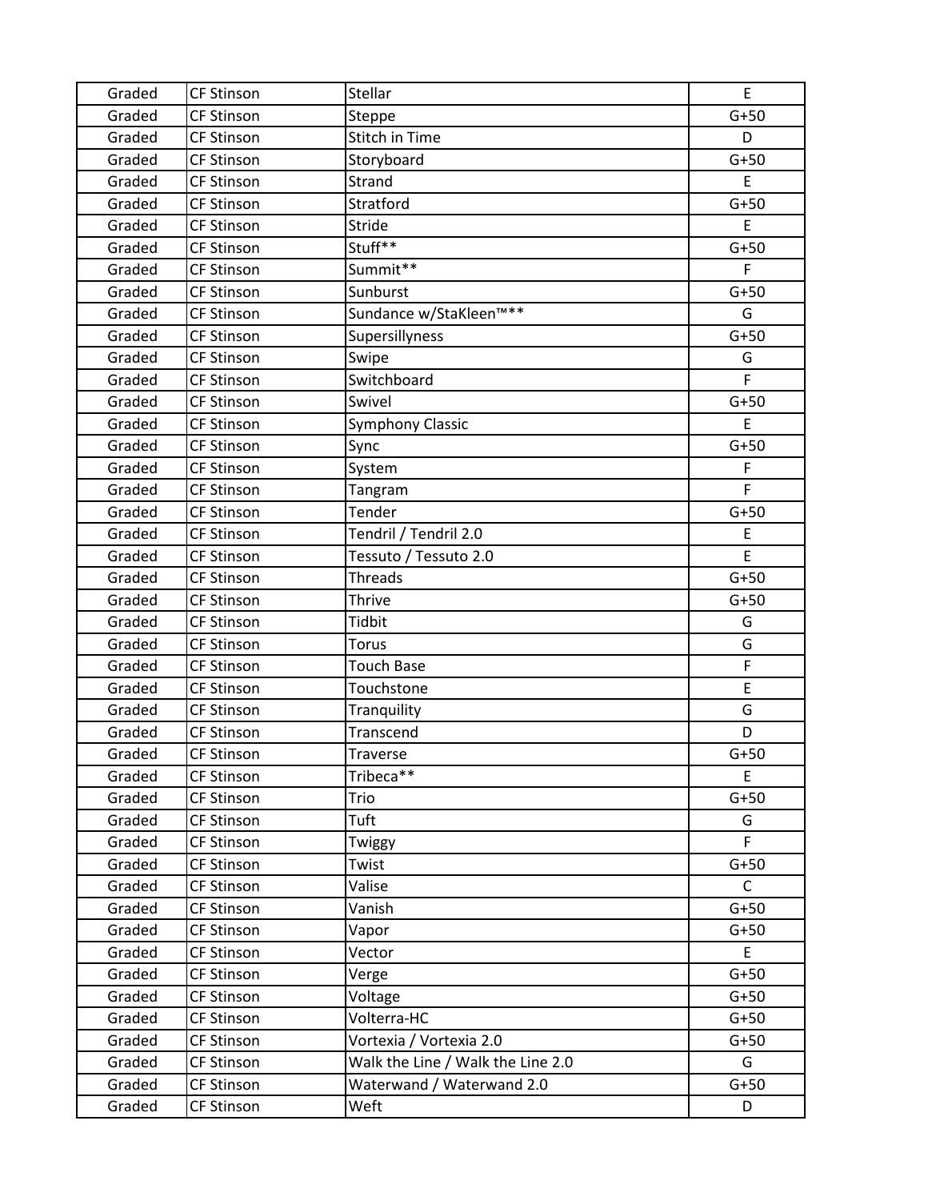| Graded | CF Stinson | Stellar | E |
|---|---|---|---|
| Graded | CF Stinson | Steppe | G+50 |
| Graded | CF Stinson | Stitch in Time | D |
| Graded | CF Stinson | Storyboard | G+50 |
| Graded | CF Stinson | Strand | E |
| Graded | CF Stinson | Stratford | G+50 |
| Graded | CF Stinson | Stride | E |
| Graded | CF Stinson | Stuff** | G+50 |
| Graded | CF Stinson | Summit** | F |
| Graded | CF Stinson | Sunburst | G+50 |
| Graded | CF Stinson | Sundance w/StaKleen™** | G |
| Graded | CF Stinson | Supersillyness | G+50 |
| Graded | CF Stinson | Swipe | G |
| Graded | CF Stinson | Switchboard | F |
| Graded | CF Stinson | Swivel | G+50 |
| Graded | CF Stinson | Symphony Classic | E |
| Graded | CF Stinson | Sync | G+50 |
| Graded | CF Stinson | System | F |
| Graded | CF Stinson | Tangram | F |
| Graded | CF Stinson | Tender | G+50 |
| Graded | CF Stinson | Tendril / Tendril 2.0 | E |
| Graded | CF Stinson | Tessuto / Tessuto 2.0 | E |
| Graded | CF Stinson | Threads | G+50 |
| Graded | CF Stinson | Thrive | G+50 |
| Graded | CF Stinson | Tidbit | G |
| Graded | CF Stinson | Torus | G |
| Graded | CF Stinson | Touch Base | F |
| Graded | CF Stinson | Touchstone | E |
| Graded | CF Stinson | Tranquility | G |
| Graded | CF Stinson | Transcend | D |
| Graded | CF Stinson | Traverse | G+50 |
| Graded | CF Stinson | Tribeca** | E |
| Graded | CF Stinson | Trio | G+50 |
| Graded | CF Stinson | Tuft | G |
| Graded | CF Stinson | Twiggy | F |
| Graded | CF Stinson | Twist | G+50 |
| Graded | CF Stinson | Valise | C |
| Graded | CF Stinson | Vanish | G+50 |
| Graded | CF Stinson | Vapor | G+50 |
| Graded | CF Stinson | Vector | E |
| Graded | CF Stinson | Verge | G+50 |
| Graded | CF Stinson | Voltage | G+50 |
| Graded | CF Stinson | Volterra-HC | G+50 |
| Graded | CF Stinson | Vortexia / Vortexia 2.0 | G+50 |
| Graded | CF Stinson | Walk the Line / Walk the Line 2.0 | G |
| Graded | CF Stinson | Waterwand / Waterwand 2.0 | G+50 |
| Graded | CF Stinson | Weft | D |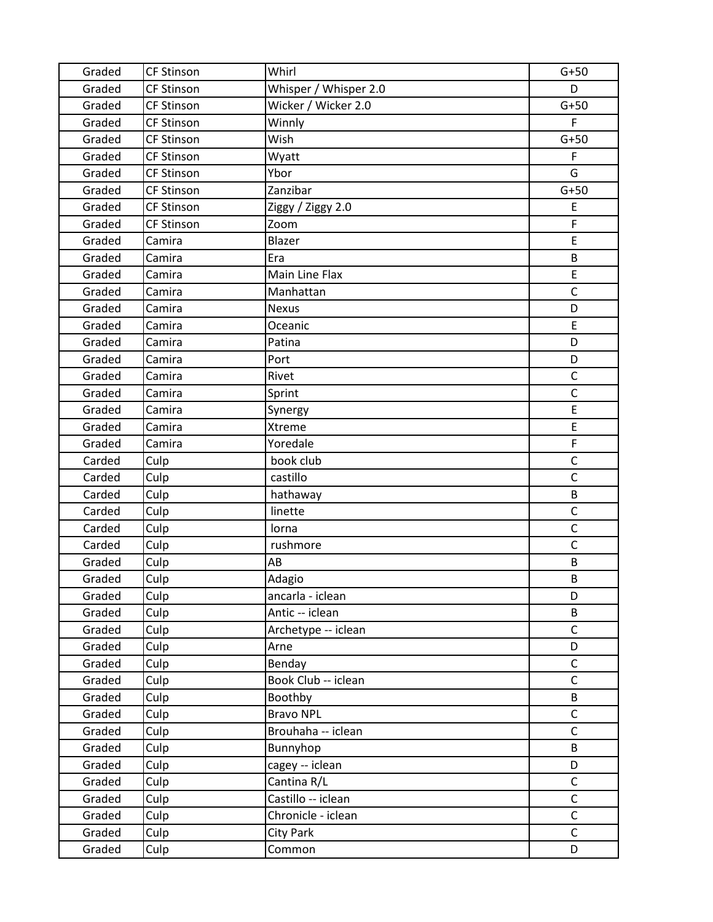| Graded | CF Stinson | Whirl | G+50 |
|---|---|---|---|
| Graded | CF Stinson | Whisper / Whisper 2.0 | D |
| Graded | CF Stinson | Wicker / Wicker 2.0 | G+50 |
| Graded | CF Stinson | Winnly | F |
| Graded | CF Stinson | Wish | G+50 |
| Graded | CF Stinson | Wyatt | F |
| Graded | CF Stinson | Ybor | G |
| Graded | CF Stinson | Zanzibar | G+50 |
| Graded | CF Stinson | Ziggy / Ziggy 2.0 | E |
| Graded | CF Stinson | Zoom | F |
| Graded | Camira | Blazer | E |
| Graded | Camira | Era | B |
| Graded | Camira | Main Line Flax | E |
| Graded | Camira | Manhattan | C |
| Graded | Camira | Nexus | D |
| Graded | Camira | Oceanic | E |
| Graded | Camira | Patina | D |
| Graded | Camira | Port | D |
| Graded | Camira | Rivet | C |
| Graded | Camira | Sprint | C |
| Graded | Camira | Synergy | E |
| Graded | Camira | Xtreme | E |
| Graded | Camira | Yoredale | F |
| Carded | Culp | book club | C |
| Carded | Culp | castillo | C |
| Carded | Culp | hathaway | B |
| Carded | Culp | linette | C |
| Carded | Culp | lorna | C |
| Carded | Culp | rushmore | C |
| Graded | Culp | AB | B |
| Graded | Culp | Adagio | B |
| Graded | Culp | ancarla - iclean | D |
| Graded | Culp | Antic -- iclean | B |
| Graded | Culp | Archetype -- iclean | C |
| Graded | Culp | Arne | D |
| Graded | Culp | Benday | C |
| Graded | Culp | Book Club -- iclean | C |
| Graded | Culp | Boothby | B |
| Graded | Culp | Bravo NPL | C |
| Graded | Culp | Brouhaha -- iclean | C |
| Graded | Culp | Bunnyhop | B |
| Graded | Culp | cagey -- iclean | D |
| Graded | Culp | Cantina R/L | C |
| Graded | Culp | Castillo -- iclean | C |
| Graded | Culp | Chronicle - iclean | C |
| Graded | Culp | City Park | C |
| Graded | Culp | Common | D |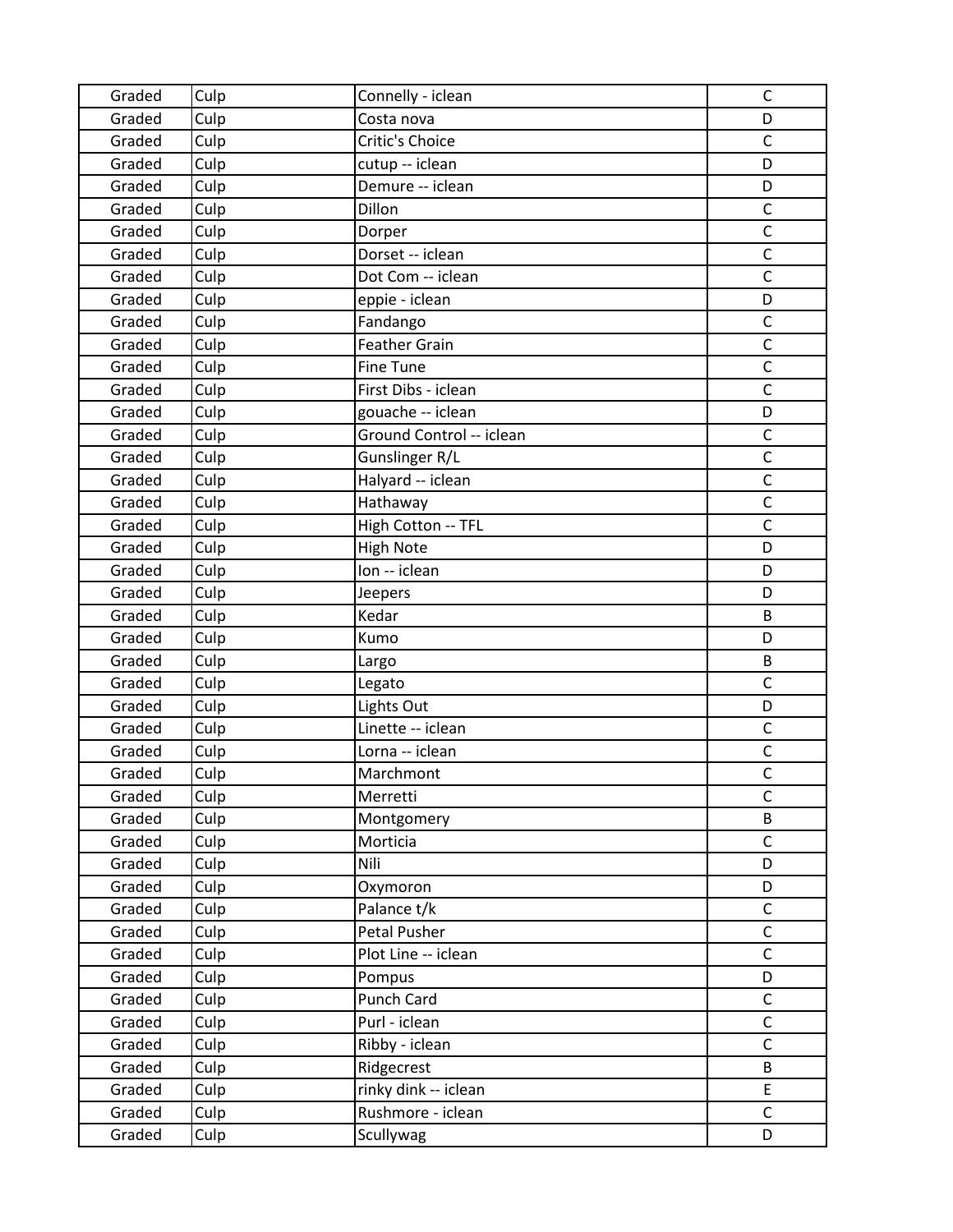| Graded | Culp | Connelly - iclean | C |
|---|---|---|---|
| Graded | Culp | Costa nova | D |
| Graded | Culp | Critic's Choice | C |
| Graded | Culp | cutup -- iclean | D |
| Graded | Culp | Demure -- iclean | D |
| Graded | Culp | Dillon | C |
| Graded | Culp | Dorper | C |
| Graded | Culp | Dorset -- iclean | C |
| Graded | Culp | Dot Com -- iclean | C |
| Graded | Culp | eppie - iclean | D |
| Graded | Culp | Fandango | C |
| Graded | Culp | Feather Grain | C |
| Graded | Culp | Fine Tune | C |
| Graded | Culp | First Dibs - iclean | C |
| Graded | Culp | gouache -- iclean | D |
| Graded | Culp | Ground Control -- iclean | C |
| Graded | Culp | Gunslinger R/L | C |
| Graded | Culp | Halyard -- iclean | C |
| Graded | Culp | Hathaway | C |
| Graded | Culp | High Cotton -- TFL | C |
| Graded | Culp | High Note | D |
| Graded | Culp | Ion -- iclean | D |
| Graded | Culp | Jeepers | D |
| Graded | Culp | Kedar | B |
| Graded | Culp | Kumo | D |
| Graded | Culp | Largo | B |
| Graded | Culp | Legato | C |
| Graded | Culp | Lights Out | D |
| Graded | Culp | Linette -- iclean | C |
| Graded | Culp | Lorna -- iclean | C |
| Graded | Culp | Marchmont | C |
| Graded | Culp | Merretti | C |
| Graded | Culp | Montgomery | B |
| Graded | Culp | Morticia | C |
| Graded | Culp | Nili | D |
| Graded | Culp | Oxymoron | D |
| Graded | Culp | Palance t/k | C |
| Graded | Culp | Petal Pusher | C |
| Graded | Culp | Plot Line -- iclean | C |
| Graded | Culp | Pompus | D |
| Graded | Culp | Punch Card | C |
| Graded | Culp | Purl - iclean | C |
| Graded | Culp | Ribby - iclean | C |
| Graded | Culp | Ridgecrest | B |
| Graded | Culp | rinky dink -- iclean | E |
| Graded | Culp | Rushmore - iclean | C |
| Graded | Culp | Scullywag | D |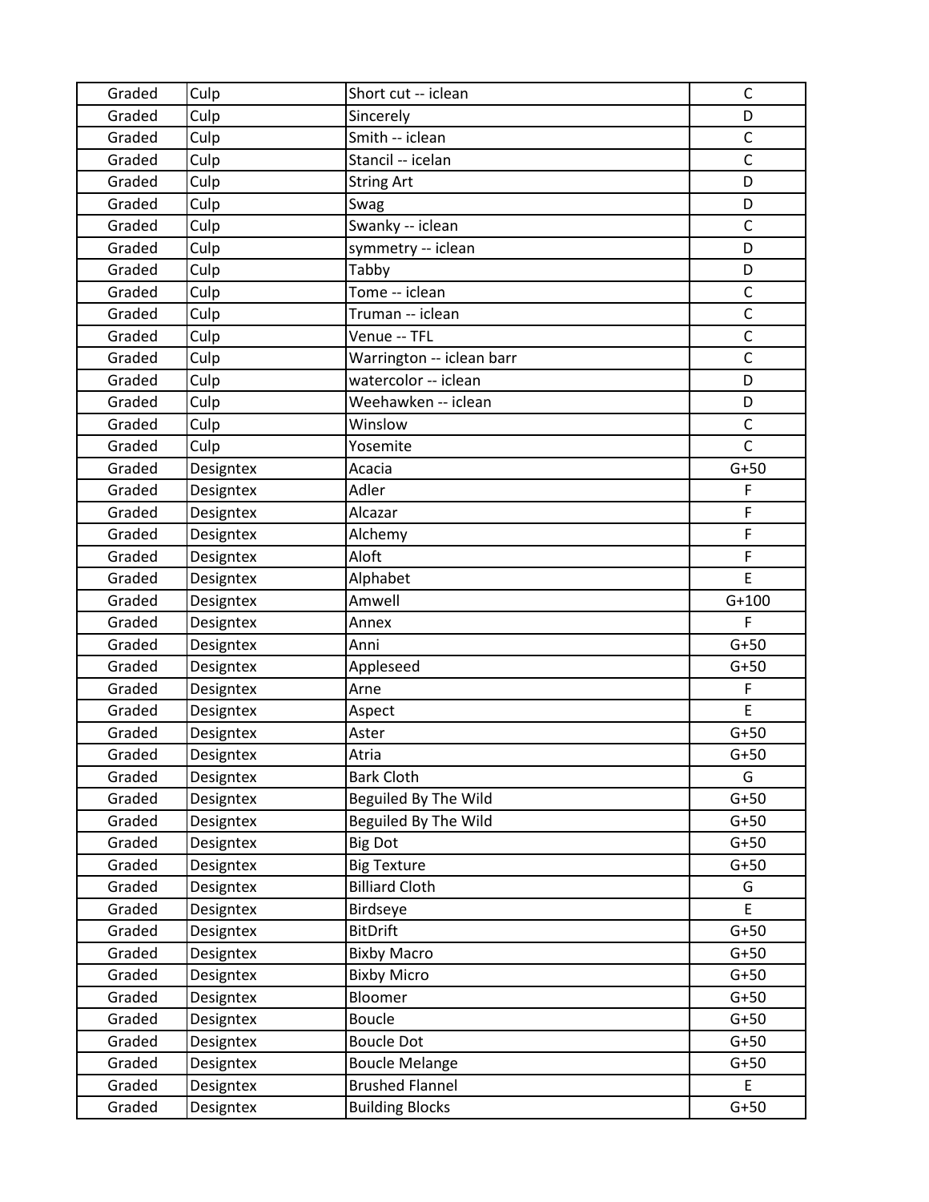| Graded | Culp | Short cut -- iclean | C |
|---|---|---|---|
| Graded | Culp | Sincerely | D |
| Graded | Culp | Smith -- iclean | C |
| Graded | Culp | Stancil -- icelan | C |
| Graded | Culp | String Art | D |
| Graded | Culp | Swag | D |
| Graded | Culp | Swanky -- iclean | C |
| Graded | Culp | symmetry -- iclean | D |
| Graded | Culp | Tabby | D |
| Graded | Culp | Tome -- iclean | C |
| Graded | Culp | Truman -- iclean | C |
| Graded | Culp | Venue -- TFL | C |
| Graded | Culp | Warrington -- iclean barr | C |
| Graded | Culp | watercolor -- iclean | D |
| Graded | Culp | Weehawken -- iclean | D |
| Graded | Culp | Winslow | C |
| Graded | Culp | Yosemite | C |
| Graded | Designtex | Acacia | G+50 |
| Graded | Designtex | Adler | F |
| Graded | Designtex | Alcazar | F |
| Graded | Designtex | Alchemy | F |
| Graded | Designtex | Aloft | F |
| Graded | Designtex | Alphabet | E |
| Graded | Designtex | Amwell | G+100 |
| Graded | Designtex | Annex | F |
| Graded | Designtex | Anni | G+50 |
| Graded | Designtex | Appleseed | G+50 |
| Graded | Designtex | Arne | F |
| Graded | Designtex | Aspect | E |
| Graded | Designtex | Aster | G+50 |
| Graded | Designtex | Atria | G+50 |
| Graded | Designtex | Bark Cloth | G |
| Graded | Designtex | Beguiled By The Wild | G+50 |
| Graded | Designtex | Beguiled By The Wild | G+50 |
| Graded | Designtex | Big Dot | G+50 |
| Graded | Designtex | Big Texture | G+50 |
| Graded | Designtex | Billiard Cloth | G |
| Graded | Designtex | Birdseye | E |
| Graded | Designtex | BitDrift | G+50 |
| Graded | Designtex | Bixby Macro | G+50 |
| Graded | Designtex | Bixby Micro | G+50 |
| Graded | Designtex | Bloomer | G+50 |
| Graded | Designtex | Boucle | G+50 |
| Graded | Designtex | Boucle Dot | G+50 |
| Graded | Designtex | Boucle Melange | G+50 |
| Graded | Designtex | Brushed Flannel | E |
| Graded | Designtex | Building Blocks | G+50 |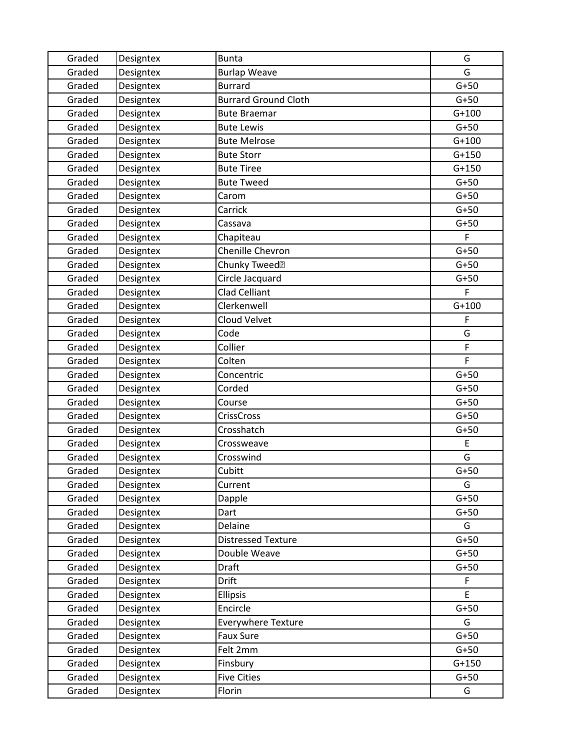| Graded | Designtex | Bunta | G |
|---|---|---|---|
| Graded | Designtex | Burlap Weave | G |
| Graded | Designtex | Burrard | G+50 |
| Graded | Designtex | Burrard Ground Cloth | G+50 |
| Graded | Designtex | Bute Braemar | G+100 |
| Graded | Designtex | Bute Lewis | G+50 |
| Graded | Designtex | Bute Melrose | G+100 |
| Graded | Designtex | Bute Storr | G+150 |
| Graded | Designtex | Bute Tiree | G+150 |
| Graded | Designtex | Bute Tweed | G+50 |
| Graded | Designtex | Carom | G+50 |
| Graded | Designtex | Carrick | G+50 |
| Graded | Designtex | Cassava | G+50 |
| Graded | Designtex | Chapiteau | F |
| Graded | Designtex | Chenille Chevron | G+50 |
| Graded | Designtex | Chunky Tweed | G+50 |
| Graded | Designtex | Circle Jacquard | G+50 |
| Graded | Designtex | Clad Celliant | F |
| Graded | Designtex | Clerkenwell | G+100 |
| Graded | Designtex | Cloud Velvet | F |
| Graded | Designtex | Code | G |
| Graded | Designtex | Collier | F |
| Graded | Designtex | Colten | F |
| Graded | Designtex | Concentric | G+50 |
| Graded | Designtex | Corded | G+50 |
| Graded | Designtex | Course | G+50 |
| Graded | Designtex | CrissCross | G+50 |
| Graded | Designtex | Crosshatch | G+50 |
| Graded | Designtex | Crossweave | E |
| Graded | Designtex | Crosswind | G |
| Graded | Designtex | Cubitt | G+50 |
| Graded | Designtex | Current | G |
| Graded | Designtex | Dapple | G+50 |
| Graded | Designtex | Dart | G+50 |
| Graded | Designtex | Delaine | G |
| Graded | Designtex | Distressed Texture | G+50 |
| Graded | Designtex | Double Weave | G+50 |
| Graded | Designtex | Draft | G+50 |
| Graded | Designtex | Drift | F |
| Graded | Designtex | Ellipsis | E |
| Graded | Designtex | Encircle | G+50 |
| Graded | Designtex | Everywhere Texture | G |
| Graded | Designtex | Faux Sure | G+50 |
| Graded | Designtex | Felt 2mm | G+50 |
| Graded | Designtex | Finsbury | G+150 |
| Graded | Designtex | Five Cities | G+50 |
| Graded | Designtex | Florin | G |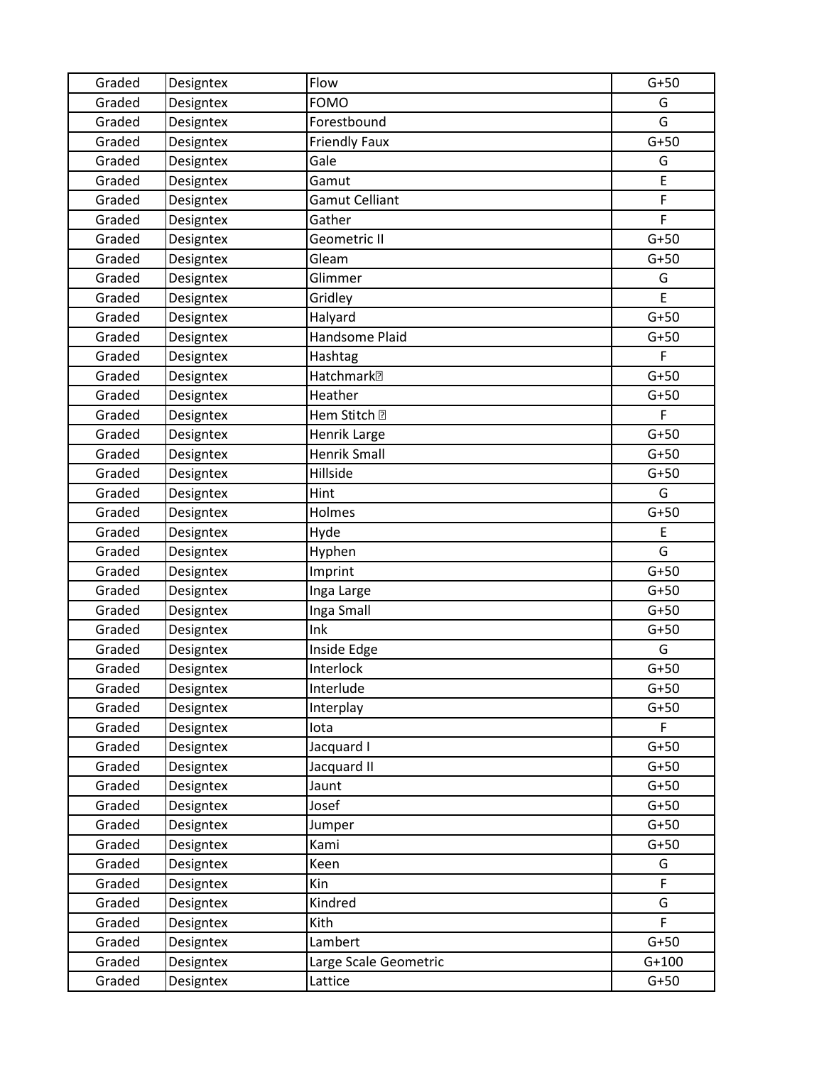| Graded | Designtex | Flow | G+50 |
|---|---|---|---|
| Graded | Designtex | FOMO | G |
| Graded | Designtex | Forestbound | G |
| Graded | Designtex | Friendly Faux | G+50 |
| Graded | Designtex | Gale | G |
| Graded | Designtex | Gamut | E |
| Graded | Designtex | Gamut Celliant | F |
| Graded | Designtex | Gather | F |
| Graded | Designtex | Geometric II | G+50 |
| Graded | Designtex | Gleam | G+50 |
| Graded | Designtex | Glimmer | G |
| Graded | Designtex | Gridley | E |
| Graded | Designtex | Halyard | G+50 |
| Graded | Designtex | Handsome Plaid | G+50 |
| Graded | Designtex | Hashtag | F |
| Graded | Designtex | Hatchmark | G+50 |
| Graded | Designtex | Heather | G+50 |
| Graded | Designtex | Hem Stitch | F |
| Graded | Designtex | Henrik Large | G+50 |
| Graded | Designtex | Henrik Small | G+50 |
| Graded | Designtex | Hillside | G+50 |
| Graded | Designtex | Hint | G |
| Graded | Designtex | Holmes | G+50 |
| Graded | Designtex | Hyde | E |
| Graded | Designtex | Hyphen | G |
| Graded | Designtex | Imprint | G+50 |
| Graded | Designtex | Inga Large | G+50 |
| Graded | Designtex | Inga Small | G+50 |
| Graded | Designtex | Ink | G+50 |
| Graded | Designtex | Inside Edge | G |
| Graded | Designtex | Interlock | G+50 |
| Graded | Designtex | Interlude | G+50 |
| Graded | Designtex | Interplay | G+50 |
| Graded | Designtex | Iota | F |
| Graded | Designtex | Jacquard I | G+50 |
| Graded | Designtex | Jacquard II | G+50 |
| Graded | Designtex | Jaunt | G+50 |
| Graded | Designtex | Josef | G+50 |
| Graded | Designtex | Jumper | G+50 |
| Graded | Designtex | Kami | G+50 |
| Graded | Designtex | Keen | G |
| Graded | Designtex | Kin | F |
| Graded | Designtex | Kindred | G |
| Graded | Designtex | Kith | F |
| Graded | Designtex | Lambert | G+50 |
| Graded | Designtex | Large Scale Geometric | G+100 |
| Graded | Designtex | Lattice | G+50 |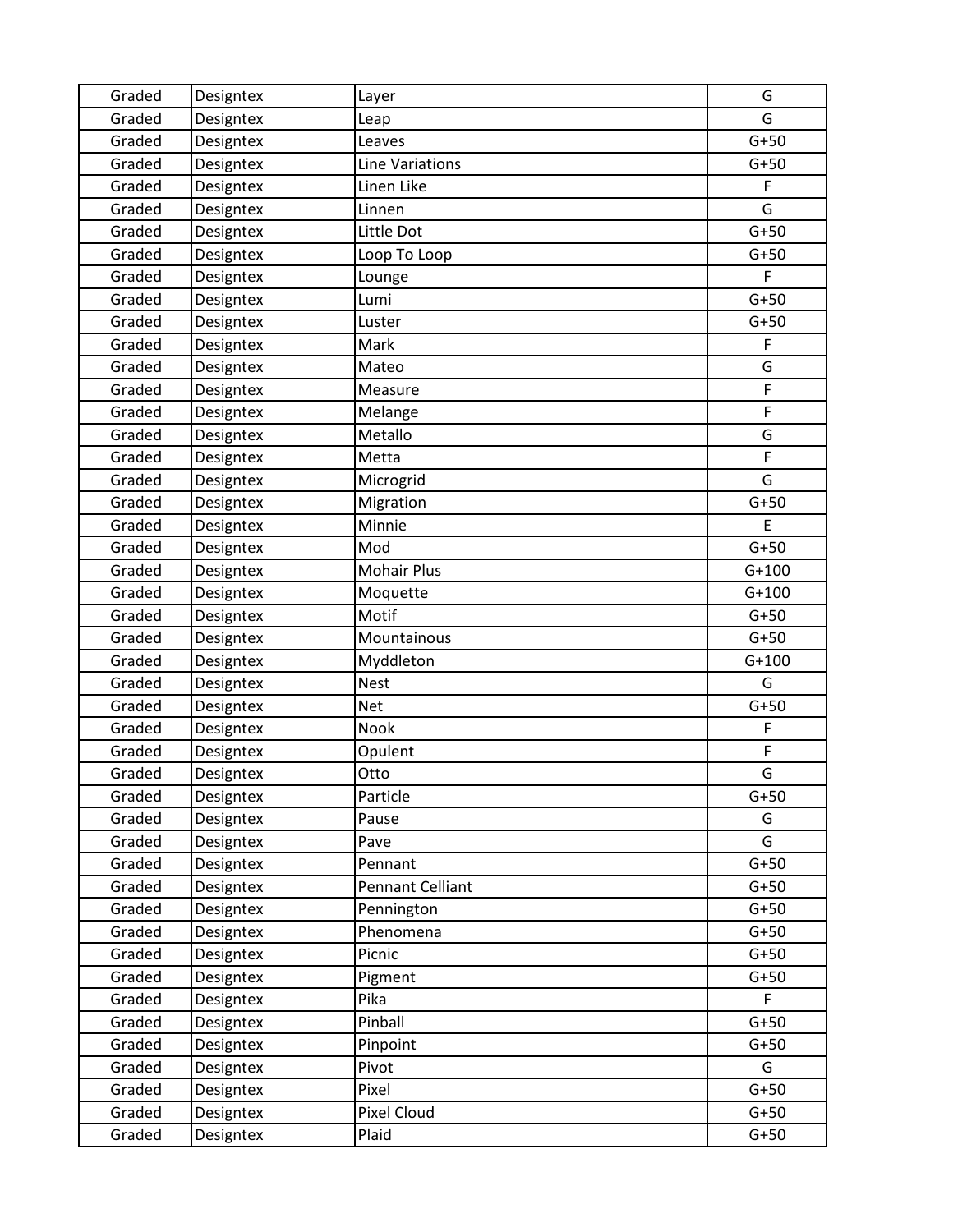| Graded | Designtex | Layer | G |
|---|---|---|---|
| Graded | Designtex | Leap | G |
| Graded | Designtex | Leaves | G+50 |
| Graded | Designtex | Line Variations | G+50 |
| Graded | Designtex | Linen Like | F |
| Graded | Designtex | Linnen | G |
| Graded | Designtex | Little Dot | G+50 |
| Graded | Designtex | Loop To Loop | G+50 |
| Graded | Designtex | Lounge | F |
| Graded | Designtex | Lumi | G+50 |
| Graded | Designtex | Luster | G+50 |
| Graded | Designtex | Mark | F |
| Graded | Designtex | Mateo | G |
| Graded | Designtex | Measure | F |
| Graded | Designtex | Melange | F |
| Graded | Designtex | Metallo | G |
| Graded | Designtex | Metta | F |
| Graded | Designtex | Microgrid | G |
| Graded | Designtex | Migration | G+50 |
| Graded | Designtex | Minnie | E |
| Graded | Designtex | Mod | G+50 |
| Graded | Designtex | Mohair Plus | G+100 |
| Graded | Designtex | Moquette | G+100 |
| Graded | Designtex | Motif | G+50 |
| Graded | Designtex | Mountainous | G+50 |
| Graded | Designtex | Myddleton | G+100 |
| Graded | Designtex | Nest | G |
| Graded | Designtex | Net | G+50 |
| Graded | Designtex | Nook | F |
| Graded | Designtex | Opulent | F |
| Graded | Designtex | Otto | G |
| Graded | Designtex | Particle | G+50 |
| Graded | Designtex | Pause | G |
| Graded | Designtex | Pave | G |
| Graded | Designtex | Pennant | G+50 |
| Graded | Designtex | Pennant Celliant | G+50 |
| Graded | Designtex | Pennington | G+50 |
| Graded | Designtex | Phenomena | G+50 |
| Graded | Designtex | Picnic | G+50 |
| Graded | Designtex | Pigment | G+50 |
| Graded | Designtex | Pika | F |
| Graded | Designtex | Pinball | G+50 |
| Graded | Designtex | Pinpoint | G+50 |
| Graded | Designtex | Pivot | G |
| Graded | Designtex | Pixel | G+50 |
| Graded | Designtex | Pixel Cloud | G+50 |
| Graded | Designtex | Plaid | G+50 |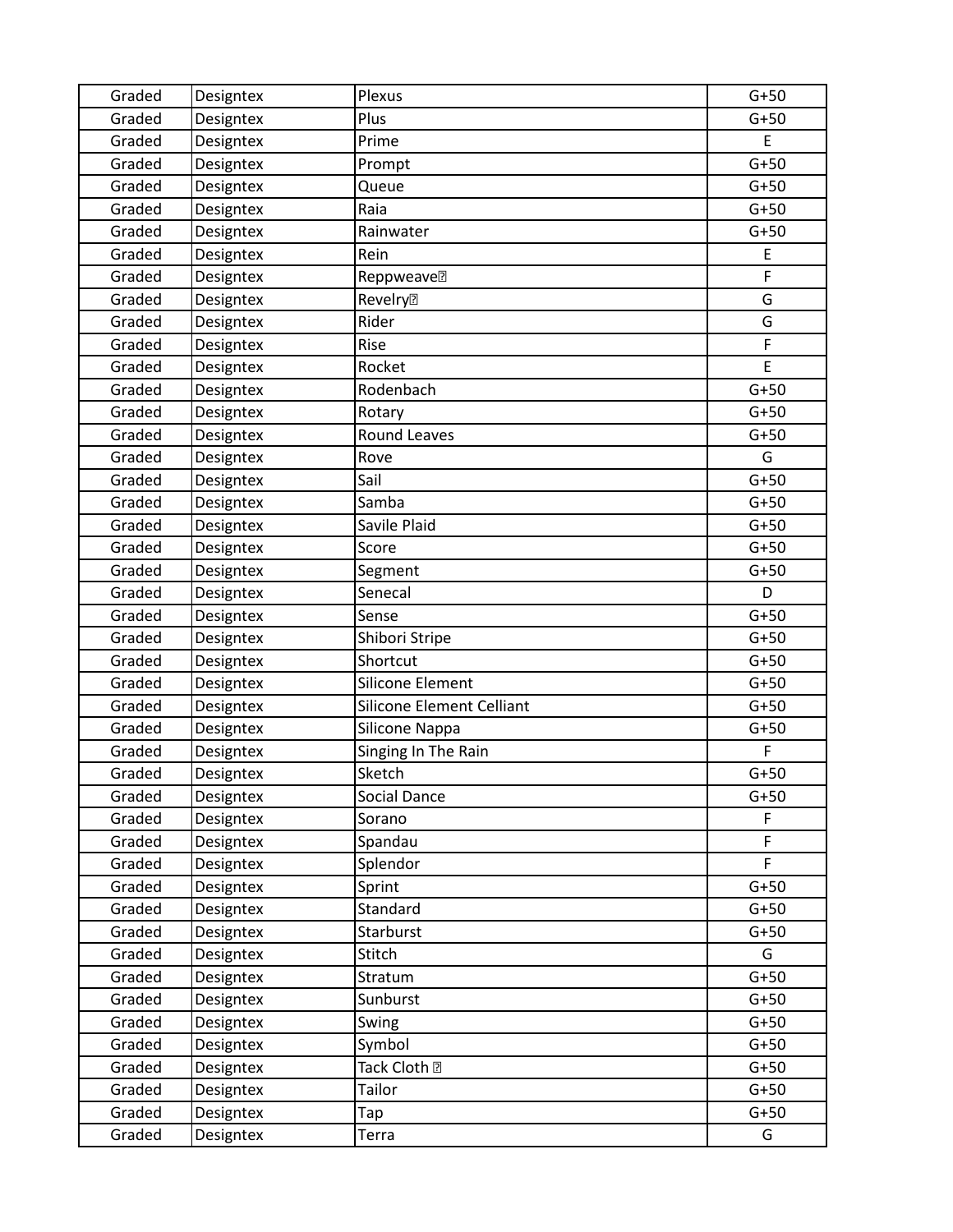| Graded | Designtex | Plexus | G+50 |
|---|---|---|---|
| Graded | Designtex | Plus | G+50 |
| Graded | Designtex | Prime | E |
| Graded | Designtex | Prompt | G+50 |
| Graded | Designtex | Queue | G+50 |
| Graded | Designtex | Raia | G+50 |
| Graded | Designtex | Rainwater | G+50 |
| Graded | Designtex | Rein | E |
| Graded | Designtex | Reppweave� | F |
| Graded | Designtex | Revelry� | G |
| Graded | Designtex | Rider | G |
| Graded | Designtex | Rise | F |
| Graded | Designtex | Rocket | E |
| Graded | Designtex | Rodenbach | G+50 |
| Graded | Designtex | Rotary | G+50 |
| Graded | Designtex | Round Leaves | G+50 |
| Graded | Designtex | Rove | G |
| Graded | Designtex | Sail | G+50 |
| Graded | Designtex | Samba | G+50 |
| Graded | Designtex | Savile Plaid | G+50 |
| Graded | Designtex | Score | G+50 |
| Graded | Designtex | Segment | G+50 |
| Graded | Designtex | Senecal | D |
| Graded | Designtex | Sense | G+50 |
| Graded | Designtex | Shibori Stripe | G+50 |
| Graded | Designtex | Shortcut | G+50 |
| Graded | Designtex | Silicone Element | G+50 |
| Graded | Designtex | Silicone Element Celliant | G+50 |
| Graded | Designtex | Silicone Nappa | G+50 |
| Graded | Designtex | Singing In The Rain | F |
| Graded | Designtex | Sketch | G+50 |
| Graded | Designtex | Social Dance | G+50 |
| Graded | Designtex | Sorano | F |
| Graded | Designtex | Spandau | F |
| Graded | Designtex | Splendor | F |
| Graded | Designtex | Sprint | G+50 |
| Graded | Designtex | Standard | G+50 |
| Graded | Designtex | Starburst | G+50 |
| Graded | Designtex | Stitch | G |
| Graded | Designtex | Stratum | G+50 |
| Graded | Designtex | Sunburst | G+50 |
| Graded | Designtex | Swing | G+50 |
| Graded | Designtex | Symbol | G+50 |
| Graded | Designtex | Tack Cloth � | G+50 |
| Graded | Designtex | Tailor | G+50 |
| Graded | Designtex | Tap | G+50 |
| Graded | Designtex | Terra | G |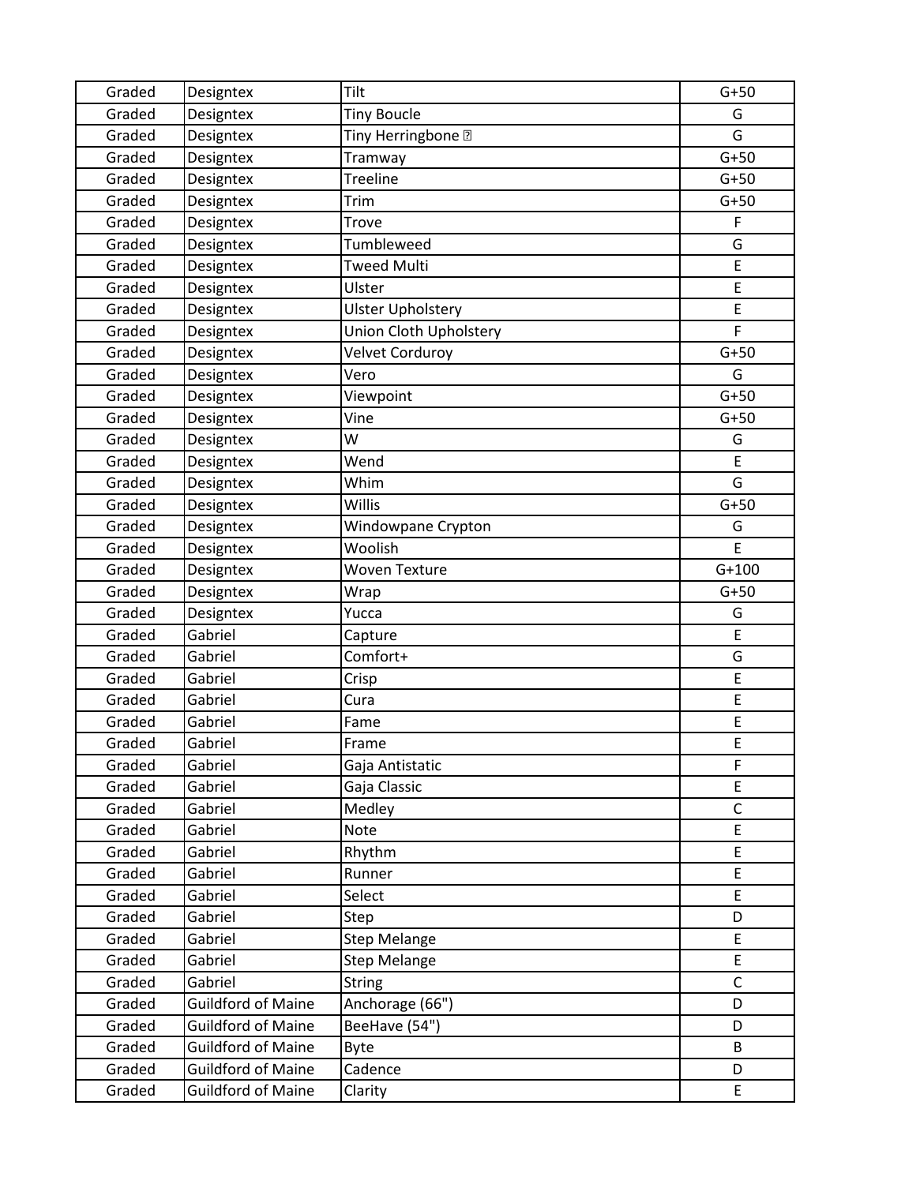| Graded | Designtex | Tilt | G+50 |
|---|---|---|---|
| Graded | Designtex | Tiny Boucle | G |
| Graded | Designtex | Tiny Herringbone � | G |
| Graded | Designtex | Tramway | G+50 |
| Graded | Designtex | Treeline | G+50 |
| Graded | Designtex | Trim | G+50 |
| Graded | Designtex | Trove | F |
| Graded | Designtex | Tumbleweed | G |
| Graded | Designtex | Tweed Multi | E |
| Graded | Designtex | Ulster | E |
| Graded | Designtex | Ulster Upholstery | E |
| Graded | Designtex | Union Cloth Upholstery | F |
| Graded | Designtex | Velvet Corduroy | G+50 |
| Graded | Designtex | Vero | G |
| Graded | Designtex | Viewpoint | G+50 |
| Graded | Designtex | Vine | G+50 |
| Graded | Designtex | W | G |
| Graded | Designtex | Wend | E |
| Graded | Designtex | Whim | G |
| Graded | Designtex | Willis | G+50 |
| Graded | Designtex | Windowpane Crypton | G |
| Graded | Designtex | Woolish | E |
| Graded | Designtex | Woven Texture | G+100 |
| Graded | Designtex | Wrap | G+50 |
| Graded | Designtex | Yucca | G |
| Graded | Gabriel | Capture | E |
| Graded | Gabriel | Comfort+ | G |
| Graded | Gabriel | Crisp | E |
| Graded | Gabriel | Cura | E |
| Graded | Gabriel | Fame | E |
| Graded | Gabriel | Frame | E |
| Graded | Gabriel | Gaja Antistatic | F |
| Graded | Gabriel | Gaja Classic | E |
| Graded | Gabriel | Medley | C |
| Graded | Gabriel | Note | E |
| Graded | Gabriel | Rhythm | E |
| Graded | Gabriel | Runner | E |
| Graded | Gabriel | Select | E |
| Graded | Gabriel | Step | D |
| Graded | Gabriel | Step Melange | E |
| Graded | Gabriel | Step Melange | E |
| Graded | Gabriel | String | C |
| Graded | Guildford of Maine | Anchorage (66") | D |
| Graded | Guildford of Maine | BeeHave (54") | D |
| Graded | Guildford of Maine | Byte | B |
| Graded | Guildford of Maine | Cadence | D |
| Graded | Guildford of Maine | Clarity | E |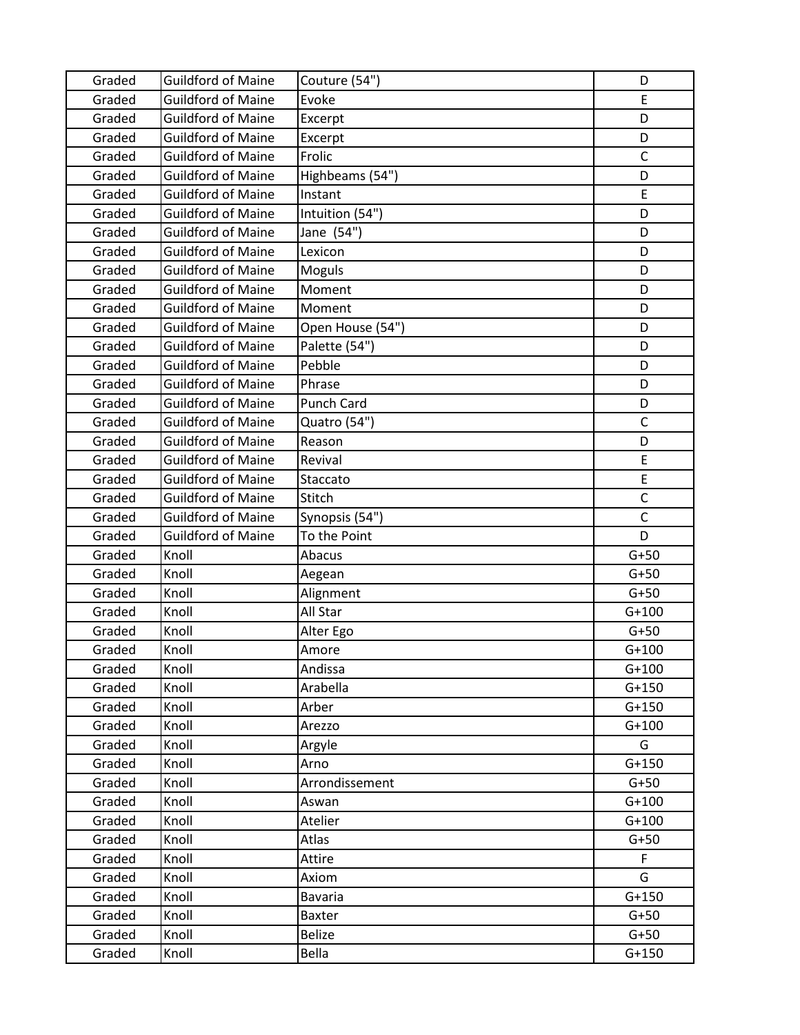| Graded | Guildford of Maine | Couture (54") | D |
|---|---|---|---|
| Graded | Guildford of Maine | Evoke | E |
| Graded | Guildford of Maine | Excerpt | D |
| Graded | Guildford of Maine | Excerpt | D |
| Graded | Guildford of Maine | Frolic | C |
| Graded | Guildford of Maine | Highbeams (54") | D |
| Graded | Guildford of Maine | Instant | E |
| Graded | Guildford of Maine | Intuition (54") | D |
| Graded | Guildford of Maine | Jane (54") | D |
| Graded | Guildford of Maine | Lexicon | D |
| Graded | Guildford of Maine | Moguls | D |
| Graded | Guildford of Maine | Moment | D |
| Graded | Guildford of Maine | Moment | D |
| Graded | Guildford of Maine | Open House (54") | D |
| Graded | Guildford of Maine | Palette (54") | D |
| Graded | Guildford of Maine | Pebble | D |
| Graded | Guildford of Maine | Phrase | D |
| Graded | Guildford of Maine | Punch Card | D |
| Graded | Guildford of Maine | Quatro (54") | C |
| Graded | Guildford of Maine | Reason | D |
| Graded | Guildford of Maine | Revival | E |
| Graded | Guildford of Maine | Staccato | E |
| Graded | Guildford of Maine | Stitch | C |
| Graded | Guildford of Maine | Synopsis (54") | C |
| Graded | Guildford of Maine | To the Point | D |
| Graded | Knoll | Abacus | G+50 |
| Graded | Knoll | Aegean | G+50 |
| Graded | Knoll | Alignment | G+50 |
| Graded | Knoll | All Star | G+100 |
| Graded | Knoll | Alter Ego | G+50 |
| Graded | Knoll | Amore | G+100 |
| Graded | Knoll | Andissa | G+100 |
| Graded | Knoll | Arabella | G+150 |
| Graded | Knoll | Arber | G+150 |
| Graded | Knoll | Arezzo | G+100 |
| Graded | Knoll | Argyle | G |
| Graded | Knoll | Arno | G+150 |
| Graded | Knoll | Arrondissement | G+50 |
| Graded | Knoll | Aswan | G+100 |
| Graded | Knoll | Atelier | G+100 |
| Graded | Knoll | Atlas | G+50 |
| Graded | Knoll | Attire | F |
| Graded | Knoll | Axiom | G |
| Graded | Knoll | Bavaria | G+150 |
| Graded | Knoll | Baxter | G+50 |
| Graded | Knoll | Belize | G+50 |
| Graded | Knoll | Bella | G+150 |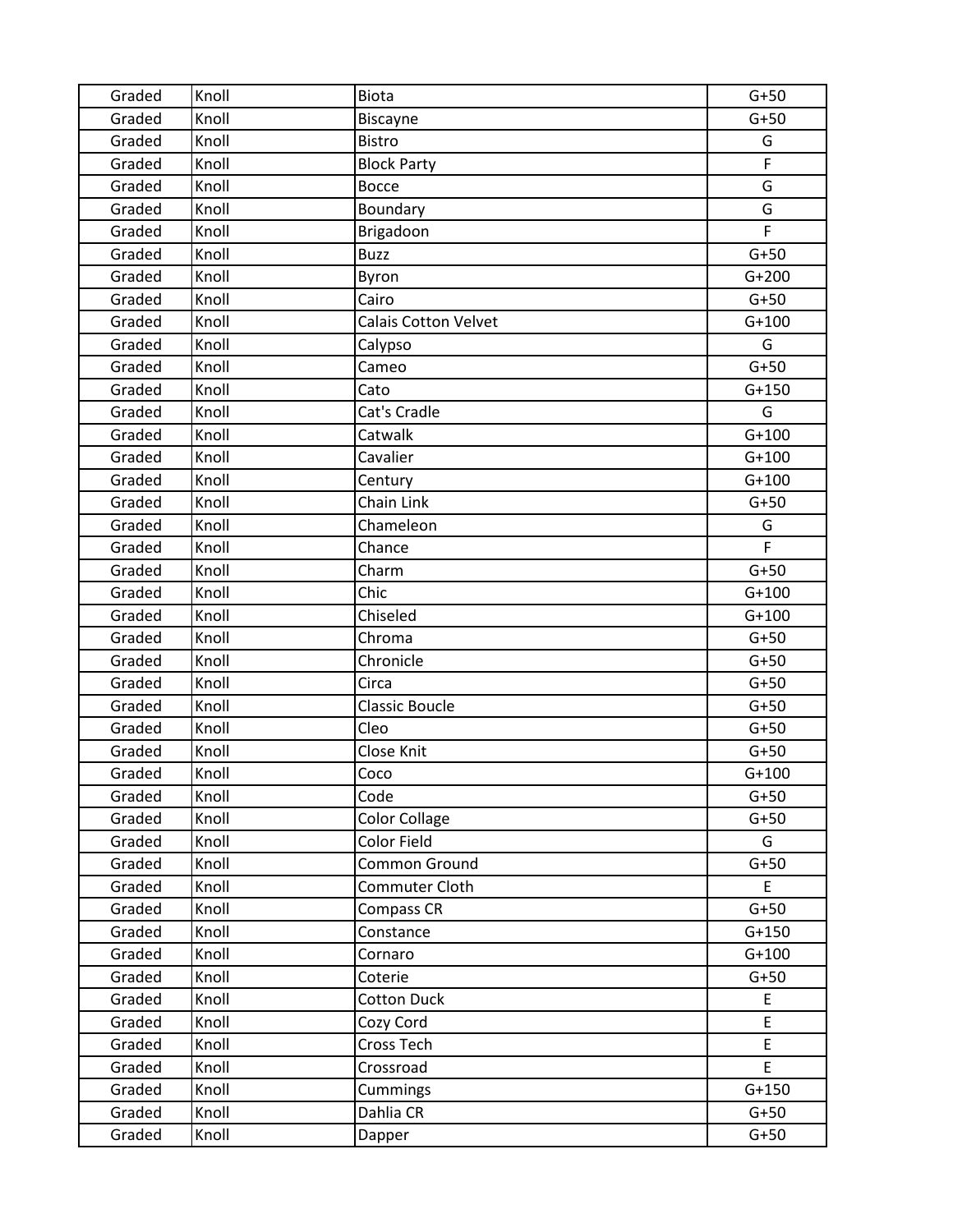| Graded | Knoll | Biota | G+50 |
|---|---|---|---|
| Graded | Knoll | Biscayne | G+50 |
| Graded | Knoll | Bistro | G |
| Graded | Knoll | Block Party | F |
| Graded | Knoll | Bocce | G |
| Graded | Knoll | Boundary | G |
| Graded | Knoll | Brigadoon | F |
| Graded | Knoll | Buzz | G+50 |
| Graded | Knoll | Byron | G+200 |
| Graded | Knoll | Cairo | G+50 |
| Graded | Knoll | Calais Cotton Velvet | G+100 |
| Graded | Knoll | Calypso | G |
| Graded | Knoll | Cameo | G+50 |
| Graded | Knoll | Cato | G+150 |
| Graded | Knoll | Cat's Cradle | G |
| Graded | Knoll | Catwalk | G+100 |
| Graded | Knoll | Cavalier | G+100 |
| Graded | Knoll | Century | G+100 |
| Graded | Knoll | Chain Link | G+50 |
| Graded | Knoll | Chameleon | G |
| Graded | Knoll | Chance | F |
| Graded | Knoll | Charm | G+50 |
| Graded | Knoll | Chic | G+100 |
| Graded | Knoll | Chiseled | G+100 |
| Graded | Knoll | Chroma | G+50 |
| Graded | Knoll | Chronicle | G+50 |
| Graded | Knoll | Circa | G+50 |
| Graded | Knoll | Classic Boucle | G+50 |
| Graded | Knoll | Cleo | G+50 |
| Graded | Knoll | Close Knit | G+50 |
| Graded | Knoll | Coco | G+100 |
| Graded | Knoll | Code | G+50 |
| Graded | Knoll | Color Collage | G+50 |
| Graded | Knoll | Color Field | G |
| Graded | Knoll | Common Ground | G+50 |
| Graded | Knoll | Commuter Cloth | E |
| Graded | Knoll | Compass CR | G+50 |
| Graded | Knoll | Constance | G+150 |
| Graded | Knoll | Cornaro | G+100 |
| Graded | Knoll | Coterie | G+50 |
| Graded | Knoll | Cotton Duck | E |
| Graded | Knoll | Cozy Cord | E |
| Graded | Knoll | Cross Tech | E |
| Graded | Knoll | Crossroad | E |
| Graded | Knoll | Cummings | G+150 |
| Graded | Knoll | Dahlia CR | G+50 |
| Graded | Knoll | Dapper | G+50 |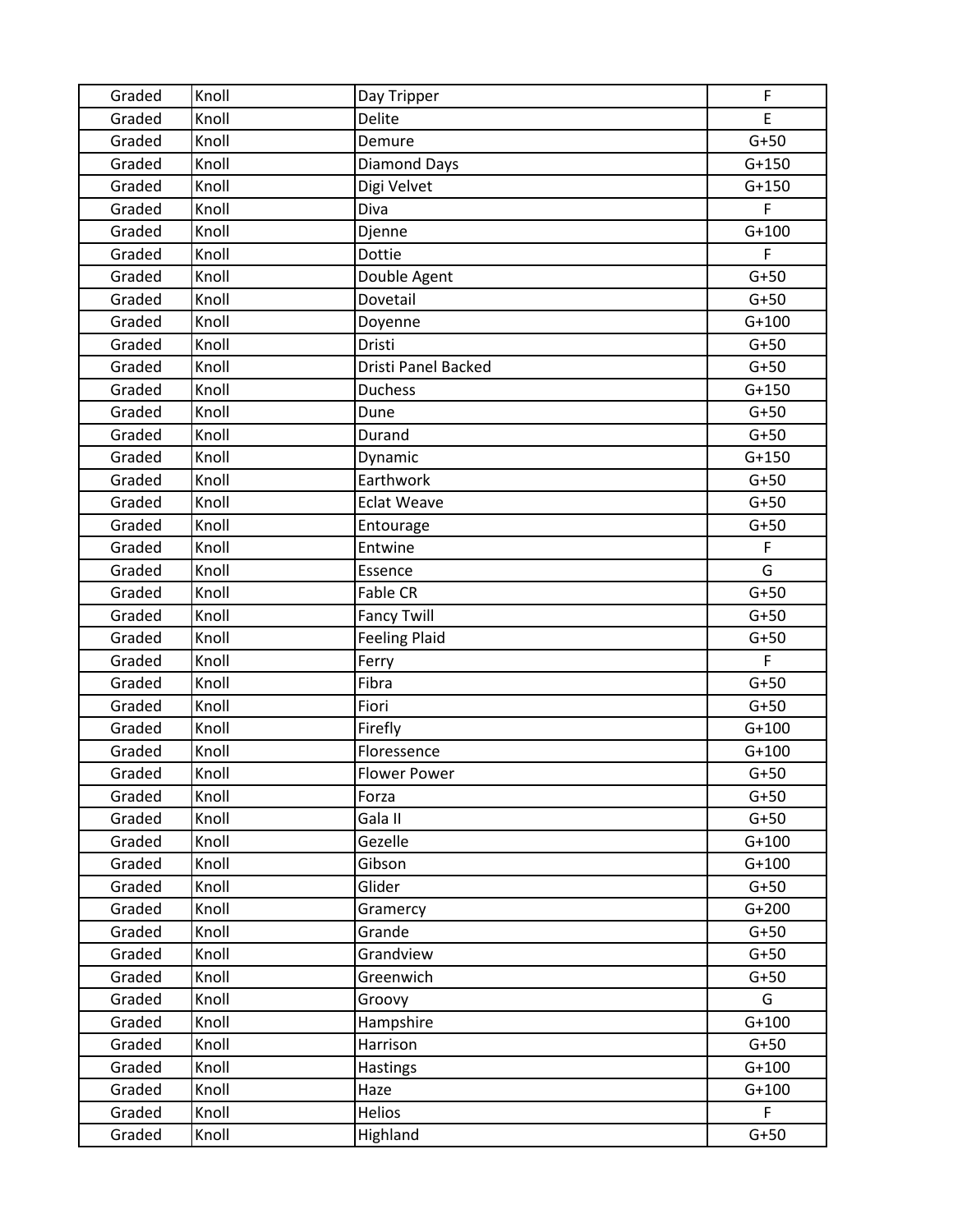| Graded | Knoll | Day Tripper | F |
|---|---|---|---|
| Graded | Knoll | Delite | E |
| Graded | Knoll | Demure | G+50 |
| Graded | Knoll | Diamond Days | G+150 |
| Graded | Knoll | Digi Velvet | G+150 |
| Graded | Knoll | Diva | F |
| Graded | Knoll | Djenne | G+100 |
| Graded | Knoll | Dottie | F |
| Graded | Knoll | Double Agent | G+50 |
| Graded | Knoll | Dovetail | G+50 |
| Graded | Knoll | Doyenne | G+100 |
| Graded | Knoll | Dristi | G+50 |
| Graded | Knoll | Dristi Panel Backed | G+50 |
| Graded | Knoll | Duchess | G+150 |
| Graded | Knoll | Dune | G+50 |
| Graded | Knoll | Durand | G+50 |
| Graded | Knoll | Dynamic | G+150 |
| Graded | Knoll | Earthwork | G+50 |
| Graded | Knoll | Eclat Weave | G+50 |
| Graded | Knoll | Entourage | G+50 |
| Graded | Knoll | Entwine | F |
| Graded | Knoll | Essence | G |
| Graded | Knoll | Fable CR | G+50 |
| Graded | Knoll | Fancy Twill | G+50 |
| Graded | Knoll | Feeling Plaid | G+50 |
| Graded | Knoll | Ferry | F |
| Graded | Knoll | Fibra | G+50 |
| Graded | Knoll | Fiori | G+50 |
| Graded | Knoll | Firefly | G+100 |
| Graded | Knoll | Floressence | G+100 |
| Graded | Knoll | Flower Power | G+50 |
| Graded | Knoll | Forza | G+50 |
| Graded | Knoll | Gala II | G+50 |
| Graded | Knoll | Gezelle | G+100 |
| Graded | Knoll | Gibson | G+100 |
| Graded | Knoll | Glider | G+50 |
| Graded | Knoll | Gramercy | G+200 |
| Graded | Knoll | Grande | G+50 |
| Graded | Knoll | Grandview | G+50 |
| Graded | Knoll | Greenwich | G+50 |
| Graded | Knoll | Groovy | G |
| Graded | Knoll | Hampshire | G+100 |
| Graded | Knoll | Harrison | G+50 |
| Graded | Knoll | Hastings | G+100 |
| Graded | Knoll | Haze | G+100 |
| Graded | Knoll | Helios | F |
| Graded | Knoll | Highland | G+50 |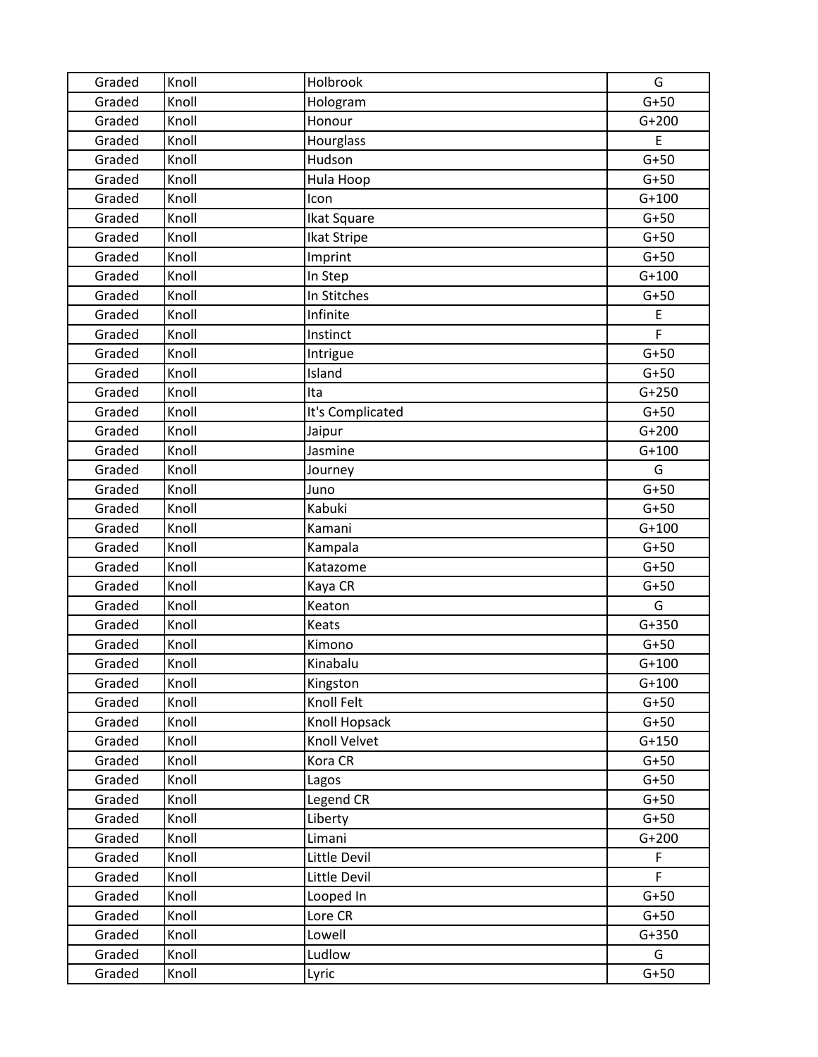| Graded | Knoll | Holbrook | G |
|---|---|---|---|
| Graded | Knoll | Hologram | G+50 |
| Graded | Knoll | Honour | G+200 |
| Graded | Knoll | Hourglass | E |
| Graded | Knoll | Hudson | G+50 |
| Graded | Knoll | Hula Hoop | G+50 |
| Graded | Knoll | Icon | G+100 |
| Graded | Knoll | Ikat Square | G+50 |
| Graded | Knoll | Ikat Stripe | G+50 |
| Graded | Knoll | Imprint | G+50 |
| Graded | Knoll | In Step | G+100 |
| Graded | Knoll | In Stitches | G+50 |
| Graded | Knoll | Infinite | E |
| Graded | Knoll | Instinct | F |
| Graded | Knoll | Intrigue | G+50 |
| Graded | Knoll | Island | G+50 |
| Graded | Knoll | Ita | G+250 |
| Graded | Knoll | It's Complicated | G+50 |
| Graded | Knoll | Jaipur | G+200 |
| Graded | Knoll | Jasmine | G+100 |
| Graded | Knoll | Journey | G |
| Graded | Knoll | Juno | G+50 |
| Graded | Knoll | Kabuki | G+50 |
| Graded | Knoll | Kamani | G+100 |
| Graded | Knoll | Kampala | G+50 |
| Graded | Knoll | Katazome | G+50 |
| Graded | Knoll | Kaya CR | G+50 |
| Graded | Knoll | Keaton | G |
| Graded | Knoll | Keats | G+350 |
| Graded | Knoll | Kimono | G+50 |
| Graded | Knoll | Kinabalu | G+100 |
| Graded | Knoll | Kingston | G+100 |
| Graded | Knoll | Knoll Felt | G+50 |
| Graded | Knoll | Knoll Hopsack | G+50 |
| Graded | Knoll | Knoll Velvet | G+150 |
| Graded | Knoll | Kora CR | G+50 |
| Graded | Knoll | Lagos | G+50 |
| Graded | Knoll | Legend CR | G+50 |
| Graded | Knoll | Liberty | G+50 |
| Graded | Knoll | Limani | G+200 |
| Graded | Knoll | Little Devil | F |
| Graded | Knoll | Little Devil | F |
| Graded | Knoll | Looped In | G+50 |
| Graded | Knoll | Lore CR | G+50 |
| Graded | Knoll | Lowell | G+350 |
| Graded | Knoll | Ludlow | G |
| Graded | Knoll | Lyric | G+50 |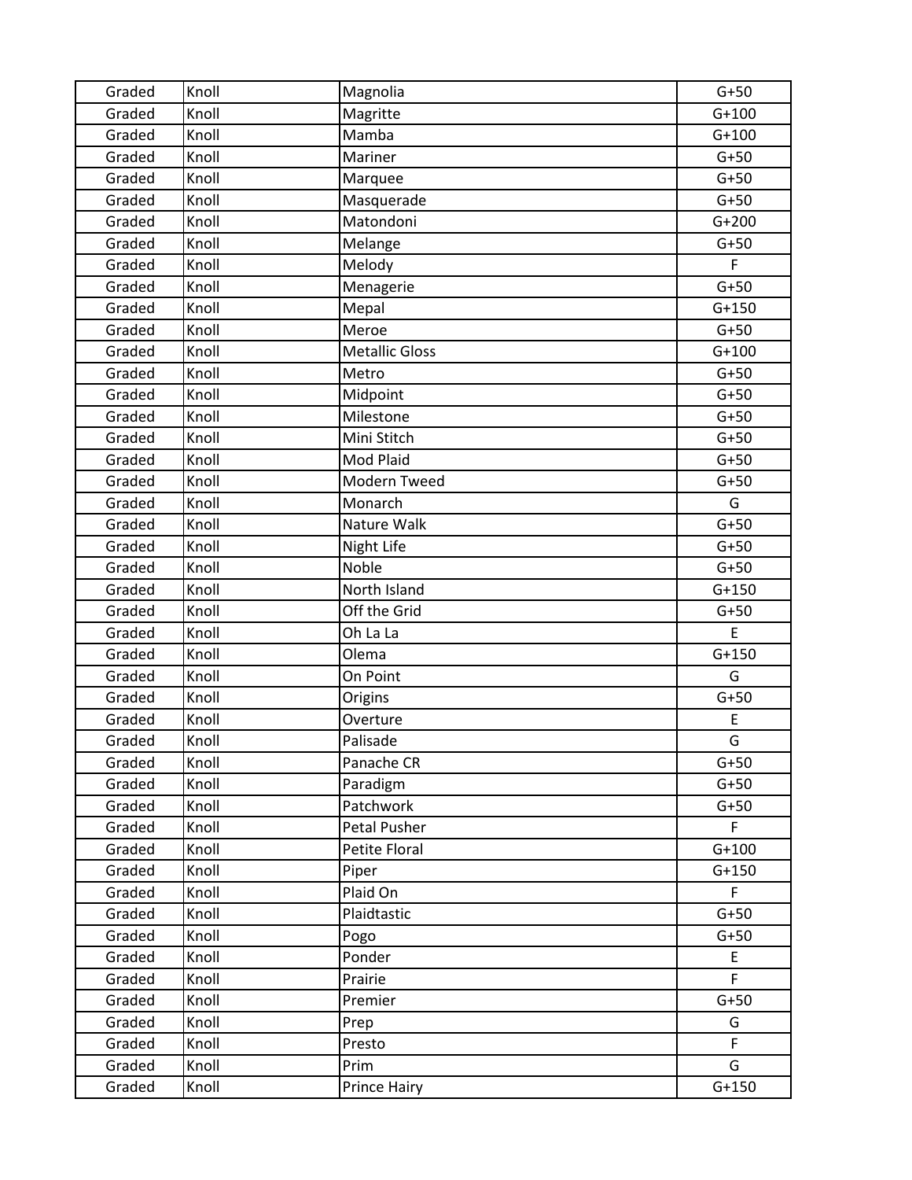| | | | |
|---|---|---|---|
| Graded | Knoll | Magnolia | G+50 |
| Graded | Knoll | Magritte | G+100 |
| Graded | Knoll | Mamba | G+100 |
| Graded | Knoll | Mariner | G+50 |
| Graded | Knoll | Marquee | G+50 |
| Graded | Knoll | Masquerade | G+50 |
| Graded | Knoll | Matondoni | G+200 |
| Graded | Knoll | Melange | G+50 |
| Graded | Knoll | Melody | F |
| Graded | Knoll | Menagerie | G+50 |
| Graded | Knoll | Mepal | G+150 |
| Graded | Knoll | Meroe | G+50 |
| Graded | Knoll | Metallic Gloss | G+100 |
| Graded | Knoll | Metro | G+50 |
| Graded | Knoll | Midpoint | G+50 |
| Graded | Knoll | Milestone | G+50 |
| Graded | Knoll | Mini Stitch | G+50 |
| Graded | Knoll | Mod Plaid | G+50 |
| Graded | Knoll | Modern Tweed | G+50 |
| Graded | Knoll | Monarch | G |
| Graded | Knoll | Nature Walk | G+50 |
| Graded | Knoll | Night Life | G+50 |
| Graded | Knoll | Noble | G+50 |
| Graded | Knoll | North Island | G+150 |
| Graded | Knoll | Off the Grid | G+50 |
| Graded | Knoll | Oh La La | E |
| Graded | Knoll | Olema | G+150 |
| Graded | Knoll | On Point | G |
| Graded | Knoll | Origins | G+50 |
| Graded | Knoll | Overture | E |
| Graded | Knoll | Palisade | G |
| Graded | Knoll | Panache CR | G+50 |
| Graded | Knoll | Paradigm | G+50 |
| Graded | Knoll | Patchwork | G+50 |
| Graded | Knoll | Petal Pusher | F |
| Graded | Knoll | Petite Floral | G+100 |
| Graded | Knoll | Piper | G+150 |
| Graded | Knoll | Plaid On | F |
| Graded | Knoll | Plaidtastic | G+50 |
| Graded | Knoll | Pogo | G+50 |
| Graded | Knoll | Ponder | E |
| Graded | Knoll | Prairie | F |
| Graded | Knoll | Premier | G+50 |
| Graded | Knoll | Prep | G |
| Graded | Knoll | Presto | F |
| Graded | Knoll | Prim | G |
| Graded | Knoll | Prince Hairy | G+150 |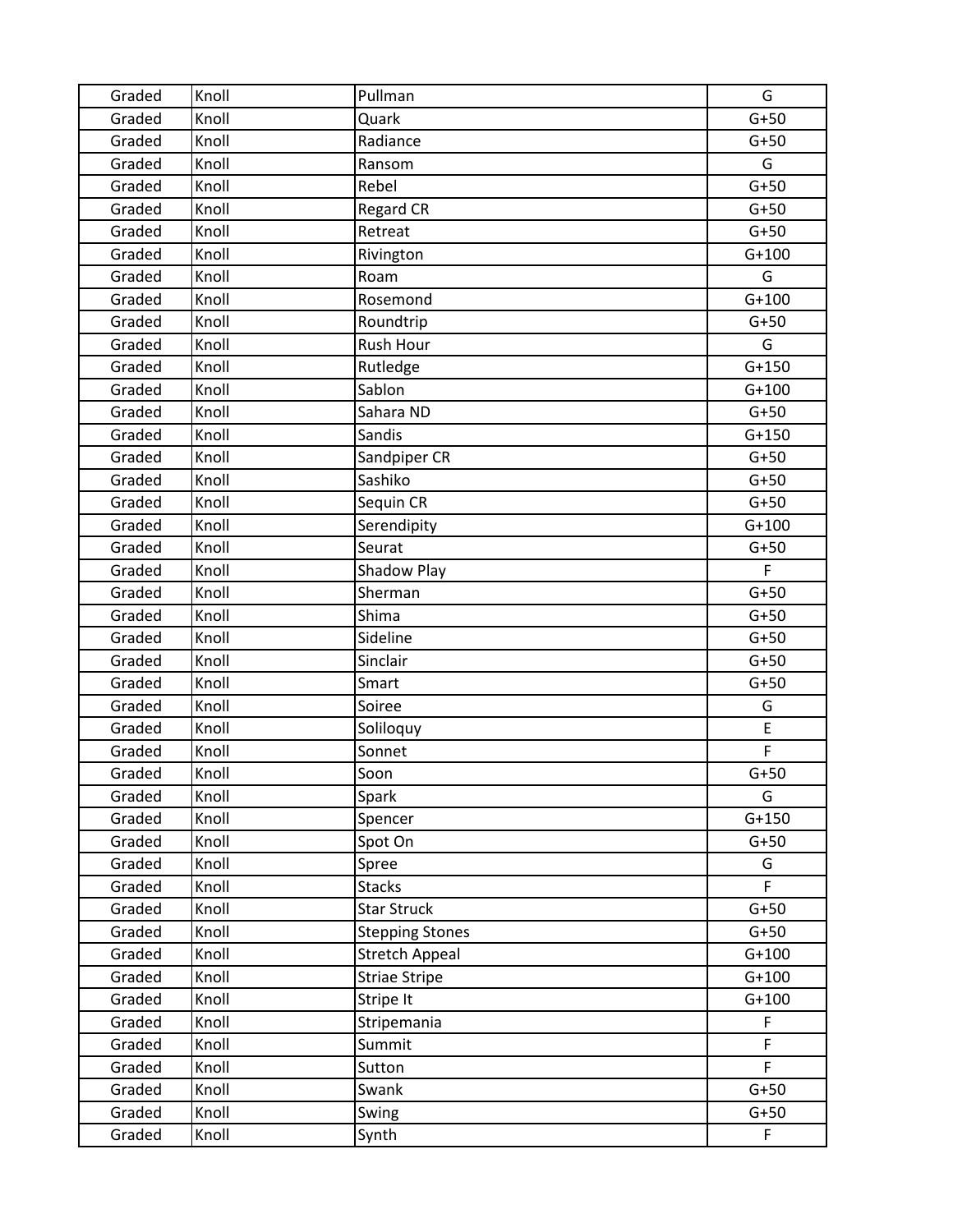| Graded | Knoll | Pullman | G |
|---|---|---|---|
| Graded | Knoll | Quark | G+50 |
| Graded | Knoll | Radiance | G+50 |
| Graded | Knoll | Ransom | G |
| Graded | Knoll | Rebel | G+50 |
| Graded | Knoll | Regard CR | G+50 |
| Graded | Knoll | Retreat | G+50 |
| Graded | Knoll | Rivington | G+100 |
| Graded | Knoll | Roam | G |
| Graded | Knoll | Rosemond | G+100 |
| Graded | Knoll | Roundtrip | G+50 |
| Graded | Knoll | Rush Hour | G |
| Graded | Knoll | Rutledge | G+150 |
| Graded | Knoll | Sablon | G+100 |
| Graded | Knoll | Sahara ND | G+50 |
| Graded | Knoll | Sandis | G+150 |
| Graded | Knoll | Sandpiper CR | G+50 |
| Graded | Knoll | Sashiko | G+50 |
| Graded | Knoll | Sequin CR | G+50 |
| Graded | Knoll | Serendipity | G+100 |
| Graded | Knoll | Seurat | G+50 |
| Graded | Knoll | Shadow Play | F |
| Graded | Knoll | Sherman | G+50 |
| Graded | Knoll | Shima | G+50 |
| Graded | Knoll | Sideline | G+50 |
| Graded | Knoll | Sinclair | G+50 |
| Graded | Knoll | Smart | G+50 |
| Graded | Knoll | Soiree | G |
| Graded | Knoll | Soliloquy | E |
| Graded | Knoll | Sonnet | F |
| Graded | Knoll | Soon | G+50 |
| Graded | Knoll | Spark | G |
| Graded | Knoll | Spencer | G+150 |
| Graded | Knoll | Spot On | G+50 |
| Graded | Knoll | Spree | G |
| Graded | Knoll | Stacks | F |
| Graded | Knoll | Star Struck | G+50 |
| Graded | Knoll | Stepping Stones | G+50 |
| Graded | Knoll | Stretch Appeal | G+100 |
| Graded | Knoll | Striae Stripe | G+100 |
| Graded | Knoll | Stripe It | G+100 |
| Graded | Knoll | Stripemania | F |
| Graded | Knoll | Summit | F |
| Graded | Knoll | Sutton | F |
| Graded | Knoll | Swank | G+50 |
| Graded | Knoll | Swing | G+50 |
| Graded | Knoll | Synth | F |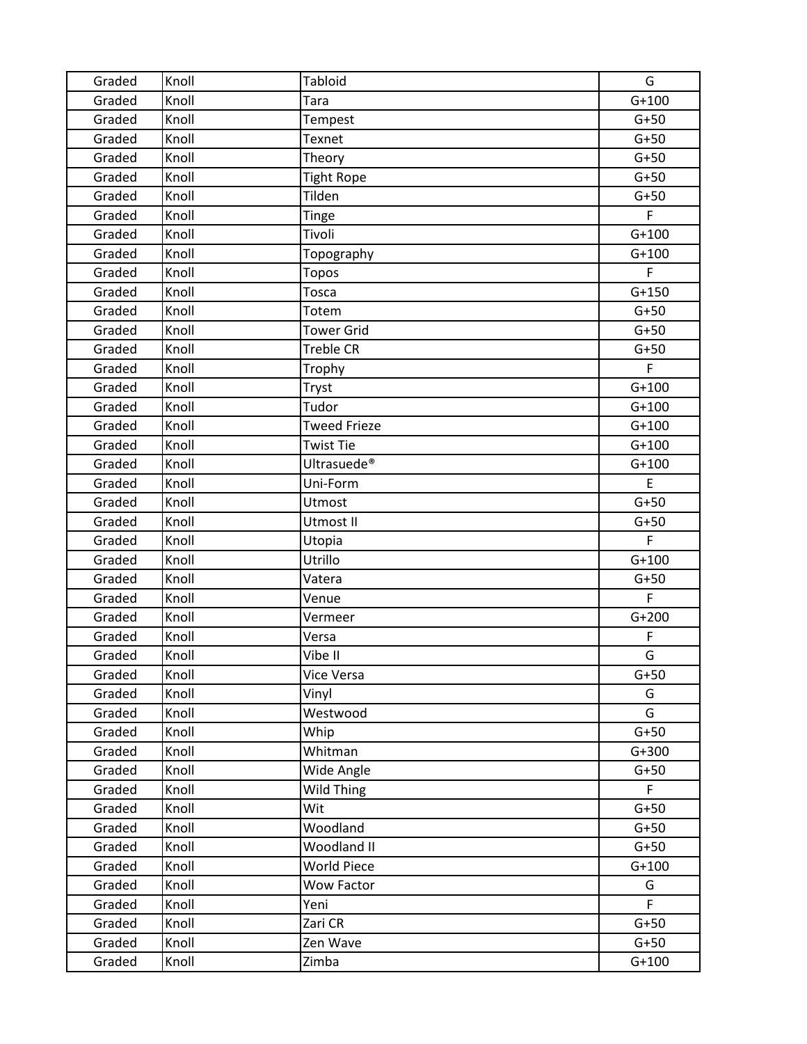| Graded | Knoll | Tabloid | G |
|---|---|---|---|
| Graded | Knoll | Tara | G+100 |
| Graded | Knoll | Tempest | G+50 |
| Graded | Knoll | Texnet | G+50 |
| Graded | Knoll | Theory | G+50 |
| Graded | Knoll | Tight Rope | G+50 |
| Graded | Knoll | Tilden | G+50 |
| Graded | Knoll | Tinge | F |
| Graded | Knoll | Tivoli | G+100 |
| Graded | Knoll | Topography | G+100 |
| Graded | Knoll | Topos | F |
| Graded | Knoll | Tosca | G+150 |
| Graded | Knoll | Totem | G+50 |
| Graded | Knoll | Tower Grid | G+50 |
| Graded | Knoll | Treble CR | G+50 |
| Graded | Knoll | Trophy | F |
| Graded | Knoll | Tryst | G+100 |
| Graded | Knoll | Tudor | G+100 |
| Graded | Knoll | Tweed Frieze | G+100 |
| Graded | Knoll | Twist Tie | G+100 |
| Graded | Knoll | Ultrasuede® | G+100 |
| Graded | Knoll | Uni-Form | E |
| Graded | Knoll | Utmost | G+50 |
| Graded | Knoll | Utmost II | G+50 |
| Graded | Knoll | Utopia | F |
| Graded | Knoll | Utrillo | G+100 |
| Graded | Knoll | Vatera | G+50 |
| Graded | Knoll | Venue | F |
| Graded | Knoll | Vermeer | G+200 |
| Graded | Knoll | Versa | F |
| Graded | Knoll | Vibe II | G |
| Graded | Knoll | Vice Versa | G+50 |
| Graded | Knoll | Vinyl | G |
| Graded | Knoll | Westwood | G |
| Graded | Knoll | Whip | G+50 |
| Graded | Knoll | Whitman | G+300 |
| Graded | Knoll | Wide Angle | G+50 |
| Graded | Knoll | Wild Thing | F |
| Graded | Knoll | Wit | G+50 |
| Graded | Knoll | Woodland | G+50 |
| Graded | Knoll | Woodland II | G+50 |
| Graded | Knoll | World Piece | G+100 |
| Graded | Knoll | Wow Factor | G |
| Graded | Knoll | Yeni | F |
| Graded | Knoll | Zari CR | G+50 |
| Graded | Knoll | Zen Wave | G+50 |
| Graded | Knoll | Zimba | G+100 |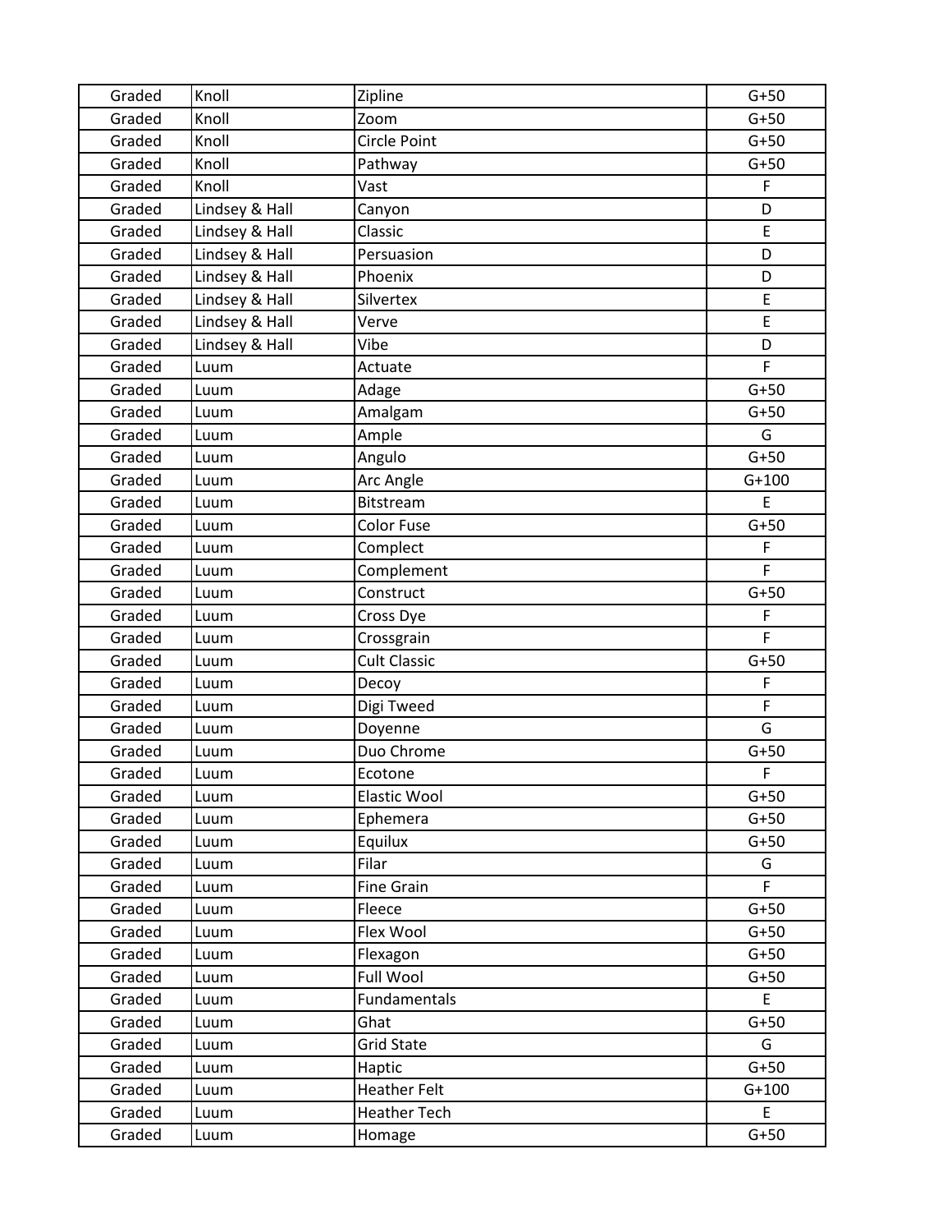| Graded | Knoll | Zipline | G+50 |
|---|---|---|---|
| Graded | Knoll | Zoom | G+50 |
| Graded | Knoll | Circle Point | G+50 |
| Graded | Knoll | Pathway | G+50 |
| Graded | Knoll | Vast | F |
| Graded | Lindsey & Hall | Canyon | D |
| Graded | Lindsey & Hall | Classic | E |
| Graded | Lindsey & Hall | Persuasion | D |
| Graded | Lindsey & Hall | Phoenix | D |
| Graded | Lindsey & Hall | Silvertex | E |
| Graded | Lindsey & Hall | Verve | E |
| Graded | Lindsey & Hall | Vibe | D |
| Graded | Luum | Actuate | F |
| Graded | Luum | Adage | G+50 |
| Graded | Luum | Amalgam | G+50 |
| Graded | Luum | Ample | G |
| Graded | Luum | Angulo | G+50 |
| Graded | Luum | Arc Angle | G+100 |
| Graded | Luum | Bitstream | E |
| Graded | Luum | Color Fuse | G+50 |
| Graded | Luum | Complect | F |
| Graded | Luum | Complement | F |
| Graded | Luum | Construct | G+50 |
| Graded | Luum | Cross Dye | F |
| Graded | Luum | Crossgrain | F |
| Graded | Luum | Cult Classic | G+50 |
| Graded | Luum | Decoy | F |
| Graded | Luum | Digi Tweed | F |
| Graded | Luum | Doyenne | G |
| Graded | Luum | Duo Chrome | G+50 |
| Graded | Luum | Ecotone | F |
| Graded | Luum | Elastic Wool | G+50 |
| Graded | Luum | Ephemera | G+50 |
| Graded | Luum | Equilux | G+50 |
| Graded | Luum | Filar | G |
| Graded | Luum | Fine Grain | F |
| Graded | Luum | Fleece | G+50 |
| Graded | Luum | Flex Wool | G+50 |
| Graded | Luum | Flexagon | G+50 |
| Graded | Luum | Full Wool | G+50 |
| Graded | Luum | Fundamentals | E |
| Graded | Luum | Ghat | G+50 |
| Graded | Luum | Grid State | G |
| Graded | Luum | Haptic | G+50 |
| Graded | Luum | Heather Felt | G+100 |
| Graded | Luum | Heather Tech | E |
| Graded | Luum | Homage | G+50 |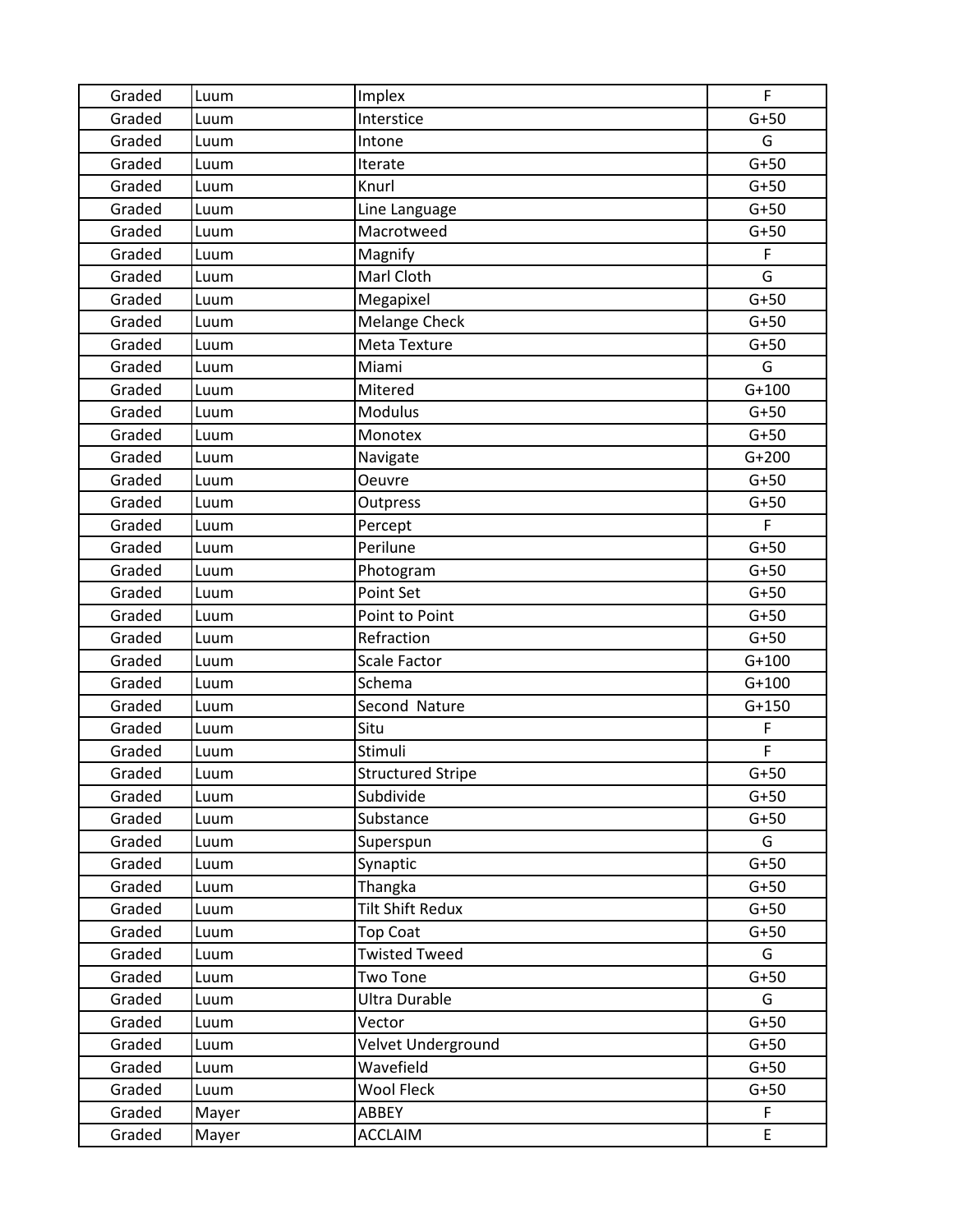| Graded | Luum | Implex | F |
|---|---|---|---|
| Graded | Luum | Interstice | G+50 |
| Graded | Luum | Intone | G |
| Graded | Luum | Iterate | G+50 |
| Graded | Luum | Knurl | G+50 |
| Graded | Luum | Line Language | G+50 |
| Graded | Luum | Macrotweed | G+50 |
| Graded | Luum | Magnify | F |
| Graded | Luum | Marl Cloth | G |
| Graded | Luum | Megapixel | G+50 |
| Graded | Luum | Melange Check | G+50 |
| Graded | Luum | Meta Texture | G+50 |
| Graded | Luum | Miami | G |
| Graded | Luum | Mitered | G+100 |
| Graded | Luum | Modulus | G+50 |
| Graded | Luum | Monotex | G+50 |
| Graded | Luum | Navigate | G+200 |
| Graded | Luum | Oeuvre | G+50 |
| Graded | Luum | Outpress | G+50 |
| Graded | Luum | Percept | F |
| Graded | Luum | Perilune | G+50 |
| Graded | Luum | Photogram | G+50 |
| Graded | Luum | Point Set | G+50 |
| Graded | Luum | Point to Point | G+50 |
| Graded | Luum | Refraction | G+50 |
| Graded | Luum | Scale Factor | G+100 |
| Graded | Luum | Schema | G+100 |
| Graded | Luum | Second Nature | G+150 |
| Graded | Luum | Situ | F |
| Graded | Luum | Stimuli | F |
| Graded | Luum | Structured Stripe | G+50 |
| Graded | Luum | Subdivide | G+50 |
| Graded | Luum | Substance | G+50 |
| Graded | Luum | Superspun | G |
| Graded | Luum | Synaptic | G+50 |
| Graded | Luum | Thangka | G+50 |
| Graded | Luum | Tilt Shift Redux | G+50 |
| Graded | Luum | Top Coat | G+50 |
| Graded | Luum | Twisted Tweed | G |
| Graded | Luum | Two Tone | G+50 |
| Graded | Luum | Ultra Durable | G |
| Graded | Luum | Vector | G+50 |
| Graded | Luum | Velvet Underground | G+50 |
| Graded | Luum | Wavefield | G+50 |
| Graded | Luum | Wool Fleck | G+50 |
| Graded | Mayer | ABBEY | F |
| Graded | Mayer | ACCLAIM | E |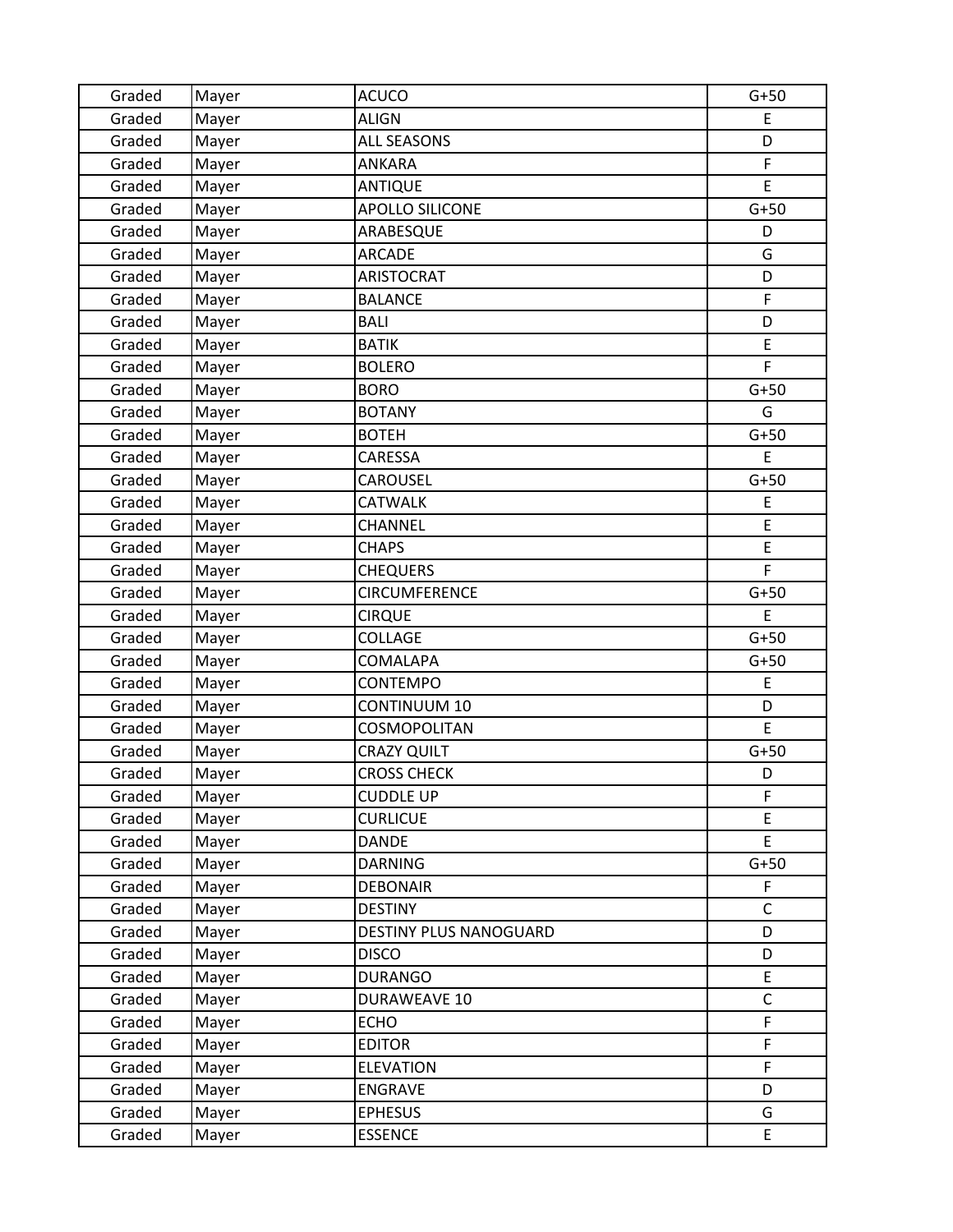| Graded | Mayer | ACUCO | G+50 |
|---|---|---|---|
| Graded | Mayer | ALIGN | E |
| Graded | Mayer | ALL SEASONS | D |
| Graded | Mayer | ANKARA | F |
| Graded | Mayer | ANTIQUE | E |
| Graded | Mayer | APOLLO SILICONE | G+50 |
| Graded | Mayer | ARABESQUE | D |
| Graded | Mayer | ARCADE | G |
| Graded | Mayer | ARISTOCRAT | D |
| Graded | Mayer | BALANCE | F |
| Graded | Mayer | BALI | D |
| Graded | Mayer | BATIK | E |
| Graded | Mayer | BOLERO | F |
| Graded | Mayer | BORO | G+50 |
| Graded | Mayer | BOTANY | G |
| Graded | Mayer | BOTEH | G+50 |
| Graded | Mayer | CARESSA | E |
| Graded | Mayer | CAROUSEL | G+50 |
| Graded | Mayer | CATWALK | E |
| Graded | Mayer | CHANNEL | E |
| Graded | Mayer | CHAPS | E |
| Graded | Mayer | CHEQUERS | F |
| Graded | Mayer | CIRCUMFERENCE | G+50 |
| Graded | Mayer | CIRQUE | E |
| Graded | Mayer | COLLAGE | G+50 |
| Graded | Mayer | COMALAPA | G+50 |
| Graded | Mayer | CONTEMPO | E |
| Graded | Mayer | CONTINUUM 10 | D |
| Graded | Mayer | COSMOPOLITAN | E |
| Graded | Mayer | CRAZY QUILT | G+50 |
| Graded | Mayer | CROSS CHECK | D |
| Graded | Mayer | CUDDLE UP | F |
| Graded | Mayer | CURLICUE | E |
| Graded | Mayer | DANDE | E |
| Graded | Mayer | DARNING | G+50 |
| Graded | Mayer | DEBONAIR | F |
| Graded | Mayer | DESTINY | C |
| Graded | Mayer | DESTINY PLUS NANOGUARD | D |
| Graded | Mayer | DISCO | D |
| Graded | Mayer | DURANGO | E |
| Graded | Mayer | DURAWEAVE 10 | C |
| Graded | Mayer | ECHO | F |
| Graded | Mayer | EDITOR | F |
| Graded | Mayer | ELEVATION | F |
| Graded | Mayer | ENGRAVE | D |
| Graded | Mayer | EPHESUS | G |
| Graded | Mayer | ESSENCE | E |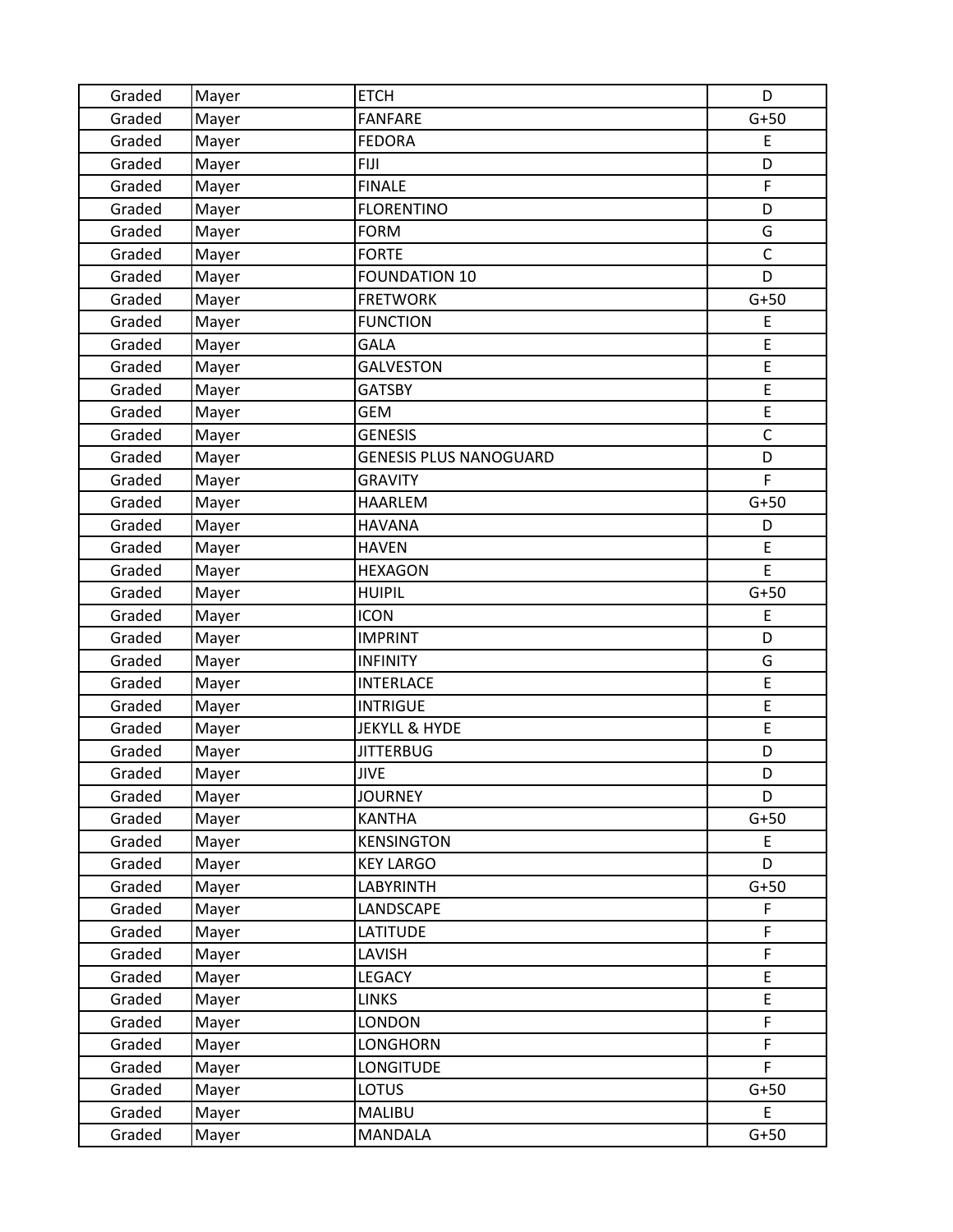| Graded | Mayer | ETCH | D |
|---|---|---|---|
| Graded | Mayer | FANFARE | G+50 |
| Graded | Mayer | FEDORA | E |
| Graded | Mayer | FIJI | D |
| Graded | Mayer | FINALE | F |
| Graded | Mayer | FLORENTINO | D |
| Graded | Mayer | FORM | G |
| Graded | Mayer | FORTE | C |
| Graded | Mayer | FOUNDATION 10 | D |
| Graded | Mayer | FRETWORK | G+50 |
| Graded | Mayer | FUNCTION | E |
| Graded | Mayer | GALA | E |
| Graded | Mayer | GALVESTON | E |
| Graded | Mayer | GATSBY | E |
| Graded | Mayer | GEM | E |
| Graded | Mayer | GENESIS | C |
| Graded | Mayer | GENESIS PLUS NANOGUARD | D |
| Graded | Mayer | GRAVITY | F |
| Graded | Mayer | HAARLEM | G+50 |
| Graded | Mayer | HAVANA | D |
| Graded | Mayer | HAVEN | E |
| Graded | Mayer | HEXAGON | E |
| Graded | Mayer | HUIPIL | G+50 |
| Graded | Mayer | ICON | E |
| Graded | Mayer | IMPRINT | D |
| Graded | Mayer | INFINITY | G |
| Graded | Mayer | INTERLACE | E |
| Graded | Mayer | INTRIGUE | E |
| Graded | Mayer | JEKYLL & HYDE | E |
| Graded | Mayer | JITTERBUG | D |
| Graded | Mayer | JIVE | D |
| Graded | Mayer | JOURNEY | D |
| Graded | Mayer | KANTHA | G+50 |
| Graded | Mayer | KENSINGTON | E |
| Graded | Mayer | KEY LARGO | D |
| Graded | Mayer | LABYRINTH | G+50 |
| Graded | Mayer | LANDSCAPE | F |
| Graded | Mayer | LATITUDE | F |
| Graded | Mayer | LAVISH | F |
| Graded | Mayer | LEGACY | E |
| Graded | Mayer | LINKS | E |
| Graded | Mayer | LONDON | F |
| Graded | Mayer | LONGHORN | F |
| Graded | Mayer | LONGITUDE | F |
| Graded | Mayer | LOTUS | G+50 |
| Graded | Mayer | MALIBU | E |
| Graded | Mayer | MANDALA | G+50 |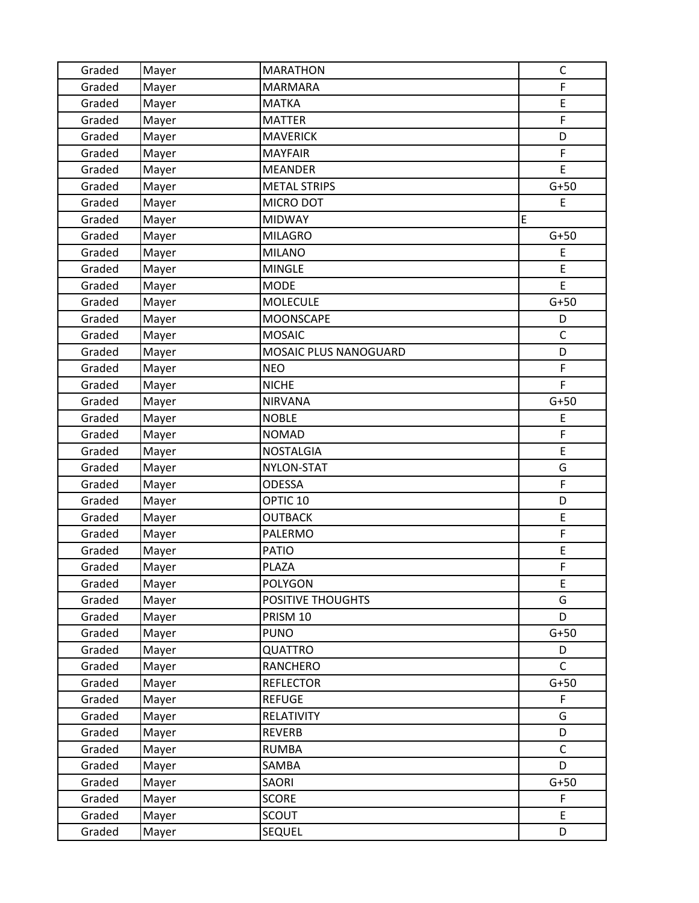| Graded | Mayer | MARATHON | C |
|---|---|---|---|
| Graded | Mayer | MARMARA | F |
| Graded | Mayer | MATKA | E |
| Graded | Mayer | MATTER | F |
| Graded | Mayer | MAVERICK | D |
| Graded | Mayer | MAYFAIR | F |
| Graded | Mayer | MEANDER | E |
| Graded | Mayer | METAL STRIPS | G+50 |
| Graded | Mayer | MICRO DOT | E |
| Graded | Mayer | MIDWAY | E |
| Graded | Mayer | MILAGRO | G+50 |
| Graded | Mayer | MILANO | E |
| Graded | Mayer | MINGLE | E |
| Graded | Mayer | MODE | E |
| Graded | Mayer | MOLECULE | G+50 |
| Graded | Mayer | MOONSCAPE | D |
| Graded | Mayer | MOSAIC | C |
| Graded | Mayer | MOSAIC PLUS NANOGUARD | D |
| Graded | Mayer | NEO | F |
| Graded | Mayer | NICHE | F |
| Graded | Mayer | NIRVANA | G+50 |
| Graded | Mayer | NOBLE | E |
| Graded | Mayer | NOMAD | F |
| Graded | Mayer | NOSTALGIA | E |
| Graded | Mayer | NYLON-STAT | G |
| Graded | Mayer | ODESSA | F |
| Graded | Mayer | OPTIC 10 | D |
| Graded | Mayer | OUTBACK | E |
| Graded | Mayer | PALERMO | F |
| Graded | Mayer | PATIO | E |
| Graded | Mayer | PLAZA | F |
| Graded | Mayer | POLYGON | E |
| Graded | Mayer | POSITIVE THOUGHTS | G |
| Graded | Mayer | PRISM 10 | D |
| Graded | Mayer | PUNO | G+50 |
| Graded | Mayer | QUATTRO | D |
| Graded | Mayer | RANCHERO | C |
| Graded | Mayer | REFLECTOR | G+50 |
| Graded | Mayer | REFUGE | F |
| Graded | Mayer | RELATIVITY | G |
| Graded | Mayer | REVERB | D |
| Graded | Mayer | RUMBA | C |
| Graded | Mayer | SAMBA | D |
| Graded | Mayer | SAORI | G+50 |
| Graded | Mayer | SCORE | F |
| Graded | Mayer | SCOUT | E |
| Graded | Mayer | SEQUEL | D |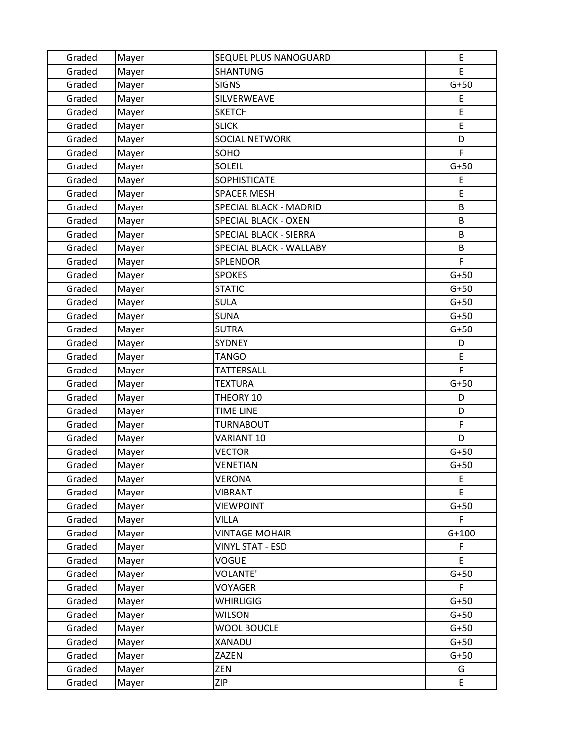| Graded | Mayer | SEQUEL PLUS NANOGUARD | E |
|---|---|---|---|
| Graded | Mayer | SHANTUNG | E |
| Graded | Mayer | SIGNS | G+50 |
| Graded | Mayer | SILVERWEAVE | E |
| Graded | Mayer | SKETCH | E |
| Graded | Mayer | SLICK | E |
| Graded | Mayer | SOCIAL NETWORK | D |
| Graded | Mayer | SOHO | F |
| Graded | Mayer | SOLEIL | G+50 |
| Graded | Mayer | SOPHISTICATE | E |
| Graded | Mayer | SPACER MESH | E |
| Graded | Mayer | SPECIAL BLACK - MADRID | B |
| Graded | Mayer | SPECIAL BLACK - OXEN | B |
| Graded | Mayer | SPECIAL BLACK - SIERRA | B |
| Graded | Mayer | SPECIAL BLACK - WALLABY | B |
| Graded | Mayer | SPLENDOR | F |
| Graded | Mayer | SPOKES | G+50 |
| Graded | Mayer | STATIC | G+50 |
| Graded | Mayer | SULA | G+50 |
| Graded | Mayer | SUNA | G+50 |
| Graded | Mayer | SUTRA | G+50 |
| Graded | Mayer | SYDNEY | D |
| Graded | Mayer | TANGO | E |
| Graded | Mayer | TATTERSALL | F |
| Graded | Mayer | TEXTURA | G+50 |
| Graded | Mayer | THEORY 10 | D |
| Graded | Mayer | TIME LINE | D |
| Graded | Mayer | TURNABOUT | F |
| Graded | Mayer | VARIANT 10 | D |
| Graded | Mayer | VECTOR | G+50 |
| Graded | Mayer | VENETIAN | G+50 |
| Graded | Mayer | VERONA | E |
| Graded | Mayer | VIBRANT | E |
| Graded | Mayer | VIEWPOINT | G+50 |
| Graded | Mayer | VILLA | F |
| Graded | Mayer | VINTAGE MOHAIR | G+100 |
| Graded | Mayer | VINYL STAT - ESD | F |
| Graded | Mayer | VOGUE | E |
| Graded | Mayer | VOLANTE' | G+50 |
| Graded | Mayer | VOYAGER | F |
| Graded | Mayer | WHIRLIGIG | G+50 |
| Graded | Mayer | WILSON | G+50 |
| Graded | Mayer | WOOL BOUCLE | G+50 |
| Graded | Mayer | XANADU | G+50 |
| Graded | Mayer | ZAZEN | G+50 |
| Graded | Mayer | ZEN | G |
| Graded | Mayer | ZIP | E |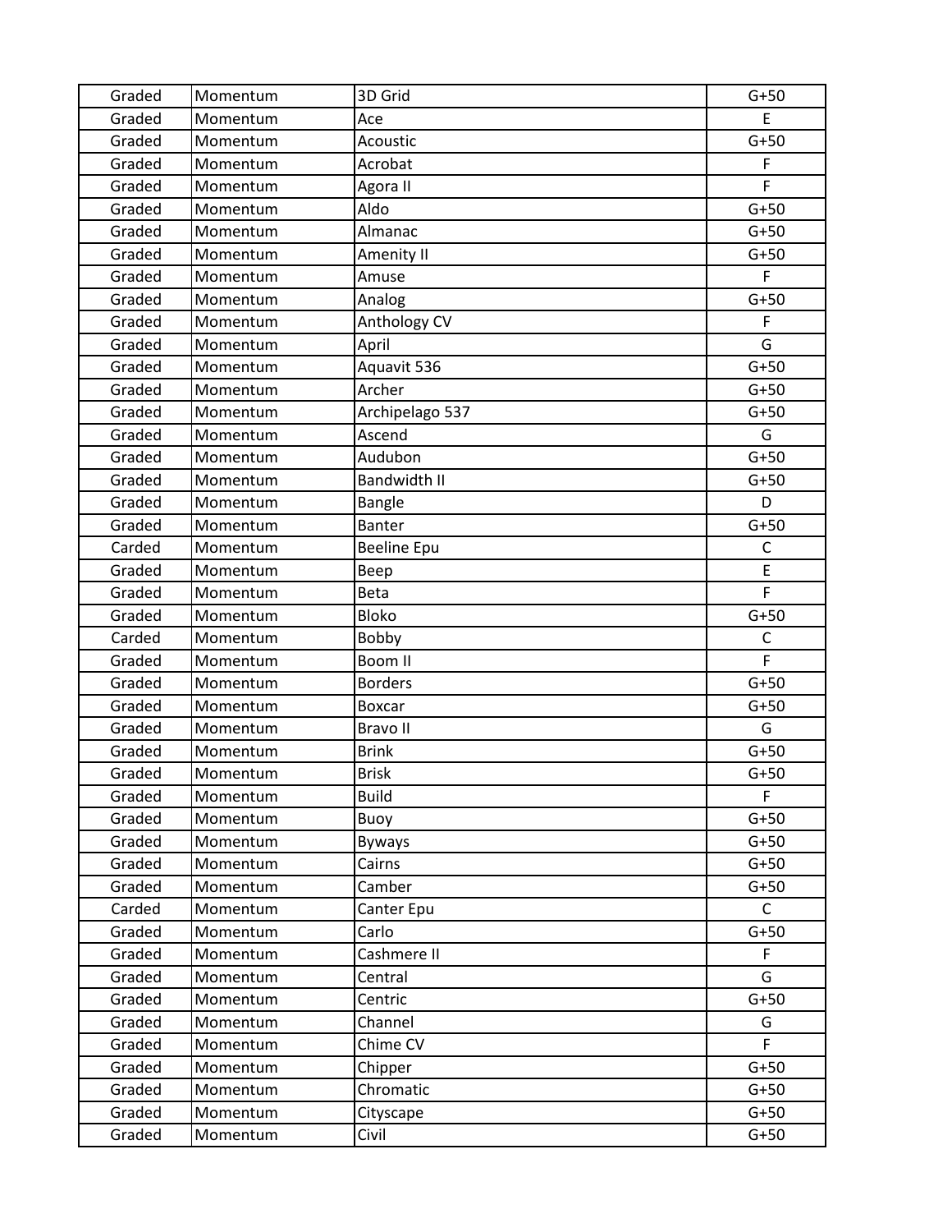| Graded | Momentum | 3D Grid | G+50 |
|---|---|---|---|
| Graded | Momentum | Ace | E |
| Graded | Momentum | Acoustic | G+50 |
| Graded | Momentum | Acrobat | F |
| Graded | Momentum | Agora II | F |
| Graded | Momentum | Aldo | G+50 |
| Graded | Momentum | Almanac | G+50 |
| Graded | Momentum | Amenity II | G+50 |
| Graded | Momentum | Amuse | F |
| Graded | Momentum | Analog | G+50 |
| Graded | Momentum | Anthology CV | F |
| Graded | Momentum | April | G |
| Graded | Momentum | Aquavit 536 | G+50 |
| Graded | Momentum | Archer | G+50 |
| Graded | Momentum | Archipelago 537 | G+50 |
| Graded | Momentum | Ascend | G |
| Graded | Momentum | Audubon | G+50 |
| Graded | Momentum | Bandwidth II | G+50 |
| Graded | Momentum | Bangle | D |
| Graded | Momentum | Banter | G+50 |
| Carded | Momentum | Beeline Epu | C |
| Graded | Momentum | Beep | E |
| Graded | Momentum | Beta | F |
| Graded | Momentum | Bloko | G+50 |
| Carded | Momentum | Bobby | C |
| Graded | Momentum | Boom II | F |
| Graded | Momentum | Borders | G+50 |
| Graded | Momentum | Boxcar | G+50 |
| Graded | Momentum | Bravo II | G |
| Graded | Momentum | Brink | G+50 |
| Graded | Momentum | Brisk | G+50 |
| Graded | Momentum | Build | F |
| Graded | Momentum | Buoy | G+50 |
| Graded | Momentum | Byways | G+50 |
| Graded | Momentum | Cairns | G+50 |
| Graded | Momentum | Camber | G+50 |
| Carded | Momentum | Canter Epu | C |
| Graded | Momentum | Carlo | G+50 |
| Graded | Momentum | Cashmere II | F |
| Graded | Momentum | Central | G |
| Graded | Momentum | Centric | G+50 |
| Graded | Momentum | Channel | G |
| Graded | Momentum | Chime CV | F |
| Graded | Momentum | Chipper | G+50 |
| Graded | Momentum | Chromatic | G+50 |
| Graded | Momentum | Cityscape | G+50 |
| Graded | Momentum | Civil | G+50 |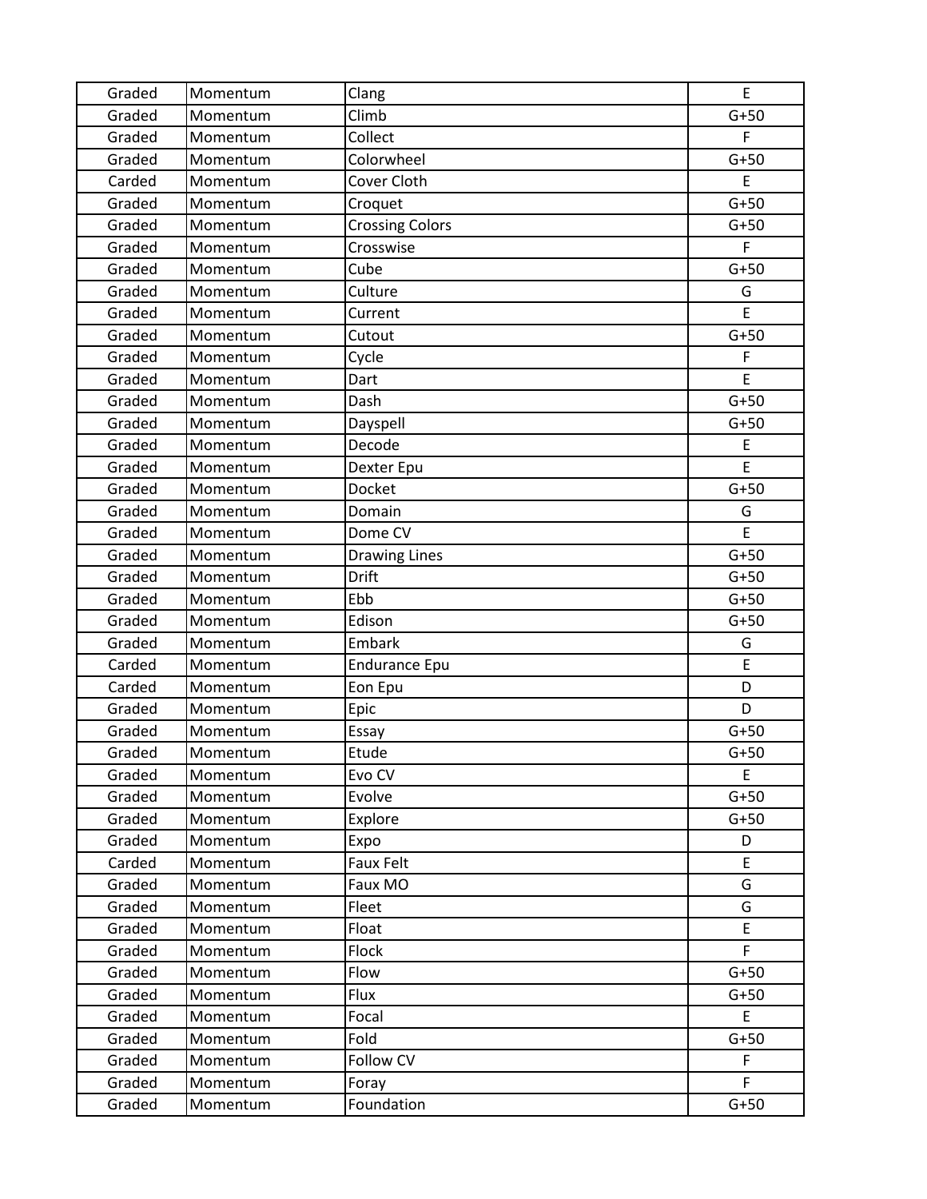| Graded | Momentum | Clang | E |
|---|---|---|---|
| Graded | Momentum | Climb | G+50 |
| Graded | Momentum | Collect | F |
| Graded | Momentum | Colorwheel | G+50 |
| Carded | Momentum | Cover Cloth | E |
| Graded | Momentum | Croquet | G+50 |
| Graded | Momentum | Crossing Colors | G+50 |
| Graded | Momentum | Crosswise | F |
| Graded | Momentum | Cube | G+50 |
| Graded | Momentum | Culture | G |
| Graded | Momentum | Current | E |
| Graded | Momentum | Cutout | G+50 |
| Graded | Momentum | Cycle | F |
| Graded | Momentum | Dart | E |
| Graded | Momentum | Dash | G+50 |
| Graded | Momentum | Dayspell | G+50 |
| Graded | Momentum | Decode | E |
| Graded | Momentum | Dexter Epu | E |
| Graded | Momentum | Docket | G+50 |
| Graded | Momentum | Domain | G |
| Graded | Momentum | Dome CV | E |
| Graded | Momentum | Drawing Lines | G+50 |
| Graded | Momentum | Drift | G+50 |
| Graded | Momentum | Ebb | G+50 |
| Graded | Momentum | Edison | G+50 |
| Graded | Momentum | Embark | G |
| Carded | Momentum | Endurance Epu | E |
| Carded | Momentum | Eon Epu | D |
| Graded | Momentum | Epic | D |
| Graded | Momentum | Essay | G+50 |
| Graded | Momentum | Etude | G+50 |
| Graded | Momentum | Evo CV | E |
| Graded | Momentum | Evolve | G+50 |
| Graded | Momentum | Explore | G+50 |
| Graded | Momentum | Expo | D |
| Carded | Momentum | Faux Felt | E |
| Graded | Momentum | Faux MO | G |
| Graded | Momentum | Fleet | G |
| Graded | Momentum | Float | E |
| Graded | Momentum | Flock | F |
| Graded | Momentum | Flow | G+50 |
| Graded | Momentum | Flux | G+50 |
| Graded | Momentum | Focal | E |
| Graded | Momentum | Fold | G+50 |
| Graded | Momentum | Follow CV | F |
| Graded | Momentum | Foray | F |
| Graded | Momentum | Foundation | G+50 |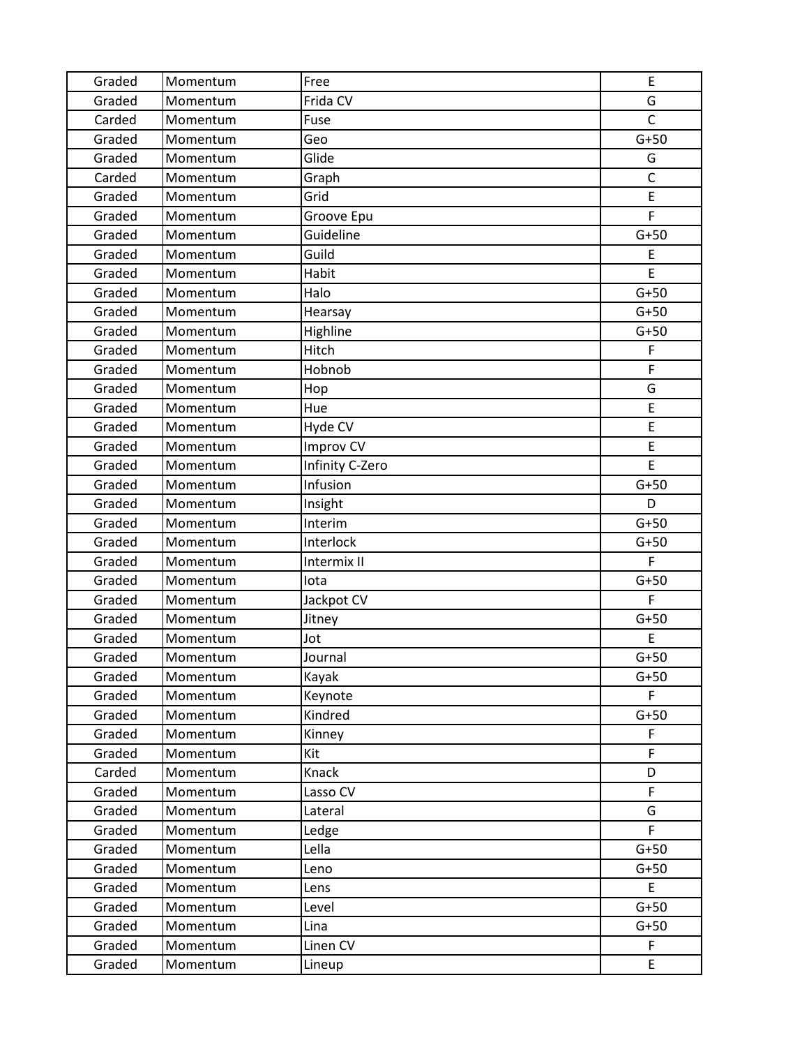| | | | |
|---|---|---|---|
| Graded | Momentum | Free | E |
| Graded | Momentum | Frida CV | G |
| Carded | Momentum | Fuse | C |
| Graded | Momentum | Geo | G+50 |
| Graded | Momentum | Glide | G |
| Carded | Momentum | Graph | C |
| Graded | Momentum | Grid | E |
| Graded | Momentum | Groove Epu | F |
| Graded | Momentum | Guideline | G+50 |
| Graded | Momentum | Guild | E |
| Graded | Momentum | Habit | E |
| Graded | Momentum | Halo | G+50 |
| Graded | Momentum | Hearsay | G+50 |
| Graded | Momentum | Highline | G+50 |
| Graded | Momentum | Hitch | F |
| Graded | Momentum | Hobnob | F |
| Graded | Momentum | Hop | G |
| Graded | Momentum | Hue | E |
| Graded | Momentum | Hyde CV | E |
| Graded | Momentum | Improv CV | E |
| Graded | Momentum | Infinity C-Zero | E |
| Graded | Momentum | Infusion | G+50 |
| Graded | Momentum | Insight | D |
| Graded | Momentum | Interim | G+50 |
| Graded | Momentum | Interlock | G+50 |
| Graded | Momentum | Intermix II | F |
| Graded | Momentum | Iota | G+50 |
| Graded | Momentum | Jackpot CV | F |
| Graded | Momentum | Jitney | G+50 |
| Graded | Momentum | Jot | E |
| Graded | Momentum | Journal | G+50 |
| Graded | Momentum | Kayak | G+50 |
| Graded | Momentum | Keynote | F |
| Graded | Momentum | Kindred | G+50 |
| Graded | Momentum | Kinney | F |
| Graded | Momentum | Kit | F |
| Carded | Momentum | Knack | D |
| Graded | Momentum | Lasso CV | F |
| Graded | Momentum | Lateral | G |
| Graded | Momentum | Ledge | F |
| Graded | Momentum | Lella | G+50 |
| Graded | Momentum | Leno | G+50 |
| Graded | Momentum | Lens | E |
| Graded | Momentum | Level | G+50 |
| Graded | Momentum | Lina | G+50 |
| Graded | Momentum | Linen CV | F |
| Graded | Momentum | Lineup | E |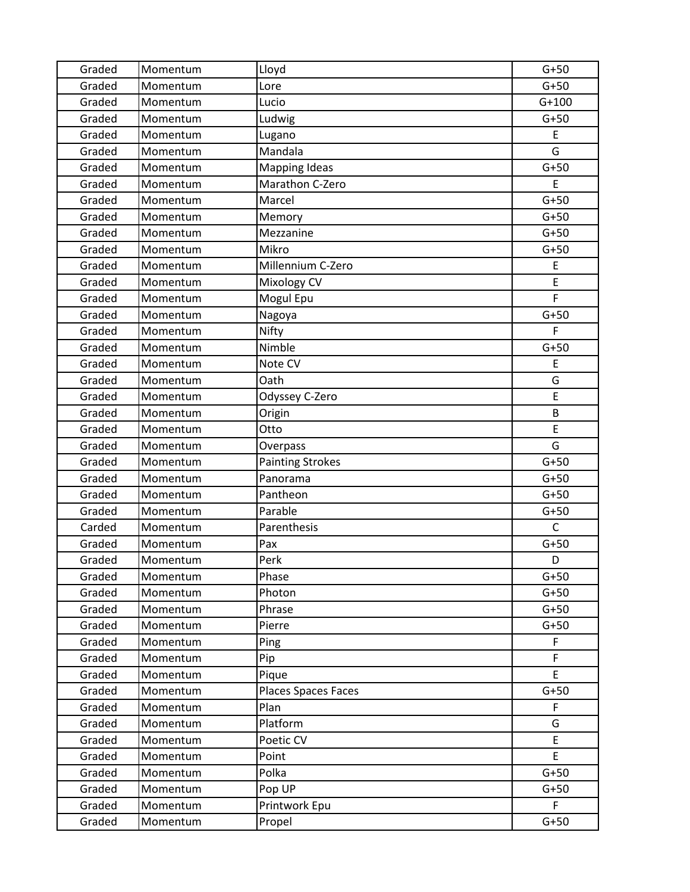| | | | |
|---|---|---|---|
| Graded | Momentum | Lloyd | G+50 |
| Graded | Momentum | Lore | G+50 |
| Graded | Momentum | Lucio | G+100 |
| Graded | Momentum | Ludwig | G+50 |
| Graded | Momentum | Lugano | E |
| Graded | Momentum | Mandala | G |
| Graded | Momentum | Mapping Ideas | G+50 |
| Graded | Momentum | Marathon C-Zero | E |
| Graded | Momentum | Marcel | G+50 |
| Graded | Momentum | Memory | G+50 |
| Graded | Momentum | Mezzanine | G+50 |
| Graded | Momentum | Mikro | G+50 |
| Graded | Momentum | Millennium C-Zero | E |
| Graded | Momentum | Mixology CV | E |
| Graded | Momentum | Mogul Epu | F |
| Graded | Momentum | Nagoya | G+50 |
| Graded | Momentum | Nifty | F |
| Graded | Momentum | Nimble | G+50 |
| Graded | Momentum | Note CV | E |
| Graded | Momentum | Oath | G |
| Graded | Momentum | Odyssey C-Zero | E |
| Graded | Momentum | Origin | B |
| Graded | Momentum | Otto | E |
| Graded | Momentum | Overpass | G |
| Graded | Momentum | Painting Strokes | G+50 |
| Graded | Momentum | Panorama | G+50 |
| Graded | Momentum | Pantheon | G+50 |
| Graded | Momentum | Parable | G+50 |
| Carded | Momentum | Parenthesis | C |
| Graded | Momentum | Pax | G+50 |
| Graded | Momentum | Perk | D |
| Graded | Momentum | Phase | G+50 |
| Graded | Momentum | Photon | G+50 |
| Graded | Momentum | Phrase | G+50 |
| Graded | Momentum | Pierre | G+50 |
| Graded | Momentum | Ping | F |
| Graded | Momentum | Pip | F |
| Graded | Momentum | Pique | E |
| Graded | Momentum | Places Spaces Faces | G+50 |
| Graded | Momentum | Plan | F |
| Graded | Momentum | Platform | G |
| Graded | Momentum | Poetic CV | E |
| Graded | Momentum | Point | E |
| Graded | Momentum | Polka | G+50 |
| Graded | Momentum | Pop UP | G+50 |
| Graded | Momentum | Printwork Epu | F |
| Graded | Momentum | Propel | G+50 |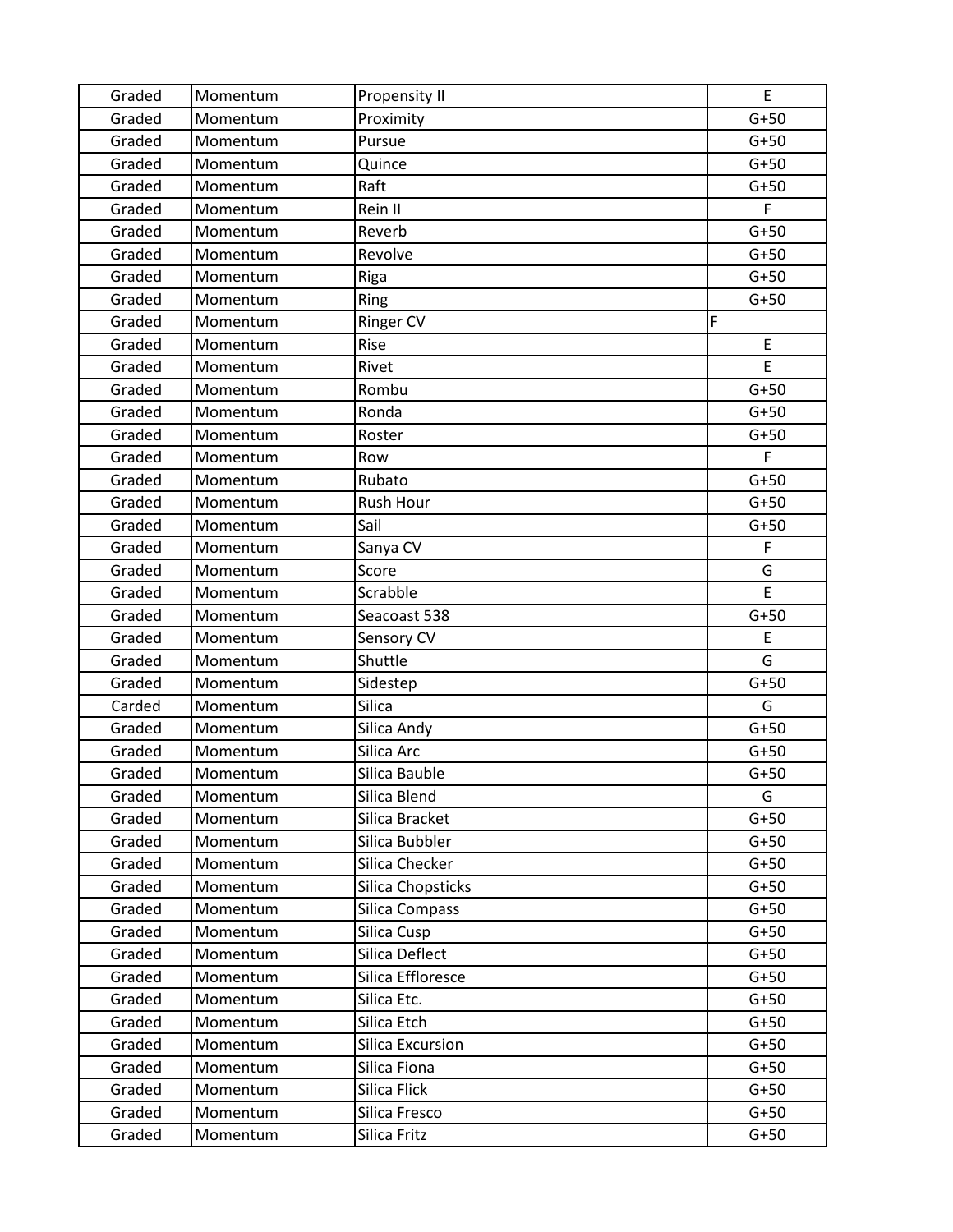| | | | |
|---|---|---|---|
| Graded | Momentum | Propensity II | E |
| Graded | Momentum | Proximity | G+50 |
| Graded | Momentum | Pursue | G+50 |
| Graded | Momentum | Quince | G+50 |
| Graded | Momentum | Raft | G+50 |
| Graded | Momentum | Rein II | F |
| Graded | Momentum | Reverb | G+50 |
| Graded | Momentum | Revolve | G+50 |
| Graded | Momentum | Riga | G+50 |
| Graded | Momentum | Ring | G+50 |
| Graded | Momentum | Ringer CV | F |
| Graded | Momentum | Rise | E |
| Graded | Momentum | Rivet | E |
| Graded | Momentum | Rombu | G+50 |
| Graded | Momentum | Ronda | G+50 |
| Graded | Momentum | Roster | G+50 |
| Graded | Momentum | Row | F |
| Graded | Momentum | Rubato | G+50 |
| Graded | Momentum | Rush Hour | G+50 |
| Graded | Momentum | Sail | G+50 |
| Graded | Momentum | Sanya CV | F |
| Graded | Momentum | Score | G |
| Graded | Momentum | Scrabble | E |
| Graded | Momentum | Seacoast 538 | G+50 |
| Graded | Momentum | Sensory CV | E |
| Graded | Momentum | Shuttle | G |
| Graded | Momentum | Sidestep | G+50 |
| Carded | Momentum | Silica | G |
| Graded | Momentum | Silica Andy | G+50 |
| Graded | Momentum | Silica Arc | G+50 |
| Graded | Momentum | Silica Bauble | G+50 |
| Graded | Momentum | Silica Blend | G |
| Graded | Momentum | Silica Bracket | G+50 |
| Graded | Momentum | Silica Bubbler | G+50 |
| Graded | Momentum | Silica Checker | G+50 |
| Graded | Momentum | Silica Chopsticks | G+50 |
| Graded | Momentum | Silica Compass | G+50 |
| Graded | Momentum | Silica Cusp | G+50 |
| Graded | Momentum | Silica Deflect | G+50 |
| Graded | Momentum | Silica Effloresce | G+50 |
| Graded | Momentum | Silica Etc. | G+50 |
| Graded | Momentum | Silica Etch | G+50 |
| Graded | Momentum | Silica Excursion | G+50 |
| Graded | Momentum | Silica Fiona | G+50 |
| Graded | Momentum | Silica Flick | G+50 |
| Graded | Momentum | Silica Fresco | G+50 |
| Graded | Momentum | Silica Fritz | G+50 |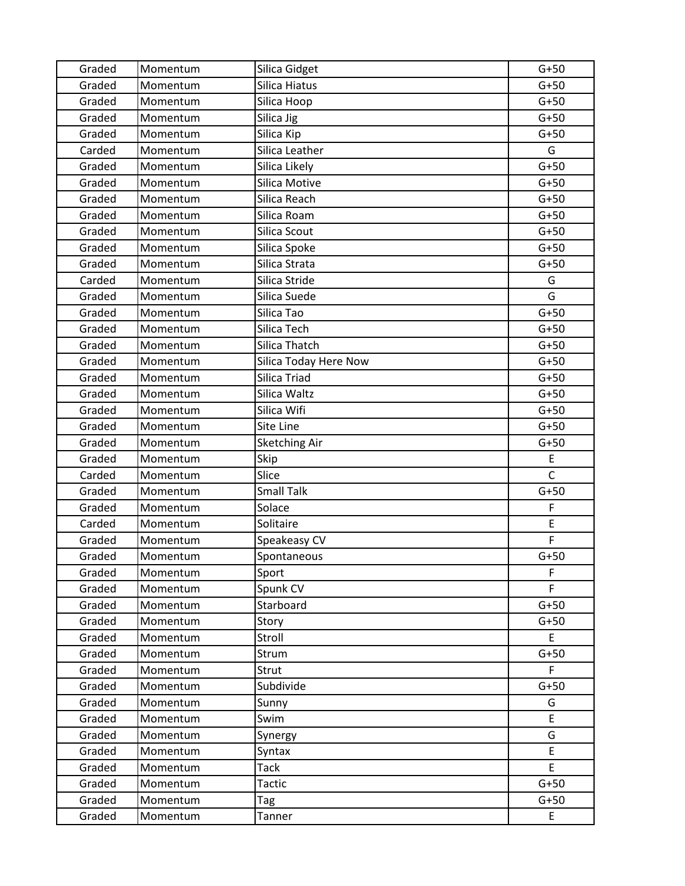| Graded | Momentum | Silica Gidget | G+50 |
|---|---|---|---|
| Graded | Momentum | Silica Hiatus | G+50 |
| Graded | Momentum | Silica Hoop | G+50 |
| Graded | Momentum | Silica Jig | G+50 |
| Graded | Momentum | Silica Kip | G+50 |
| Carded | Momentum | Silica Leather | G |
| Graded | Momentum | Silica Likely | G+50 |
| Graded | Momentum | Silica Motive | G+50 |
| Graded | Momentum | Silica Reach | G+50 |
| Graded | Momentum | Silica Roam | G+50 |
| Graded | Momentum | Silica Scout | G+50 |
| Graded | Momentum | Silica Spoke | G+50 |
| Graded | Momentum | Silica Strata | G+50 |
| Carded | Momentum | Silica Stride | G |
| Graded | Momentum | Silica Suede | G |
| Graded | Momentum | Silica Tao | G+50 |
| Graded | Momentum | Silica Tech | G+50 |
| Graded | Momentum | Silica Thatch | G+50 |
| Graded | Momentum | Silica Today Here Now | G+50 |
| Graded | Momentum | Silica Triad | G+50 |
| Graded | Momentum | Silica Waltz | G+50 |
| Graded | Momentum | Silica Wifi | G+50 |
| Graded | Momentum | Site Line | G+50 |
| Graded | Momentum | Sketching Air | G+50 |
| Graded | Momentum | Skip | E |
| Carded | Momentum | Slice | C |
| Graded | Momentum | Small Talk | G+50 |
| Graded | Momentum | Solace | F |
| Carded | Momentum | Solitaire | E |
| Graded | Momentum | Speakeasy CV | F |
| Graded | Momentum | Spontaneous | G+50 |
| Graded | Momentum | Sport | F |
| Graded | Momentum | Spunk CV | F |
| Graded | Momentum | Starboard | G+50 |
| Graded | Momentum | Story | G+50 |
| Graded | Momentum | Stroll | E |
| Graded | Momentum | Strum | G+50 |
| Graded | Momentum | Strut | F |
| Graded | Momentum | Subdivide | G+50 |
| Graded | Momentum | Sunny | G |
| Graded | Momentum | Swim | E |
| Graded | Momentum | Synergy | G |
| Graded | Momentum | Syntax | E |
| Graded | Momentum | Tack | E |
| Graded | Momentum | Tactic | G+50 |
| Graded | Momentum | Tag | G+50 |
| Graded | Momentum | Tanner | E |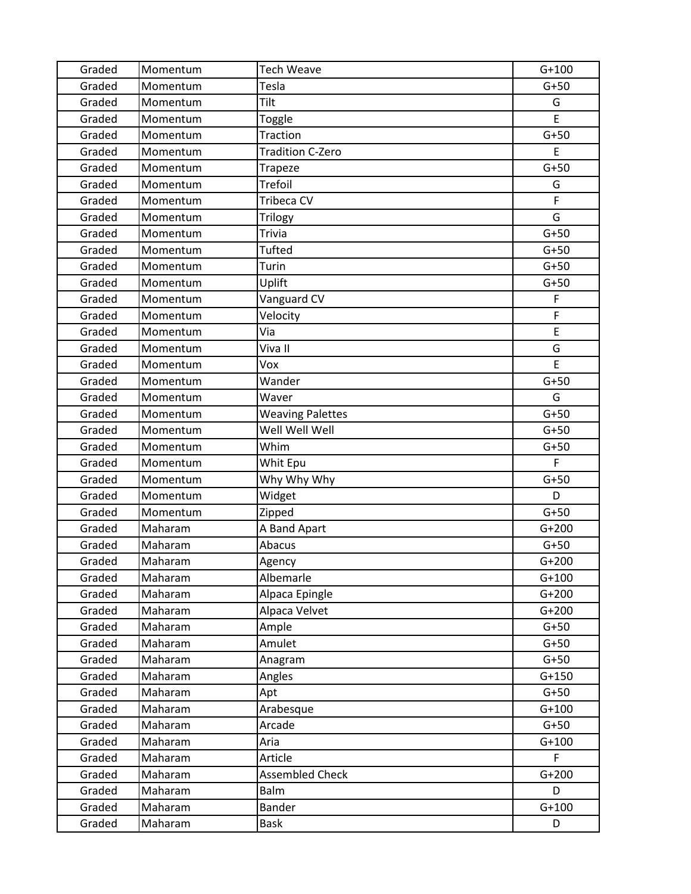| Graded | Momentum | Tech Weave | G+100 |
|---|---|---|---|
| Graded | Momentum | Tesla | G+50 |
| Graded | Momentum | Tilt | G |
| Graded | Momentum | Toggle | E |
| Graded | Momentum | Traction | G+50 |
| Graded | Momentum | Tradition C-Zero | E |
| Graded | Momentum | Trapeze | G+50 |
| Graded | Momentum | Trefoil | G |
| Graded | Momentum | Tribeca CV | F |
| Graded | Momentum | Trilogy | G |
| Graded | Momentum | Trivia | G+50 |
| Graded | Momentum | Tufted | G+50 |
| Graded | Momentum | Turin | G+50 |
| Graded | Momentum | Uplift | G+50 |
| Graded | Momentum | Vanguard CV | F |
| Graded | Momentum | Velocity | F |
| Graded | Momentum | Via | E |
| Graded | Momentum | Viva II | G |
| Graded | Momentum | Vox | E |
| Graded | Momentum | Wander | G+50 |
| Graded | Momentum | Waver | G |
| Graded | Momentum | Weaving Palettes | G+50 |
| Graded | Momentum | Well Well Well | G+50 |
| Graded | Momentum | Whim | G+50 |
| Graded | Momentum | Whit Epu | F |
| Graded | Momentum | Why Why Why | G+50 |
| Graded | Momentum | Widget | D |
| Graded | Momentum | Zipped | G+50 |
| Graded | Maharam | A Band Apart | G+200 |
| Graded | Maharam | Abacus | G+50 |
| Graded | Maharam | Agency | G+200 |
| Graded | Maharam | Albemarle | G+100 |
| Graded | Maharam | Alpaca Epingle | G+200 |
| Graded | Maharam | Alpaca Velvet | G+200 |
| Graded | Maharam | Ample | G+50 |
| Graded | Maharam | Amulet | G+50 |
| Graded | Maharam | Anagram | G+50 |
| Graded | Maharam | Angles | G+150 |
| Graded | Maharam | Apt | G+50 |
| Graded | Maharam | Arabesque | G+100 |
| Graded | Maharam | Arcade | G+50 |
| Graded | Maharam | Aria | G+100 |
| Graded | Maharam | Article | F |
| Graded | Maharam | Assembled Check | G+200 |
| Graded | Maharam | Balm | D |
| Graded | Maharam | Bander | G+100 |
| Graded | Maharam | Bask | D |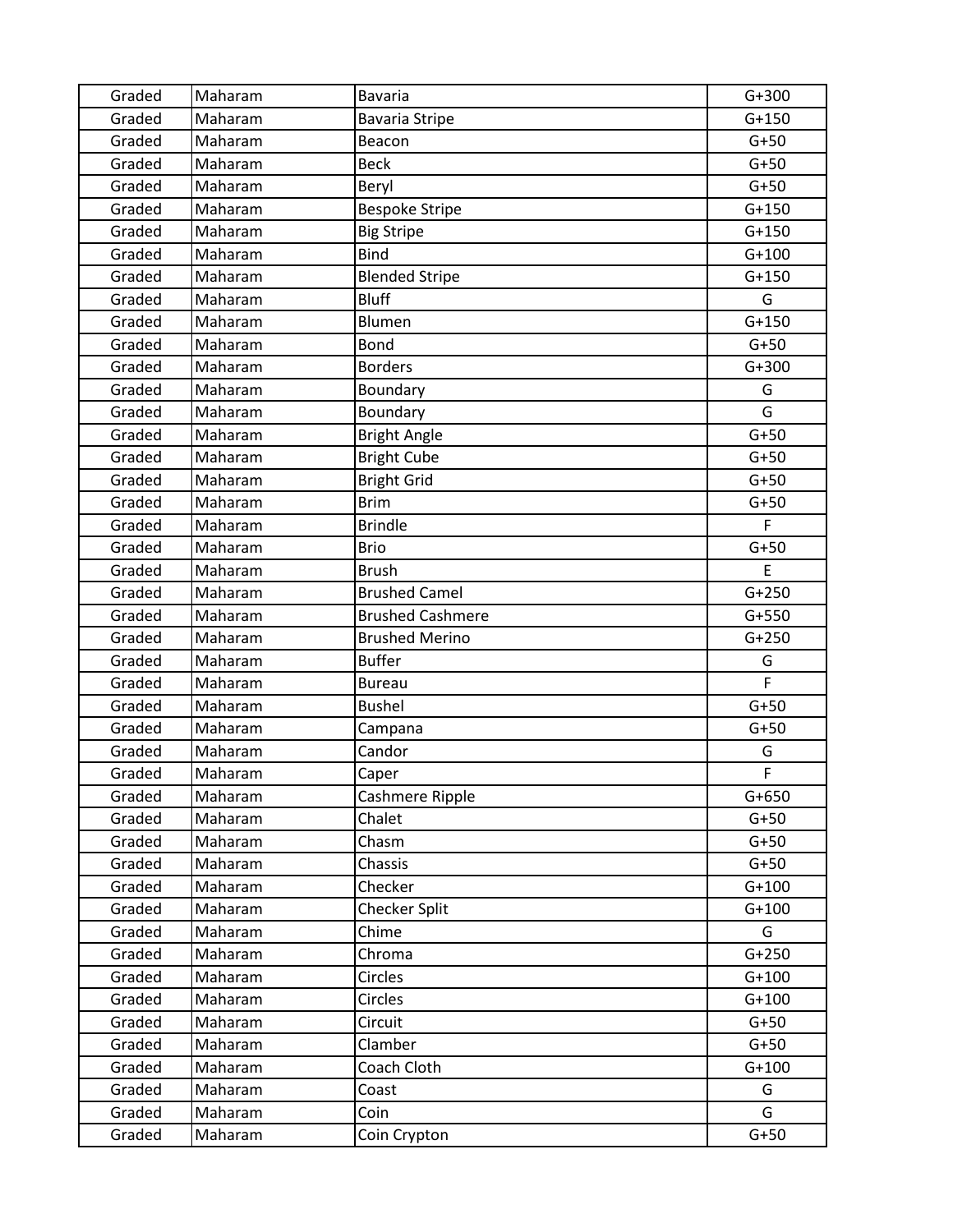| Graded | Maharam | Bavaria | G+300 |
|---|---|---|---|
| Graded | Maharam | Bavaria Stripe | G+150 |
| Graded | Maharam | Beacon | G+50 |
| Graded | Maharam | Beck | G+50 |
| Graded | Maharam | Beryl | G+50 |
| Graded | Maharam | Bespoke Stripe | G+150 |
| Graded | Maharam | Big Stripe | G+150 |
| Graded | Maharam | Bind | G+100 |
| Graded | Maharam | Blended Stripe | G+150 |
| Graded | Maharam | Bluff | G |
| Graded | Maharam | Blumen | G+150 |
| Graded | Maharam | Bond | G+50 |
| Graded | Maharam | Borders | G+300 |
| Graded | Maharam | Boundary | G |
| Graded | Maharam | Boundary | G |
| Graded | Maharam | Bright Angle | G+50 |
| Graded | Maharam | Bright Cube | G+50 |
| Graded | Maharam | Bright Grid | G+50 |
| Graded | Maharam | Brim | G+50 |
| Graded | Maharam | Brindle | F |
| Graded | Maharam | Brio | G+50 |
| Graded | Maharam | Brush | E |
| Graded | Maharam | Brushed Camel | G+250 |
| Graded | Maharam | Brushed Cashmere | G+550 |
| Graded | Maharam | Brushed Merino | G+250 |
| Graded | Maharam | Buffer | G |
| Graded | Maharam | Bureau | F |
| Graded | Maharam | Bushel | G+50 |
| Graded | Maharam | Campana | G+50 |
| Graded | Maharam | Candor | G |
| Graded | Maharam | Caper | F |
| Graded | Maharam | Cashmere Ripple | G+650 |
| Graded | Maharam | Chalet | G+50 |
| Graded | Maharam | Chasm | G+50 |
| Graded | Maharam | Chassis | G+50 |
| Graded | Maharam | Checker | G+100 |
| Graded | Maharam | Checker Split | G+100 |
| Graded | Maharam | Chime | G |
| Graded | Maharam | Chroma | G+250 |
| Graded | Maharam | Circles | G+100 |
| Graded | Maharam | Circles | G+100 |
| Graded | Maharam | Circuit | G+50 |
| Graded | Maharam | Clamber | G+50 |
| Graded | Maharam | Coach Cloth | G+100 |
| Graded | Maharam | Coast | G |
| Graded | Maharam | Coin | G |
| Graded | Maharam | Coin Crypton | G+50 |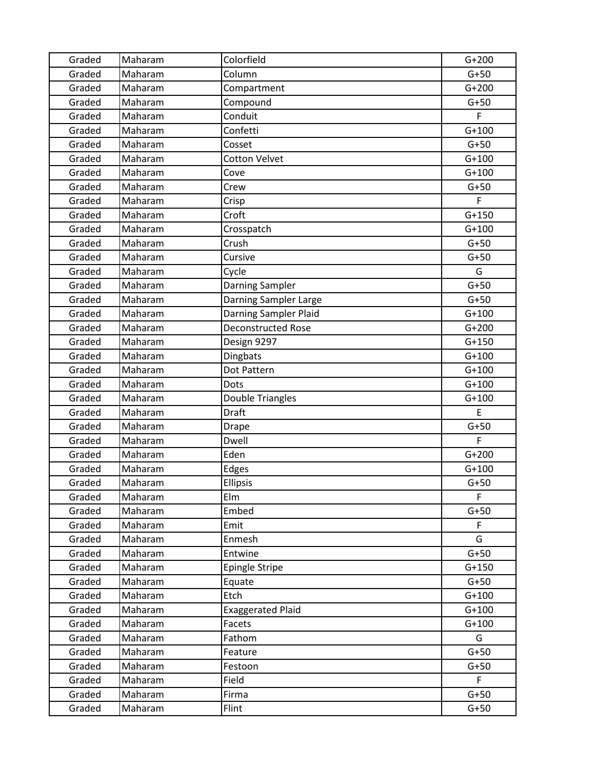| Graded | Maharam | Colorfield | G+200 |
|---|---|---|---|
| Graded | Maharam | Column | G+50 |
| Graded | Maharam | Compartment | G+200 |
| Graded | Maharam | Compound | G+50 |
| Graded | Maharam | Conduit | F |
| Graded | Maharam | Confetti | G+100 |
| Graded | Maharam | Cosset | G+50 |
| Graded | Maharam | Cotton Velvet | G+100 |
| Graded | Maharam | Cove | G+100 |
| Graded | Maharam | Crew | G+50 |
| Graded | Maharam | Crisp | F |
| Graded | Maharam | Croft | G+150 |
| Graded | Maharam | Crosspatch | G+100 |
| Graded | Maharam | Crush | G+50 |
| Graded | Maharam | Cursive | G+50 |
| Graded | Maharam | Cycle | G |
| Graded | Maharam | Darning Sampler | G+50 |
| Graded | Maharam | Darning Sampler Large | G+50 |
| Graded | Maharam | Darning Sampler Plaid | G+100 |
| Graded | Maharam | Deconstructed Rose | G+200 |
| Graded | Maharam | Design 9297 | G+150 |
| Graded | Maharam | Dingbats | G+100 |
| Graded | Maharam | Dot Pattern | G+100 |
| Graded | Maharam | Dots | G+100 |
| Graded | Maharam | Double Triangles | G+100 |
| Graded | Maharam | Draft | E |
| Graded | Maharam | Drape | G+50 |
| Graded | Maharam | Dwell | F |
| Graded | Maharam | Eden | G+200 |
| Graded | Maharam | Edges | G+100 |
| Graded | Maharam | Ellipsis | G+50 |
| Graded | Maharam | Elm | F |
| Graded | Maharam | Embed | G+50 |
| Graded | Maharam | Emit | F |
| Graded | Maharam | Enmesh | G |
| Graded | Maharam | Entwine | G+50 |
| Graded | Maharam | Epingle Stripe | G+150 |
| Graded | Maharam | Equate | G+50 |
| Graded | Maharam | Etch | G+100 |
| Graded | Maharam | Exaggerated Plaid | G+100 |
| Graded | Maharam | Facets | G+100 |
| Graded | Maharam | Fathom | G |
| Graded | Maharam | Feature | G+50 |
| Graded | Maharam | Festoon | G+50 |
| Graded | Maharam | Field | F |
| Graded | Maharam | Firma | G+50 |
| Graded | Maharam | Flint | G+50 |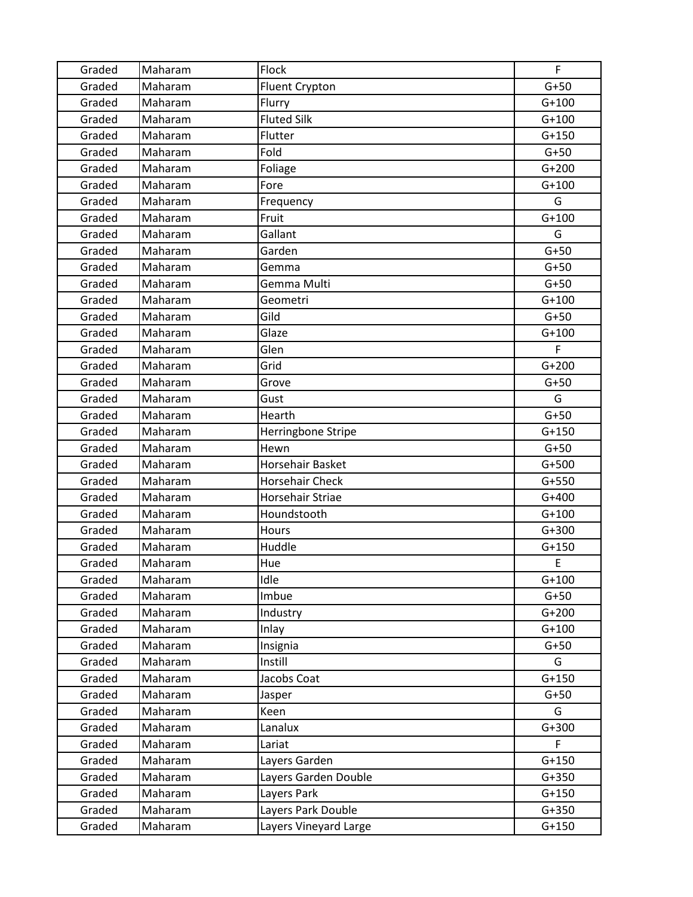| Graded | Maharam | Flock | F |
|---|---|---|---|
| Graded | Maharam | Fluent Crypton | G+50 |
| Graded | Maharam | Flurry | G+100 |
| Graded | Maharam | Fluted Silk | G+100 |
| Graded | Maharam | Flutter | G+150 |
| Graded | Maharam | Fold | G+50 |
| Graded | Maharam | Foliage | G+200 |
| Graded | Maharam | Fore | G+100 |
| Graded | Maharam | Frequency | G |
| Graded | Maharam | Fruit | G+100 |
| Graded | Maharam | Gallant | G |
| Graded | Maharam | Garden | G+50 |
| Graded | Maharam | Gemma | G+50 |
| Graded | Maharam | Gemma Multi | G+50 |
| Graded | Maharam | Geometri | G+100 |
| Graded | Maharam | Gild | G+50 |
| Graded | Maharam | Glaze | G+100 |
| Graded | Maharam | Glen | F |
| Graded | Maharam | Grid | G+200 |
| Graded | Maharam | Grove | G+50 |
| Graded | Maharam | Gust | G |
| Graded | Maharam | Hearth | G+50 |
| Graded | Maharam | Herringbone Stripe | G+150 |
| Graded | Maharam | Hewn | G+50 |
| Graded | Maharam | Horsehair Basket | G+500 |
| Graded | Maharam | Horsehair Check | G+550 |
| Graded | Maharam | Horsehair Striae | G+400 |
| Graded | Maharam | Houndstooth | G+100 |
| Graded | Maharam | Hours | G+300 |
| Graded | Maharam | Huddle | G+150 |
| Graded | Maharam | Hue | E |
| Graded | Maharam | Idle | G+100 |
| Graded | Maharam | Imbue | G+50 |
| Graded | Maharam | Industry | G+200 |
| Graded | Maharam | Inlay | G+100 |
| Graded | Maharam | Insignia | G+50 |
| Graded | Maharam | Instill | G |
| Graded | Maharam | Jacobs Coat | G+150 |
| Graded | Maharam | Jasper | G+50 |
| Graded | Maharam | Keen | G |
| Graded | Maharam | Lanalux | G+300 |
| Graded | Maharam | Lariat | F |
| Graded | Maharam | Layers Garden | G+150 |
| Graded | Maharam | Layers Garden Double | G+350 |
| Graded | Maharam | Layers Park | G+150 |
| Graded | Maharam | Layers Park Double | G+350 |
| Graded | Maharam | Layers Vineyard Large | G+150 |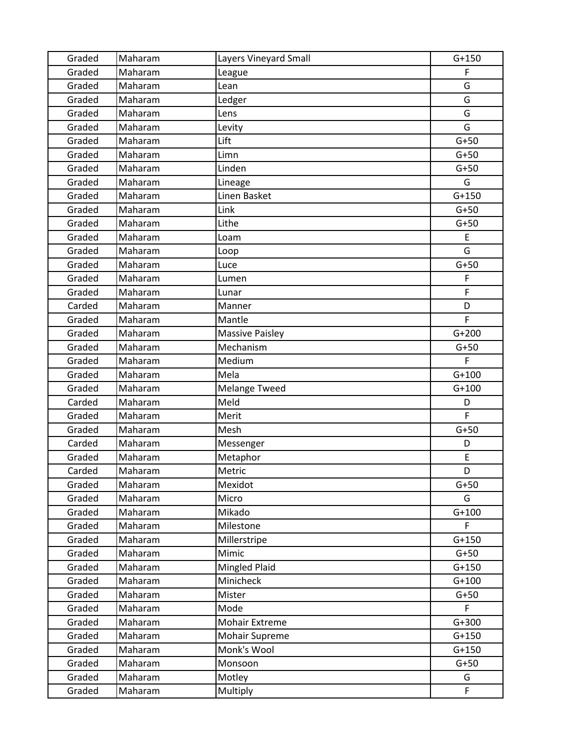| Graded | Maharam | Layers Vineyard Small | G+150 |
|---|---|---|---|
| Graded | Maharam | League | F |
| Graded | Maharam | Lean | G |
| Graded | Maharam | Ledger | G |
| Graded | Maharam | Lens | G |
| Graded | Maharam | Levity | G |
| Graded | Maharam | Lift | G+50 |
| Graded | Maharam | Limn | G+50 |
| Graded | Maharam | Linden | G+50 |
| Graded | Maharam | Lineage | G |
| Graded | Maharam | Linen Basket | G+150 |
| Graded | Maharam | Link | G+50 |
| Graded | Maharam | Lithe | G+50 |
| Graded | Maharam | Loam | E |
| Graded | Maharam | Loop | G |
| Graded | Maharam | Luce | G+50 |
| Graded | Maharam | Lumen | F |
| Graded | Maharam | Lunar | F |
| Carded | Maharam | Manner | D |
| Graded | Maharam | Mantle | F |
| Graded | Maharam | Massive Paisley | G+200 |
| Graded | Maharam | Mechanism | G+50 |
| Graded | Maharam | Medium | F |
| Graded | Maharam | Mela | G+100 |
| Graded | Maharam | Melange Tweed | G+100 |
| Carded | Maharam | Meld | D |
| Graded | Maharam | Merit | F |
| Graded | Maharam | Mesh | G+50 |
| Carded | Maharam | Messenger | D |
| Graded | Maharam | Metaphor | E |
| Carded | Maharam | Metric | D |
| Graded | Maharam | Mexidot | G+50 |
| Graded | Maharam | Micro | G |
| Graded | Maharam | Mikado | G+100 |
| Graded | Maharam | Milestone | F |
| Graded | Maharam | Millerstripe | G+150 |
| Graded | Maharam | Mimic | G+50 |
| Graded | Maharam | Mingled Plaid | G+150 |
| Graded | Maharam | Minicheck | G+100 |
| Graded | Maharam | Mister | G+50 |
| Graded | Maharam | Mode | F |
| Graded | Maharam | Mohair Extreme | G+300 |
| Graded | Maharam | Mohair Supreme | G+150 |
| Graded | Maharam | Monk's Wool | G+150 |
| Graded | Maharam | Monsoon | G+50 |
| Graded | Maharam | Motley | G |
| Graded | Maharam | Multiply | F |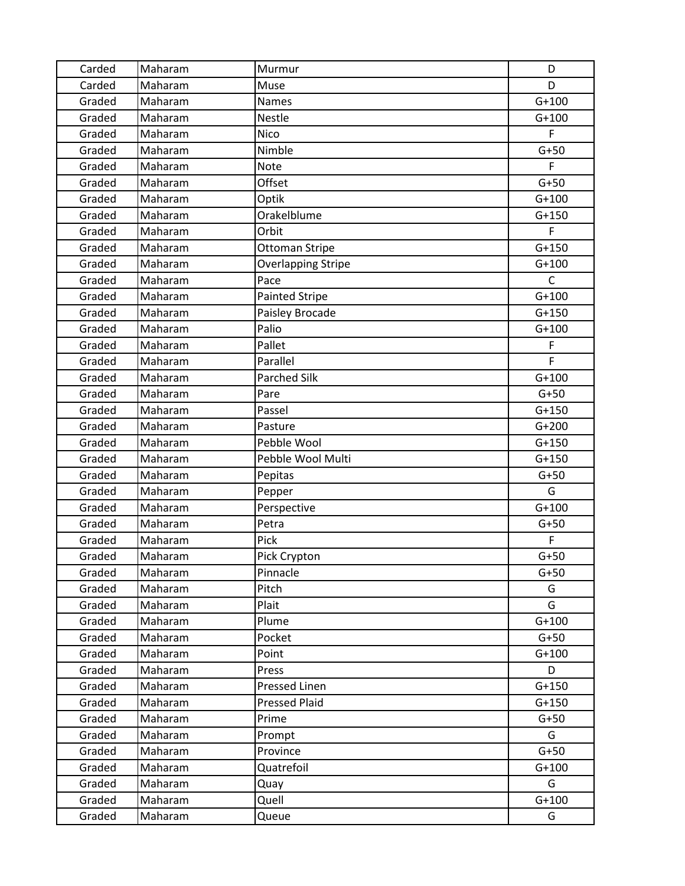| Carded | Maharam | Murmur | D |
|---|---|---|---|
| Carded | Maharam | Muse | D |
| Graded | Maharam | Names | G+100 |
| Graded | Maharam | Nestle | G+100 |
| Graded | Maharam | Nico | F |
| Graded | Maharam | Nimble | G+50 |
| Graded | Maharam | Note | F |
| Graded | Maharam | Offset | G+50 |
| Graded | Maharam | Optik | G+100 |
| Graded | Maharam | Orakelblume | G+150 |
| Graded | Maharam | Orbit | F |
| Graded | Maharam | Ottoman Stripe | G+150 |
| Graded | Maharam | Overlapping Stripe | G+100 |
| Graded | Maharam | Pace | C |
| Graded | Maharam | Painted Stripe | G+100 |
| Graded | Maharam | Paisley Brocade | G+150 |
| Graded | Maharam | Palio | G+100 |
| Graded | Maharam | Pallet | F |
| Graded | Maharam | Parallel | F |
| Graded | Maharam | Parched Silk | G+100 |
| Graded | Maharam | Pare | G+50 |
| Graded | Maharam | Passel | G+150 |
| Graded | Maharam | Pasture | G+200 |
| Graded | Maharam | Pebble Wool | G+150 |
| Graded | Maharam | Pebble Wool Multi | G+150 |
| Graded | Maharam | Pepitas | G+50 |
| Graded | Maharam | Pepper | G |
| Graded | Maharam | Perspective | G+100 |
| Graded | Maharam | Petra | G+50 |
| Graded | Maharam | Pick | F |
| Graded | Maharam | Pick Crypton | G+50 |
| Graded | Maharam | Pinnacle | G+50 |
| Graded | Maharam | Pitch | G |
| Graded | Maharam | Plait | G |
| Graded | Maharam | Plume | G+100 |
| Graded | Maharam | Pocket | G+50 |
| Graded | Maharam | Point | G+100 |
| Graded | Maharam | Press | D |
| Graded | Maharam | Pressed Linen | G+150 |
| Graded | Maharam | Pressed Plaid | G+150 |
| Graded | Maharam | Prime | G+50 |
| Graded | Maharam | Prompt | G |
| Graded | Maharam | Province | G+50 |
| Graded | Maharam | Quatrefoil | G+100 |
| Graded | Maharam | Quay | G |
| Graded | Maharam | Quell | G+100 |
| Graded | Maharam | Queue | G |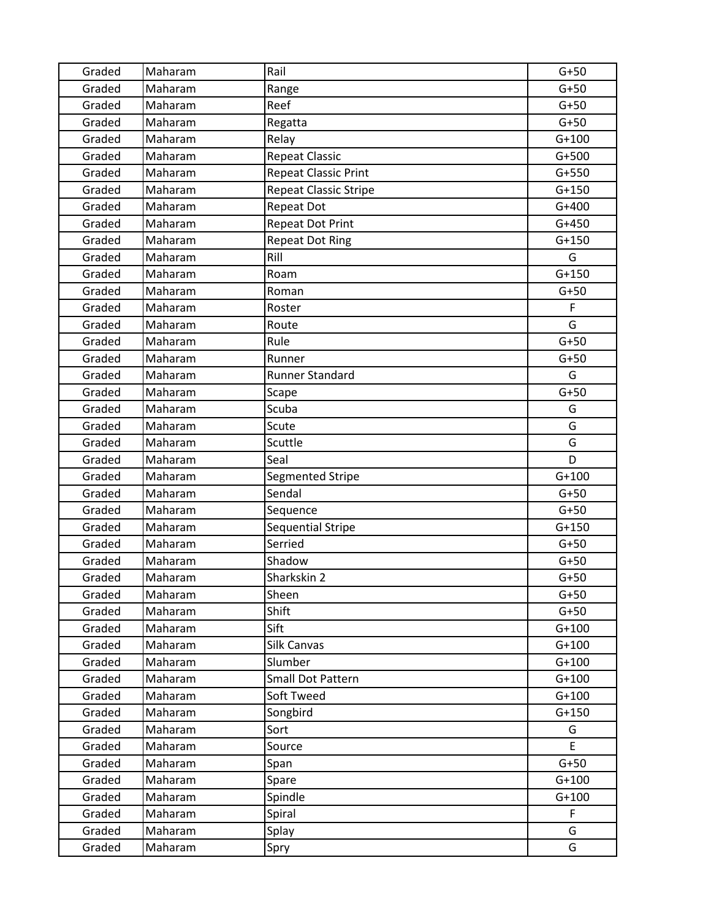| Graded | Maharam | Rail | G+50 |
|---|---|---|---|
| Graded | Maharam | Range | G+50 |
| Graded | Maharam | Reef | G+50 |
| Graded | Maharam | Regatta | G+50 |
| Graded | Maharam | Relay | G+100 |
| Graded | Maharam | Repeat Classic | G+500 |
| Graded | Maharam | Repeat Classic Print | G+550 |
| Graded | Maharam | Repeat Classic Stripe | G+150 |
| Graded | Maharam | Repeat Dot | G+400 |
| Graded | Maharam | Repeat Dot Print | G+450 |
| Graded | Maharam | Repeat Dot Ring | G+150 |
| Graded | Maharam | Rill | G |
| Graded | Maharam | Roam | G+150 |
| Graded | Maharam | Roman | G+50 |
| Graded | Maharam | Roster | F |
| Graded | Maharam | Route | G |
| Graded | Maharam | Rule | G+50 |
| Graded | Maharam | Runner | G+50 |
| Graded | Maharam | Runner Standard | G |
| Graded | Maharam | Scape | G+50 |
| Graded | Maharam | Scuba | G |
| Graded | Maharam | Scute | G |
| Graded | Maharam | Scuttle | G |
| Graded | Maharam | Seal | D |
| Graded | Maharam | Segmented Stripe | G+100 |
| Graded | Maharam | Sendal | G+50 |
| Graded | Maharam | Sequence | G+50 |
| Graded | Maharam | Sequential Stripe | G+150 |
| Graded | Maharam | Serried | G+50 |
| Graded | Maharam | Shadow | G+50 |
| Graded | Maharam | Sharkskin 2 | G+50 |
| Graded | Maharam | Sheen | G+50 |
| Graded | Maharam | Shift | G+50 |
| Graded | Maharam | Sift | G+100 |
| Graded | Maharam | Silk Canvas | G+100 |
| Graded | Maharam | Slumber | G+100 |
| Graded | Maharam | Small Dot Pattern | G+100 |
| Graded | Maharam | Soft Tweed | G+100 |
| Graded | Maharam | Songbird | G+150 |
| Graded | Maharam | Sort | G |
| Graded | Maharam | Source | E |
| Graded | Maharam | Span | G+50 |
| Graded | Maharam | Spare | G+100 |
| Graded | Maharam | Spindle | G+100 |
| Graded | Maharam | Spiral | F |
| Graded | Maharam | Splay | G |
| Graded | Maharam | Spry | G |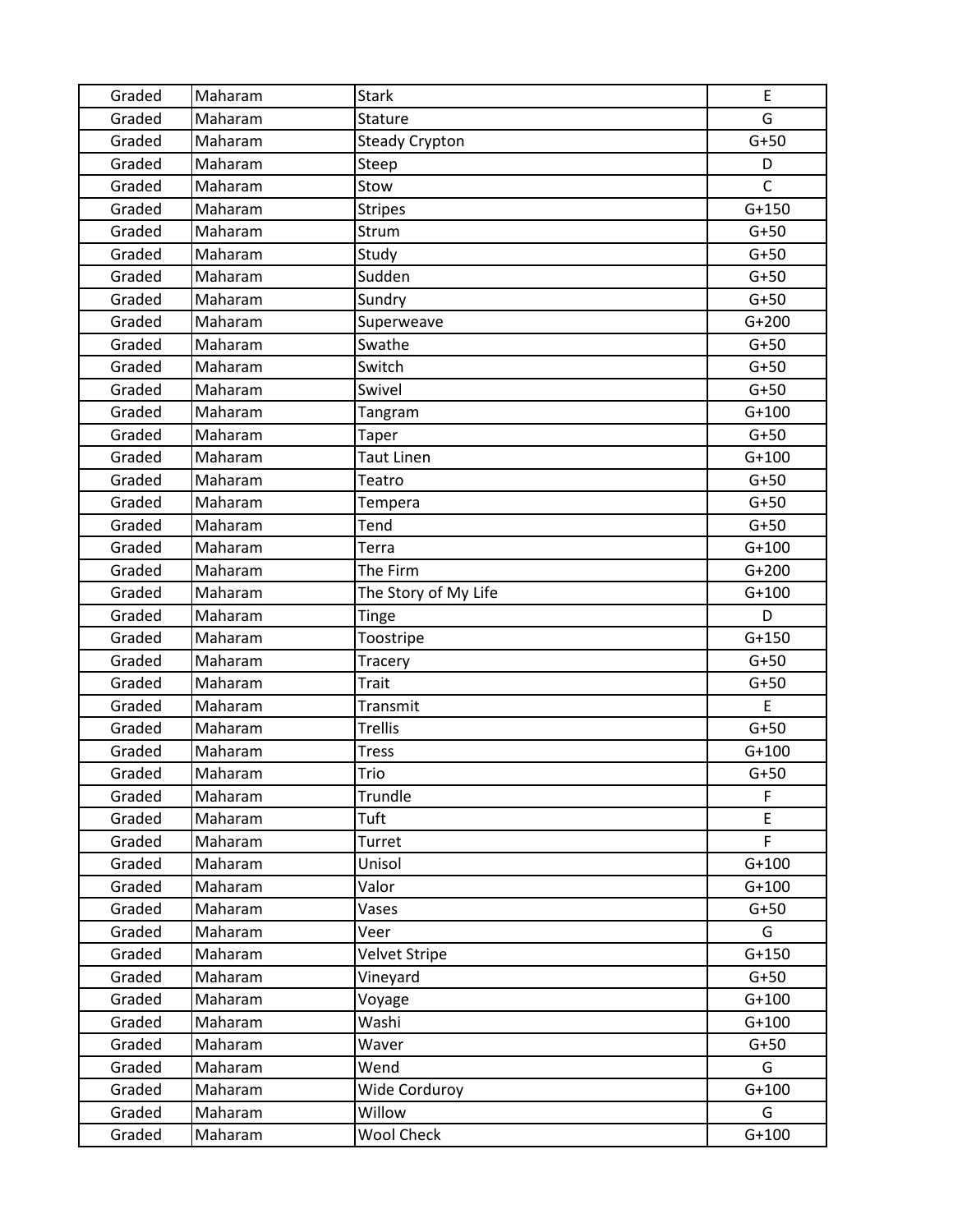| Graded | Maharam | Stark | E |
|---|---|---|---|
| Graded | Maharam | Stature | G |
| Graded | Maharam | Steady Crypton | G+50 |
| Graded | Maharam | Steep | D |
| Graded | Maharam | Stow | C |
| Graded | Maharam | Stripes | G+150 |
| Graded | Maharam | Strum | G+50 |
| Graded | Maharam | Study | G+50 |
| Graded | Maharam | Sudden | G+50 |
| Graded | Maharam | Sundry | G+50 |
| Graded | Maharam | Superweave | G+200 |
| Graded | Maharam | Swathe | G+50 |
| Graded | Maharam | Switch | G+50 |
| Graded | Maharam | Swivel | G+50 |
| Graded | Maharam | Tangram | G+100 |
| Graded | Maharam | Taper | G+50 |
| Graded | Maharam | Taut Linen | G+100 |
| Graded | Maharam | Teatro | G+50 |
| Graded | Maharam | Tempera | G+50 |
| Graded | Maharam | Tend | G+50 |
| Graded | Maharam | Terra | G+100 |
| Graded | Maharam | The Firm | G+200 |
| Graded | Maharam | The Story of My Life | G+100 |
| Graded | Maharam | Tinge | D |
| Graded | Maharam | Toostripe | G+150 |
| Graded | Maharam | Tracery | G+50 |
| Graded | Maharam | Trait | G+50 |
| Graded | Maharam | Transmit | E |
| Graded | Maharam | Trellis | G+50 |
| Graded | Maharam | Tress | G+100 |
| Graded | Maharam | Trio | G+50 |
| Graded | Maharam | Trundle | F |
| Graded | Maharam | Tuft | E |
| Graded | Maharam | Turret | F |
| Graded | Maharam | Unisol | G+100 |
| Graded | Maharam | Valor | G+100 |
| Graded | Maharam | Vases | G+50 |
| Graded | Maharam | Veer | G |
| Graded | Maharam | Velvet Stripe | G+150 |
| Graded | Maharam | Vineyard | G+50 |
| Graded | Maharam | Voyage | G+100 |
| Graded | Maharam | Washi | G+100 |
| Graded | Maharam | Waver | G+50 |
| Graded | Maharam | Wend | G |
| Graded | Maharam | Wide Corduroy | G+100 |
| Graded | Maharam | Willow | G |
| Graded | Maharam | Wool Check | G+100 |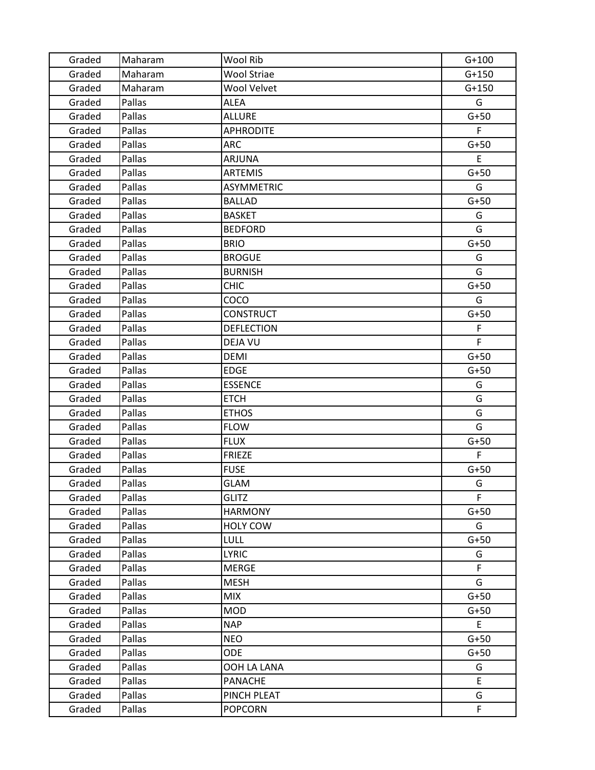| Graded | Maharam | Wool Rib | G+100 |
|---|---|---|---|
| Graded | Maharam | Wool Striae | G+150 |
| Graded | Maharam | Wool Velvet | G+150 |
| Graded | Pallas | ALEA | G |
| Graded | Pallas | ALLURE | G+50 |
| Graded | Pallas | APHRODITE | F |
| Graded | Pallas | ARC | G+50 |
| Graded | Pallas | ARJUNA | E |
| Graded | Pallas | ARTEMIS | G+50 |
| Graded | Pallas | ASYMMETRIC | G |
| Graded | Pallas | BALLAD | G+50 |
| Graded | Pallas | BASKET | G |
| Graded | Pallas | BEDFORD | G |
| Graded | Pallas | BRIO | G+50 |
| Graded | Pallas | BROGUE | G |
| Graded | Pallas | BURNISH | G |
| Graded | Pallas | CHIC | G+50 |
| Graded | Pallas | COCO | G |
| Graded | Pallas | CONSTRUCT | G+50 |
| Graded | Pallas | DEFLECTION | F |
| Graded | Pallas | DEJA VU | F |
| Graded | Pallas | DEMI | G+50 |
| Graded | Pallas | EDGE | G+50 |
| Graded | Pallas | ESSENCE | G |
| Graded | Pallas | ETCH | G |
| Graded | Pallas | ETHOS | G |
| Graded | Pallas | FLOW | G |
| Graded | Pallas | FLUX | G+50 |
| Graded | Pallas | FRIEZE | F |
| Graded | Pallas | FUSE | G+50 |
| Graded | Pallas | GLAM | G |
| Graded | Pallas | GLITZ | F |
| Graded | Pallas | HARMONY | G+50 |
| Graded | Pallas | HOLY COW | G |
| Graded | Pallas | LULL | G+50 |
| Graded | Pallas | LYRIC | G |
| Graded | Pallas | MERGE | F |
| Graded | Pallas | MESH | G |
| Graded | Pallas | MIX | G+50 |
| Graded | Pallas | MOD | G+50 |
| Graded | Pallas | NAP | E |
| Graded | Pallas | NEO | G+50 |
| Graded | Pallas | ODE | G+50 |
| Graded | Pallas | OOH LA LANA | G |
| Graded | Pallas | PANACHE | E |
| Graded | Pallas | PINCH PLEAT | G |
| Graded | Pallas | POPCORN | F |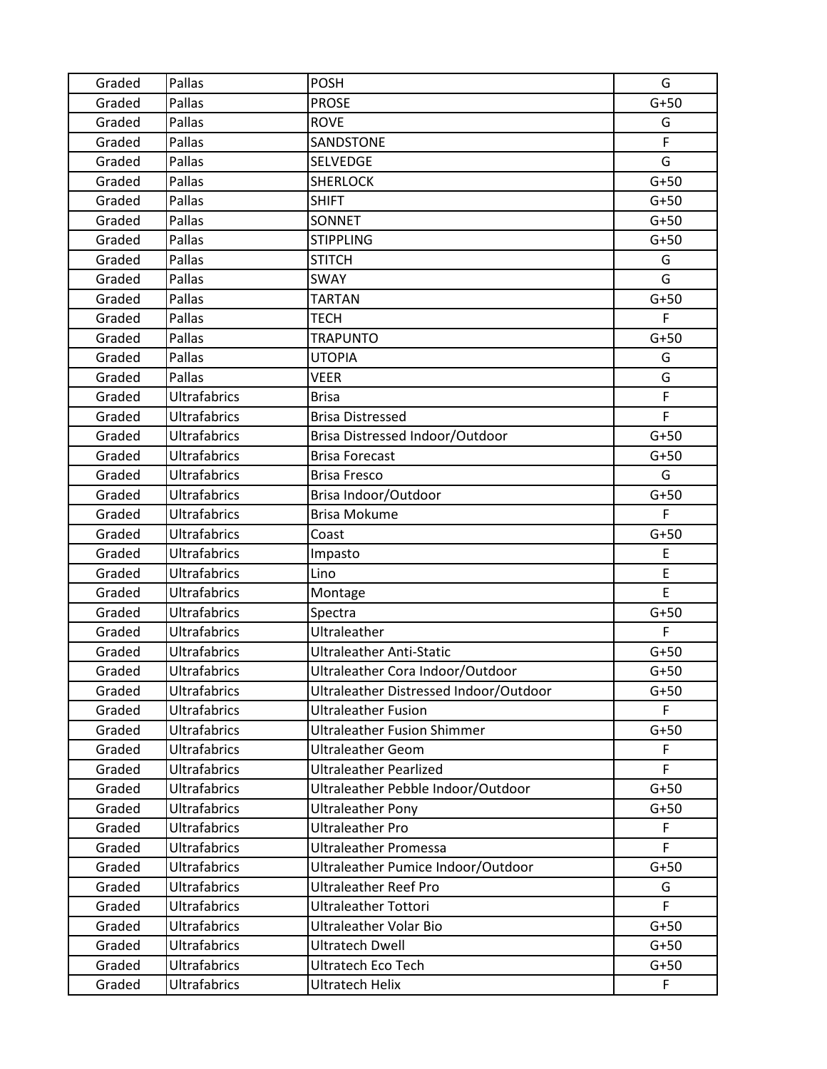| Graded | Pallas | POSH | G |
|---|---|---|---|
| Graded | Pallas | PROSE | G+50 |
| Graded | Pallas | ROVE | G |
| Graded | Pallas | SANDSTONE | F |
| Graded | Pallas | SELVEDGE | G |
| Graded | Pallas | SHERLOCK | G+50 |
| Graded | Pallas | SHIFT | G+50 |
| Graded | Pallas | SONNET | G+50 |
| Graded | Pallas | STIPPLING | G+50 |
| Graded | Pallas | STITCH | G |
| Graded | Pallas | SWAY | G |
| Graded | Pallas | TARTAN | G+50 |
| Graded | Pallas | TECH | F |
| Graded | Pallas | TRAPUNTO | G+50 |
| Graded | Pallas | UTOPIA | G |
| Graded | Pallas | VEER | G |
| Graded | Ultrafabrics | Brisa | F |
| Graded | Ultrafabrics | Brisa Distressed | F |
| Graded | Ultrafabrics | Brisa Distressed Indoor/Outdoor | G+50 |
| Graded | Ultrafabrics | Brisa Forecast | G+50 |
| Graded | Ultrafabrics | Brisa Fresco | G |
| Graded | Ultrafabrics | Brisa Indoor/Outdoor | G+50 |
| Graded | Ultrafabrics | Brisa Mokume | F |
| Graded | Ultrafabrics | Coast | G+50 |
| Graded | Ultrafabrics | Impasto | E |
| Graded | Ultrafabrics | Lino | E |
| Graded | Ultrafabrics | Montage | E |
| Graded | Ultrafabrics | Spectra | G+50 |
| Graded | Ultrafabrics | Ultraleather | F |
| Graded | Ultrafabrics | Ultraleather Anti-Static | G+50 |
| Graded | Ultrafabrics | Ultraleather Cora Indoor/Outdoor | G+50 |
| Graded | Ultrafabrics | Ultraleather Distressed Indoor/Outdoor | G+50 |
| Graded | Ultrafabrics | Ultraleather Fusion | F |
| Graded | Ultrafabrics | Ultraleather Fusion Shimmer | G+50 |
| Graded | Ultrafabrics | Ultraleather Geom | F |
| Graded | Ultrafabrics | Ultraleather Pearlized | F |
| Graded | Ultrafabrics | Ultraleather Pebble Indoor/Outdoor | G+50 |
| Graded | Ultrafabrics | Ultraleather Pony | G+50 |
| Graded | Ultrafabrics | Ultraleather Pro | F |
| Graded | Ultrafabrics | Ultraleather Promessa | F |
| Graded | Ultrafabrics | Ultraleather Pumice Indoor/Outdoor | G+50 |
| Graded | Ultrafabrics | Ultraleather Reef Pro | G |
| Graded | Ultrafabrics | Ultraleather Tottori | F |
| Graded | Ultrafabrics | Ultraleather Volar Bio | G+50 |
| Graded | Ultrafabrics | Ultratech Dwell | G+50 |
| Graded | Ultrafabrics | Ultratech Eco Tech | G+50 |
| Graded | Ultrafabrics | Ultratech Helix | F |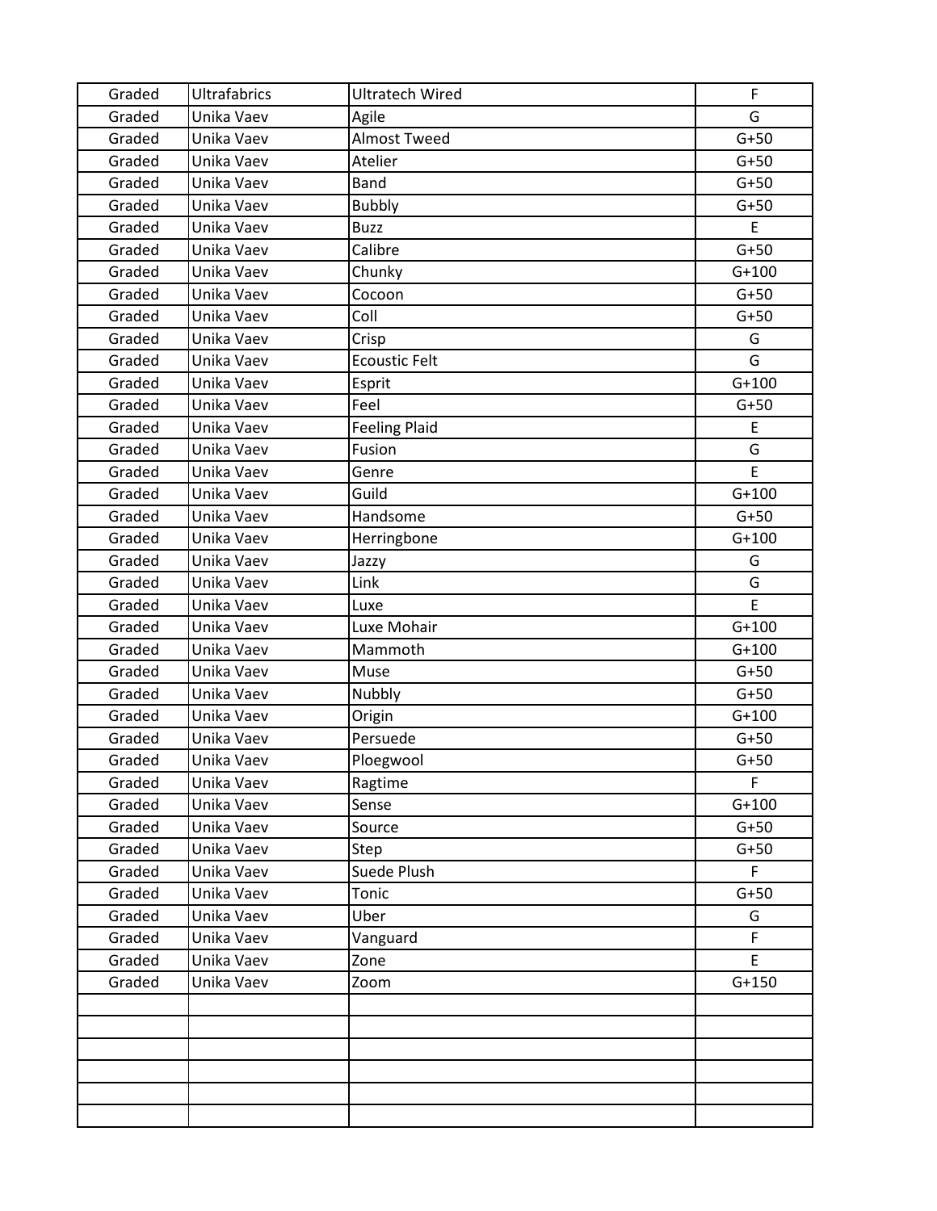| | | | |
|---|---|---|---|
| Graded | Ultrafabrics | Ultratech Wired | F |
| Graded | Unika Vaev | Agile | G |
| Graded | Unika Vaev | Almost Tweed | G+50 |
| Graded | Unika Vaev | Atelier | G+50 |
| Graded | Unika Vaev | Band | G+50 |
| Graded | Unika Vaev | Bubbly | G+50 |
| Graded | Unika Vaev | Buzz | E |
| Graded | Unika Vaev | Calibre | G+50 |
| Graded | Unika Vaev | Chunky | G+100 |
| Graded | Unika Vaev | Cocoon | G+50 |
| Graded | Unika Vaev | Coll | G+50 |
| Graded | Unika Vaev | Crisp | G |
| Graded | Unika Vaev | Ecoustic Felt | G |
| Graded | Unika Vaev | Esprit | G+100 |
| Graded | Unika Vaev | Feel | G+50 |
| Graded | Unika Vaev | Feeling Plaid | E |
| Graded | Unika Vaev | Fusion | G |
| Graded | Unika Vaev | Genre | E |
| Graded | Unika Vaev | Guild | G+100 |
| Graded | Unika Vaev | Handsome | G+50 |
| Graded | Unika Vaev | Herringbone | G+100 |
| Graded | Unika Vaev | Jazzy | G |
| Graded | Unika Vaev | Link | G |
| Graded | Unika Vaev | Luxe | E |
| Graded | Unika Vaev | Luxe Mohair | G+100 |
| Graded | Unika Vaev | Mammoth | G+100 |
| Graded | Unika Vaev | Muse | G+50 |
| Graded | Unika Vaev | Nubbly | G+50 |
| Graded | Unika Vaev | Origin | G+100 |
| Graded | Unika Vaev | Persuede | G+50 |
| Graded | Unika Vaev | Ploegwool | G+50 |
| Graded | Unika Vaev | Ragtime | F |
| Graded | Unika Vaev | Sense | G+100 |
| Graded | Unika Vaev | Source | G+50 |
| Graded | Unika Vaev | Step | G+50 |
| Graded | Unika Vaev | Suede Plush | F |
| Graded | Unika Vaev | Tonic | G+50 |
| Graded | Unika Vaev | Uber | G |
| Graded | Unika Vaev | Vanguard | F |
| Graded | Unika Vaev | Zone | E |
| Graded | Unika Vaev | Zoom | G+150 |
| | | | |
| | | | |
| | | | |
| | | | |
| | | | |
| | | | |